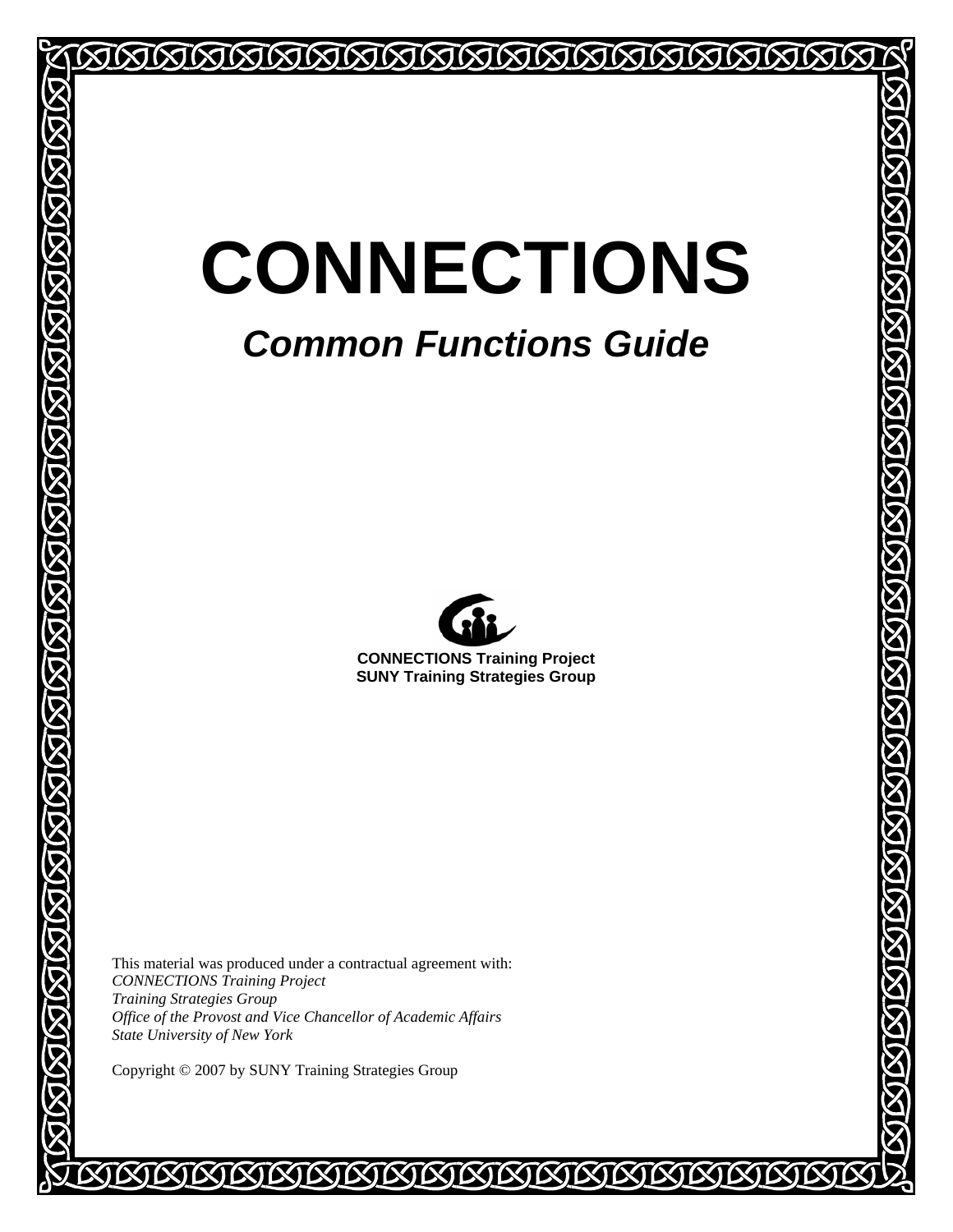# CONNECTIONS

## *Common Functions Guide*

**CONNECTIONS Training Project**
**SUNY Training Strategies Group**

This material was produced under a contractual agreement with:
*CONNECTIONS Training Project*
*Training Strategies Group*
*Office of the Provost and Vice Chancellor of Academic Affairs*
*State University of New York*

Copyright © 2007 by SUNY Training Strategies Group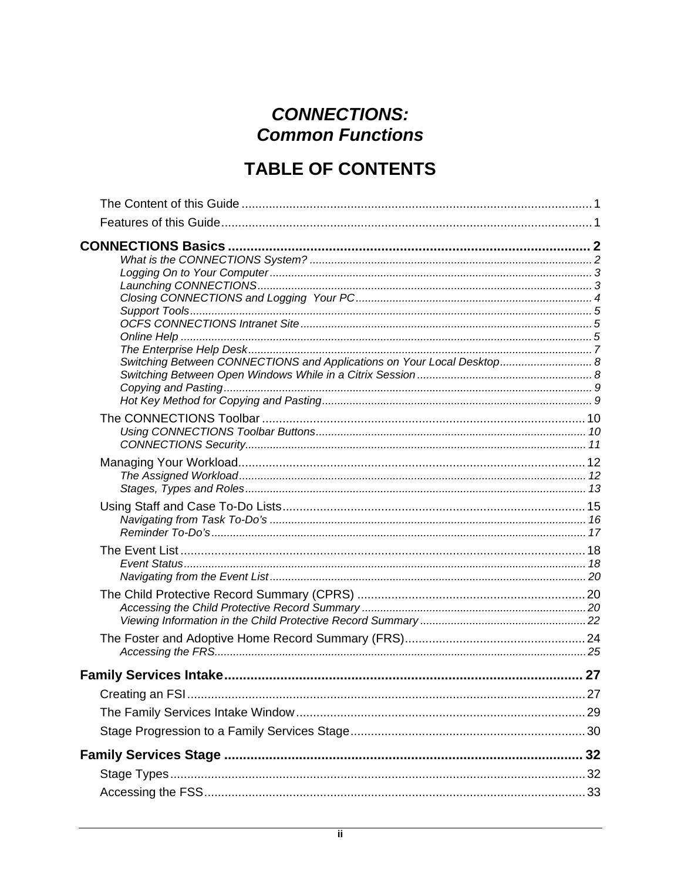# *CONNECTIONS: Common Functions*

## TABLE OF CONTENTS

The Content of this Guide ........................................................................................ 1

Features of this Guide ............................................................................................... 1

**CONNECTIONS Basics ................................................................................. 2**

*What is the CONNECTIONS System? ........................................................................ 2*

*Logging On to Your Computer .................................................................................. 3*

*Launching CONNECTIONS ........................................................................................ 3*

*Closing CONNECTIONS and Logging Your PC ......................................................... 4*

*Support Tools ............................................................................................................ 5*

*OCFS CONNECTIONS Intranet Site .......................................................................... 5*

*Online Help ............................................................................................................... 5*

*The Enterprise Help Desk .......................................................................................... 7*

*Switching Between CONNECTIONS and Applications on Your Local Desktop .......... 8*

*Switching Between Open Windows While in a Citrix Session .................................... 8*

*Copying and Pasting ................................................................................................. 9*

*Hot Key Method for Copying and Pasting .................................................................. 9*

The CONNECTIONS Toolbar ................................................................................... 10

*Using CONNECTIONS Toolbar Buttons ................................................................... 10*

*CONNECTIONS Security ......................................................................................... 11*

Managing Your Workload .......................................................................................... 12

*The Assigned Workload ........................................................................................... 12*

*Stages, Types and Roles .......................................................................................... 13*

Using Staff and Case To-Do Lists ............................................................................. 15

*Navigating from Task To-Do's .................................................................................. 16*

*Reminder To-Do's ..................................................................................................... 17*

The Event List ........................................................................................................... 18

*Event Status ............................................................................................................. 18*

*Navigating from the Event List .................................................................................. 20*

The Child Protective Record Summary (CPRS) ........................................................ 20

*Accessing the Child Protective Record Summary ..................................................... 20*

*Viewing Information in the Child Protective Record Summary .................................. 22*

The Foster and Adoptive Home Record Summary (FRS) .......................................... 24

*Accessing the FRS ................................................................................................... 25*

**Family Services Intake ................................................................................. 27**

Creating an FSI ......................................................................................................... 27

The Family Services Intake Window ......................................................................... 29

Stage Progression to a Family Services Stage ......................................................... 30

**Family Services Stage ................................................................................. 32**

Stage Types .............................................................................................................. 32

Accessing the FSS .................................................................................................... 33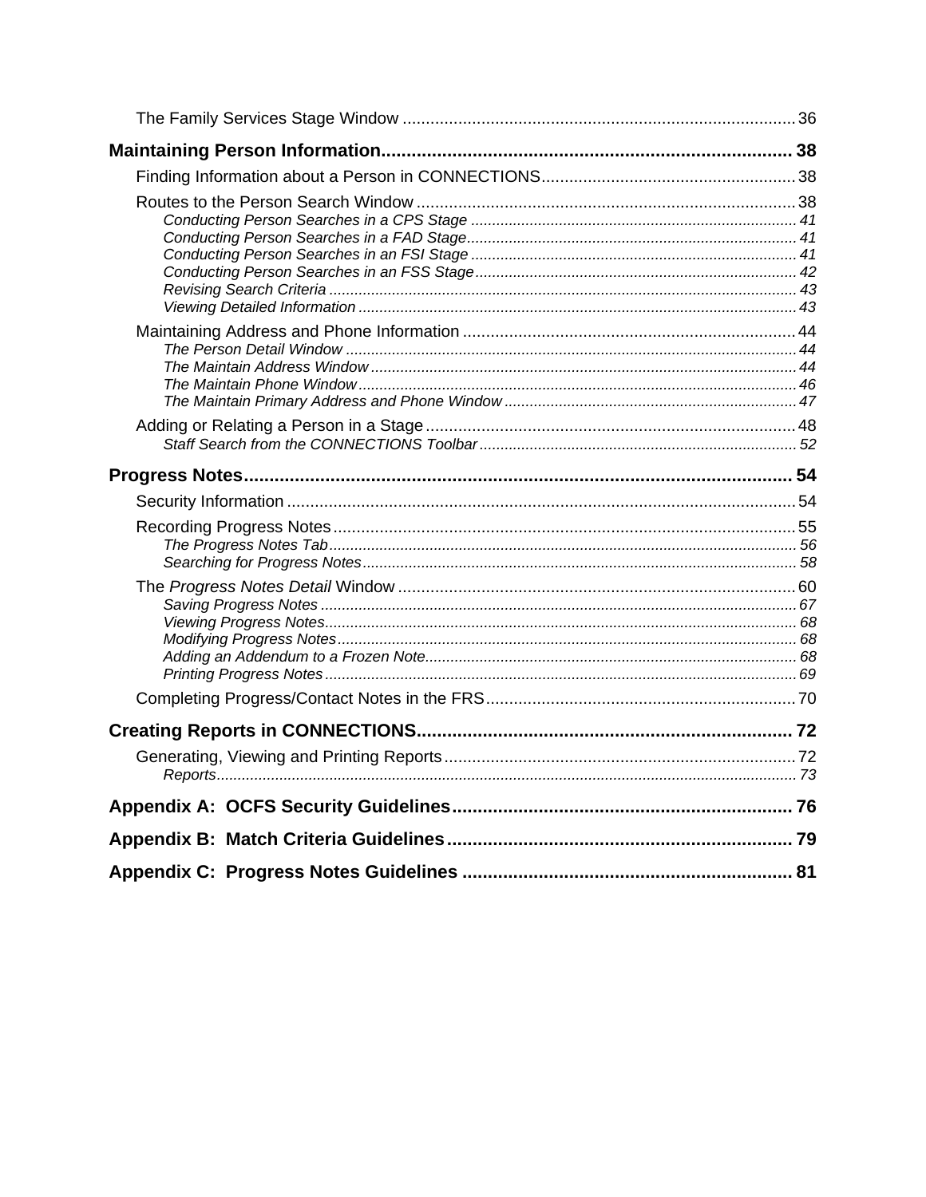The Family Services Stage Window ..................................................................................... 36

**Maintaining Person Information** ................................................................................. **38**

Finding Information about a Person in CONNECTIONS ...................................................... 38

Routes to the Person Search Window .................................................................................. 38

*Conducting Person Searches in a CPS Stage* ............................................................................ *41*
*Conducting Person Searches in a FAD Stage* ............................................................................. *41*
*Conducting Person Searches in an FSI Stage* ............................................................................ *41*
*Conducting Person Searches in an FSS Stage* ........................................................................... *42*
*Revising Search Criteria* .............................................................................................................. *43*
*Viewing Detailed Information* ...................................................................................................... *43*

Maintaining Address and Phone Information ........................................................................ 44

*The Person Detail Window* .......................................................................................................... *44*
*The Maintain Address Window* ................................................................................................... *44*
*The Maintain Phone Window* ...................................................................................................... *46*
*The Maintain Primary Address and Phone Window* ................................................................... *47*

Adding or Relating a Person in a Stage ................................................................................ 48

*Staff Search from the CONNECTIONS Toolbar* .......................................................................... *52*

**Progress Notes** ............................................................................................................ **54**

Security Information ............................................................................................................. 54

Recording Progress Notes .................................................................................................... 55

*The Progress Notes Tab* .............................................................................................................. *56*
*Searching for Progress Notes* ..................................................................................................... *58*

The *Progress Notes Detail* Window ...................................................................................... 60

*Saving Progress Notes* ................................................................................................................ *67*
*Viewing Progress Notes* ............................................................................................................... *68*
*Modifying Progress Notes* ............................................................................................................ *68*
*Adding an Addendum to a Frozen Note* ....................................................................................... *68*
*Printing Progress Notes* ................................................................................................................ *69*

Completing Progress/Contact Notes in the FRS ................................................................... 70

**Creating Reports in CONNECTIONS** .......................................................................... **72**

Generating, Viewing and Printing Reports ............................................................................ 72

*Reports* ......................................................................................................................................... *73*

**Appendix A: OCFS Security Guidelines** ................................................................... **76**

**Appendix B: Match Criteria Guidelines** .................................................................... **79**

**Appendix C: Progress Notes Guidelines** ................................................................. **81**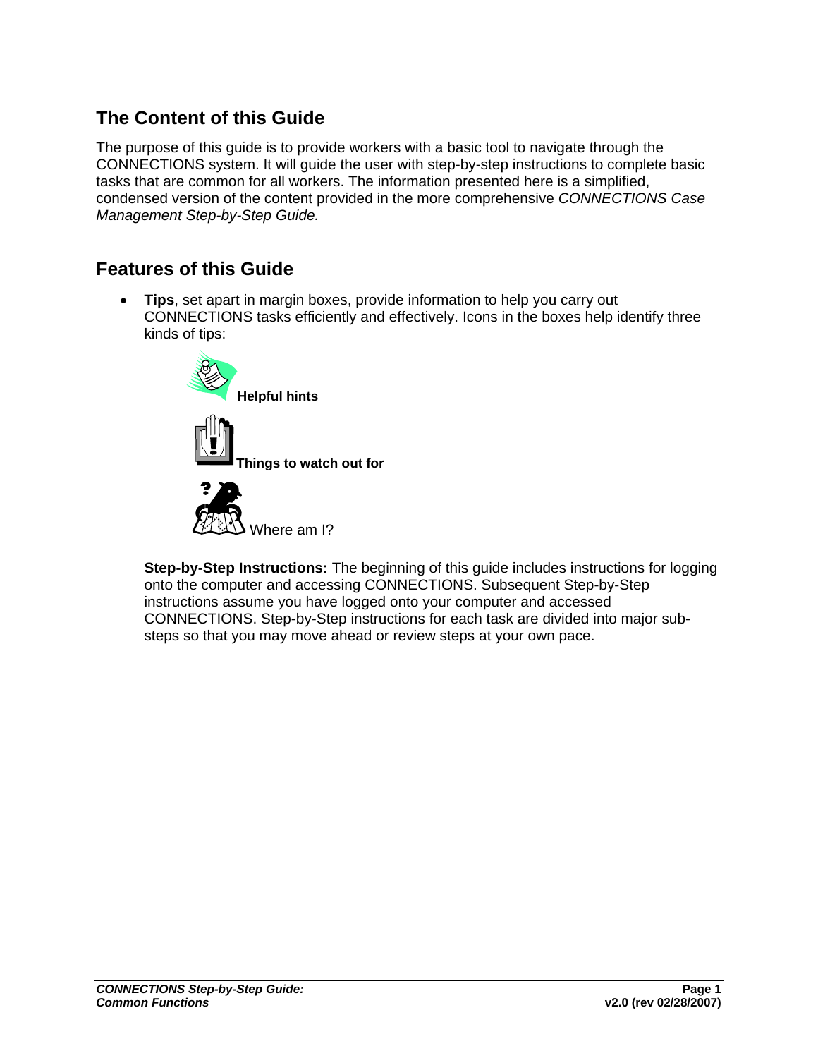## The Content of this Guide

The purpose of this guide is to provide workers with a basic tool to navigate through the CONNECTIONS system. It will guide the user with step-by-step instructions to complete basic tasks that are common for all workers. The information presented here is a simplified, condensed version of the content provided in the more comprehensive *CONNECTIONS Case Management Step-by-Step Guide.*

## Features of this Guide

- **Tips**, set apart in margin boxes, provide information to help you carry out CONNECTIONS tasks efficiently and effectively. Icons in the boxes help identify three kinds of tips:

  **Helpful hints**

  **Things to watch out for**

  Where am I?

  **Step-by-Step Instructions:** The beginning of this guide includes instructions for logging onto the computer and accessing CONNECTIONS. Subsequent Step-by-Step instructions assume you have logged onto your computer and accessed CONNECTIONS. Step-by-Step instructions for each task are divided into major sub-steps so that you may move ahead or review steps at your own pace.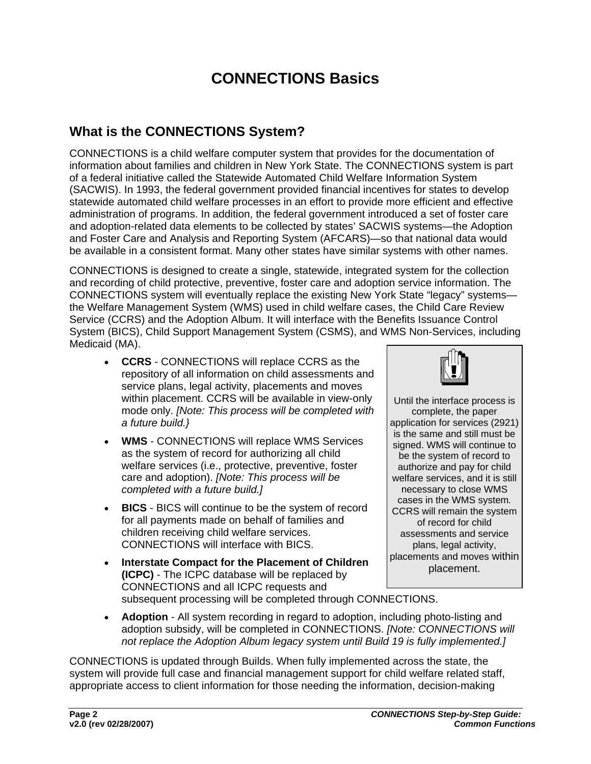# CONNECTIONS Basics

## What is the CONNECTIONS System?

CONNECTIONS is a child welfare computer system that provides for the documentation of information about families and children in New York State. The CONNECTIONS system is part of a federal initiative called the Statewide Automated Child Welfare Information System (SACWIS). In 1993, the federal government provided financial incentives for states to develop statewide automated child welfare processes in an effort to provide more efficient and effective administration of programs. In addition, the federal government introduced a set of foster care and adoption-related data elements to be collected by states' SACWIS systems—the Adoption and Foster Care and Analysis and Reporting System (AFCARS)—so that national data would be available in a consistent format. Many other states have similar systems with other names.

CONNECTIONS is designed to create a single, statewide, integrated system for the collection and recording of child protective, preventive, foster care and adoption service information. The CONNECTIONS system will eventually replace the existing New York State "legacy" systems—the Welfare Management System (WMS) used in child welfare cases, the Child Care Review Service (CCRS) and the Adoption Album. It will interface with the Benefits Issuance Control System (BICS), Child Support Management System (CSMS), and WMS Non-Services, including Medicaid (MA).

> Until the interface process is complete, the paper application for services (2921) is the same and still must be signed. WMS will continue to be the system of record to authorize and pay for child welfare services, and it is still necessary to close WMS cases in the WMS system. CCRS will remain the system of record for child assessments and service plans, legal activity, placements and moves within placement.

- **CCRS** - CONNECTIONS will replace CCRS as the repository of all information on child assessments and service plans, legal activity, placements and moves within placement. CCRS will be available in view-only mode only. *[Note: This process will be completed with a future build.}*
- **WMS** - CONNECTIONS will replace WMS Services as the system of record for authorizing all child welfare services (i.e., protective, preventive, foster care and adoption). *[Note: This process will be completed with a future build.]*
- **BICS** - BICS will continue to be the system of record for all payments made on behalf of families and children receiving child welfare services. CONNECTIONS will interface with BICS.
- **Interstate Compact for the Placement of Children (ICPC)** - The ICPC database will be replaced by CONNECTIONS and all ICPC requests and subsequent processing will be completed through CONNECTIONS.
- **Adoption** - All system recording in regard to adoption, including photo-listing and adoption subsidy, will be completed in CONNECTIONS. *[Note: CONNECTIONS will not replace the Adoption Album legacy system until Build 19 is fully implemented.]*

CONNECTIONS is updated through Builds. When fully implemented across the state, the system will provide full case and financial management support for child welfare related staff, appropriate access to client information for those needing the information, decision-making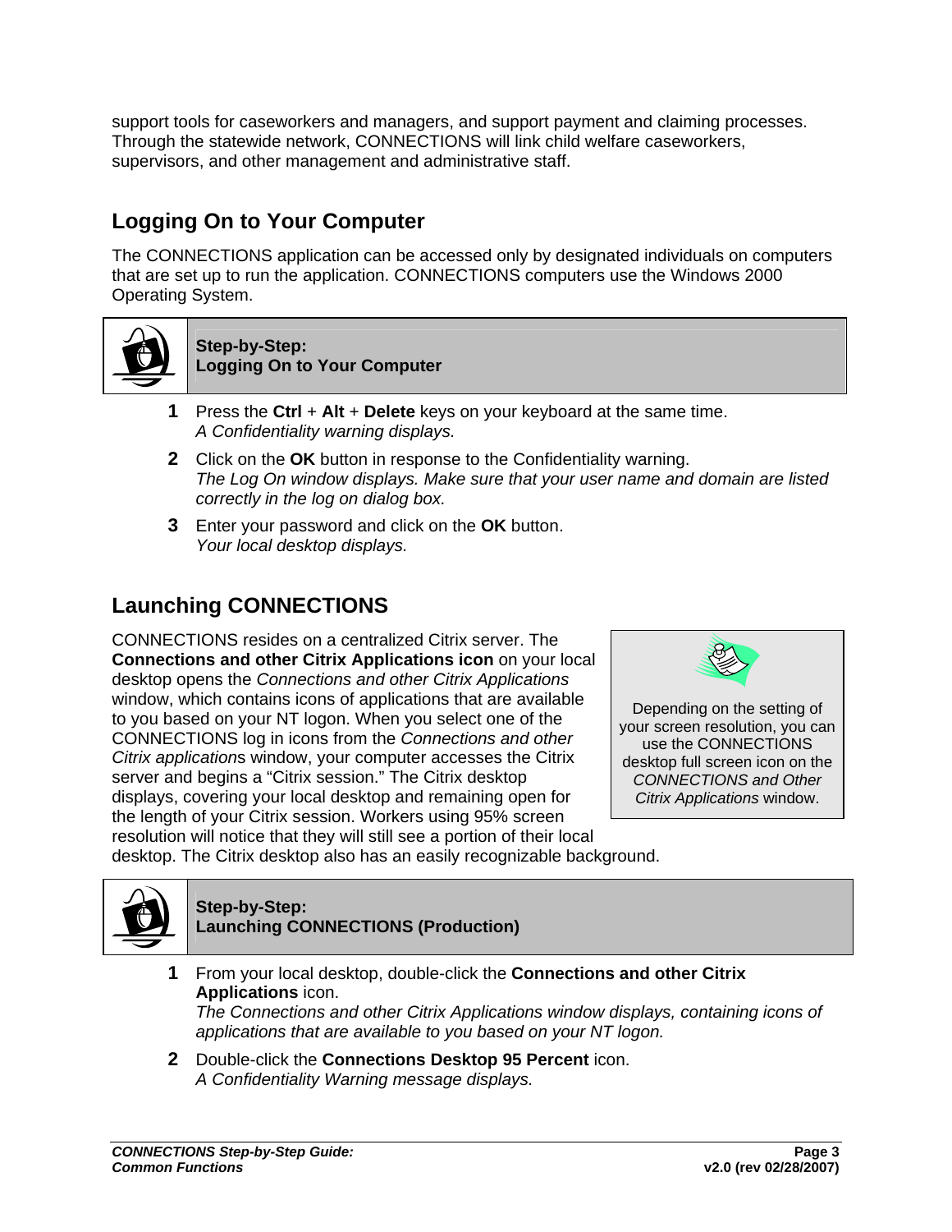support tools for caseworkers and managers, and support payment and claiming processes. Through the statewide network, CONNECTIONS will link child welfare caseworkers, supervisors, and other management and administrative staff.

## Logging On to Your Computer

The CONNECTIONS application can be accessed only by designated individuals on computers that are set up to run the application. CONNECTIONS computers use the Windows 2000 Operating System.

**Step-by-Step:**
**Logging On to Your Computer**

1. Press the **Ctrl** + **Alt** + **Delete** keys on your keyboard at the same time.
   *A Confidentiality warning displays.*
2. Click on the **OK** button in response to the Confidentiality warning.
   *The Log On window displays. Make sure that your user name and domain are listed correctly in the log on dialog box.*
3. Enter your password and click on the **OK** button.
   *Your local desktop displays.*

## Launching CONNECTIONS

CONNECTIONS resides on a centralized Citrix server. The **Connections and other Citrix Applications icon** on your local desktop opens the *Connections and other Citrix Applications* window, which contains icons of applications that are available to you based on your NT logon. When you select one of the CONNECTIONS log in icons from the *Connections and other Citrix application*s window, your computer accesses the Citrix server and begins a “Citrix session.” The Citrix desktop displays, covering your local desktop and remaining open for the length of your Citrix session. Workers using 95% screen resolution will notice that they will still see a portion of their local desktop. The Citrix desktop also has an easily recognizable background.

Depending on the setting of your screen resolution, you can use the CONNECTIONS desktop full screen icon on the *CONNECTIONS and Other Citrix Applications* window.

**Step-by-Step:**
**Launching CONNECTIONS (Production)**

1. From your local desktop, double-click the **Connections and other Citrix Applications** icon.
   *The Connections and other Citrix Applications window displays, containing icons of applications that are available to you based on your NT logon.*
2. Double-click the **Connections Desktop 95 Percent** icon.
   *A Confidentiality Warning message displays.*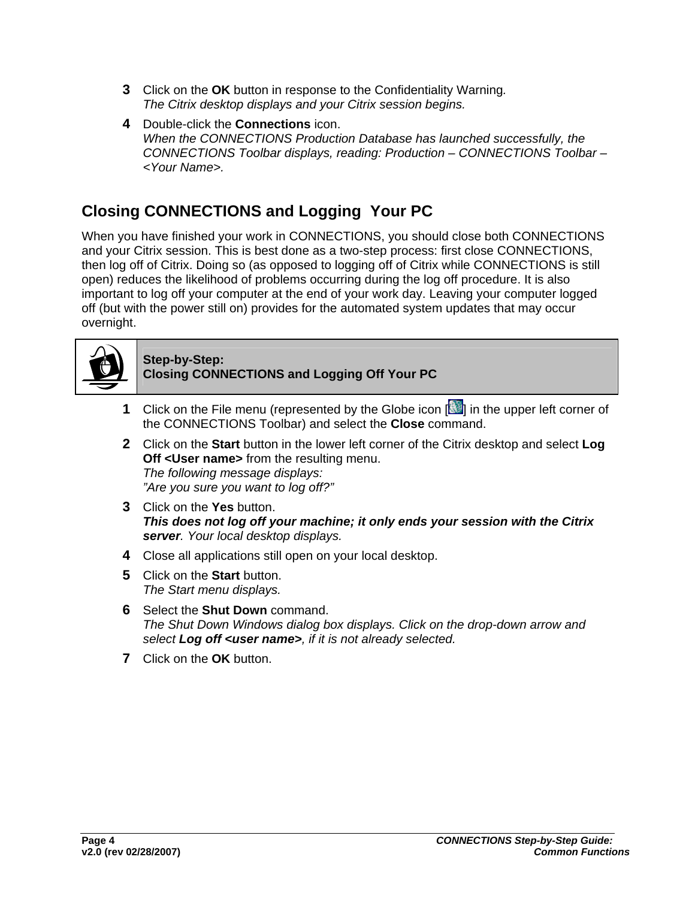3. Click on the **OK** button in response to the Confidentiality Warning.
   *The Citrix desktop displays and your Citrix session begins.*
4. Double-click the **Connections** icon.
   *When the CONNECTIONS Production Database has launched successfully, the CONNECTIONS Toolbar displays, reading: Production – CONNECTIONS Toolbar – <Your Name>.*

## Closing CONNECTIONS and Logging  Your PC

When you have finished your work in CONNECTIONS, you should close both CONNECTIONS and your Citrix session. This is best done as a two-step process: first close CONNECTIONS, then log off of Citrix. Doing so (as opposed to logging off of Citrix while CONNECTIONS is still open) reduces the likelihood of problems occurring during the log off procedure. It is also important to log off your computer at the end of your work day. Leaving your computer logged off (but with the power still on) provides for the automated system updates that may occur overnight.

**Step-by-Step:**
**Closing CONNECTIONS and Logging Off Your PC**

1. Click on the File menu (represented by the Globe icon [ ] in the upper left corner of the CONNECTIONS Toolbar) and select the **Close** command.
2. Click on the **Start** button in the lower left corner of the Citrix desktop and select **Log Off <User name>** from the resulting menu.
   *The following message displays:*
   *"Are you sure you want to log off?"*
3. Click on the **Yes** button.
   ***This does not log off your machine; it only ends your session with the Citrix server**. Your local desktop displays.*
4. Close all applications still open on your local desktop.
5. Click on the **Start** button.
   *The Start menu displays.*
6. Select the **Shut Down** command.
   *The Shut Down Windows dialog box displays. Click on the drop-down arrow and select **Log off <user name>**, if it is not already selected.*
7. Click on the **OK** button.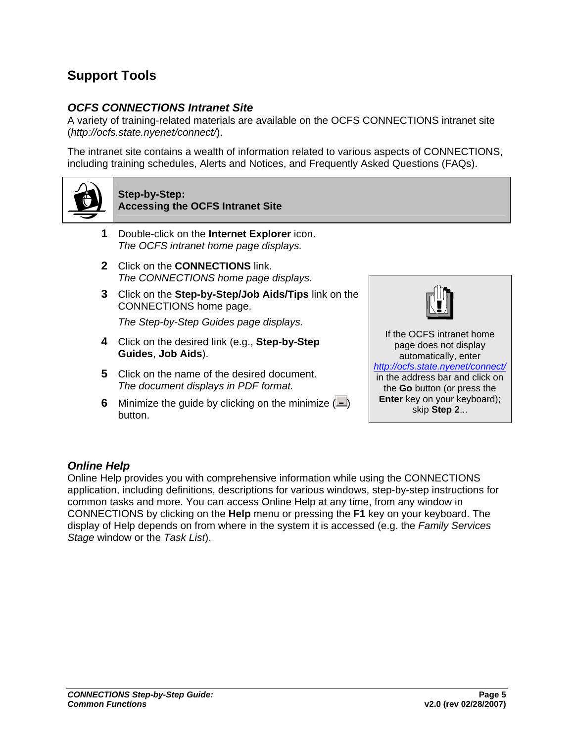## Support Tools

### *OCFS CONNECTIONS Intranet Site*

A variety of training-related materials are available on the OCFS CONNECTIONS intranet site (*http://ocfs.state.nyenet/connect/*).

The intranet site contains a wealth of information related to various aspects of CONNECTIONS, including training schedules, Alerts and Notices, and Frequently Asked Questions (FAQs).

**Step-by-Step:**
**Accessing the OCFS Intranet Site**

1. Double-click on the **Internet Explorer** icon.
   *The OCFS intranet home page displays.*

2. Click on the **CONNECTIONS** link.
   *The CONNECTIONS home page displays.*

3. Click on the **Step-by-Step/Job Aids/Tips** link on the CONNECTIONS home page.

   *The Step-by-Step Guides page displays.*

4. Click on the desired link (e.g., **Step-by-Step Guides**, **Job Aids**).

5. Click on the name of the desired document.
   *The document displays in PDF format.*

6. Minimize the guide by clicking on the minimize (  ) button.

> If the OCFS intranet home page does not display automatically, enter *http://ocfs.state.nyenet/connect/* in the address bar and click on the **Go** button (or press the **Enter** key on your keyboard); skip **Step 2**...

### *Online Help*

Online Help provides you with comprehensive information while using the CONNECTIONS application, including definitions, descriptions for various windows, step-by-step instructions for common tasks and more. You can access Online Help at any time, from any window in CONNECTIONS by clicking on the **Help** menu or pressing the **F1** key on your keyboard. The display of Help depends on from where in the system it is accessed (e.g. the *Family Services Stage* window or the *Task List*).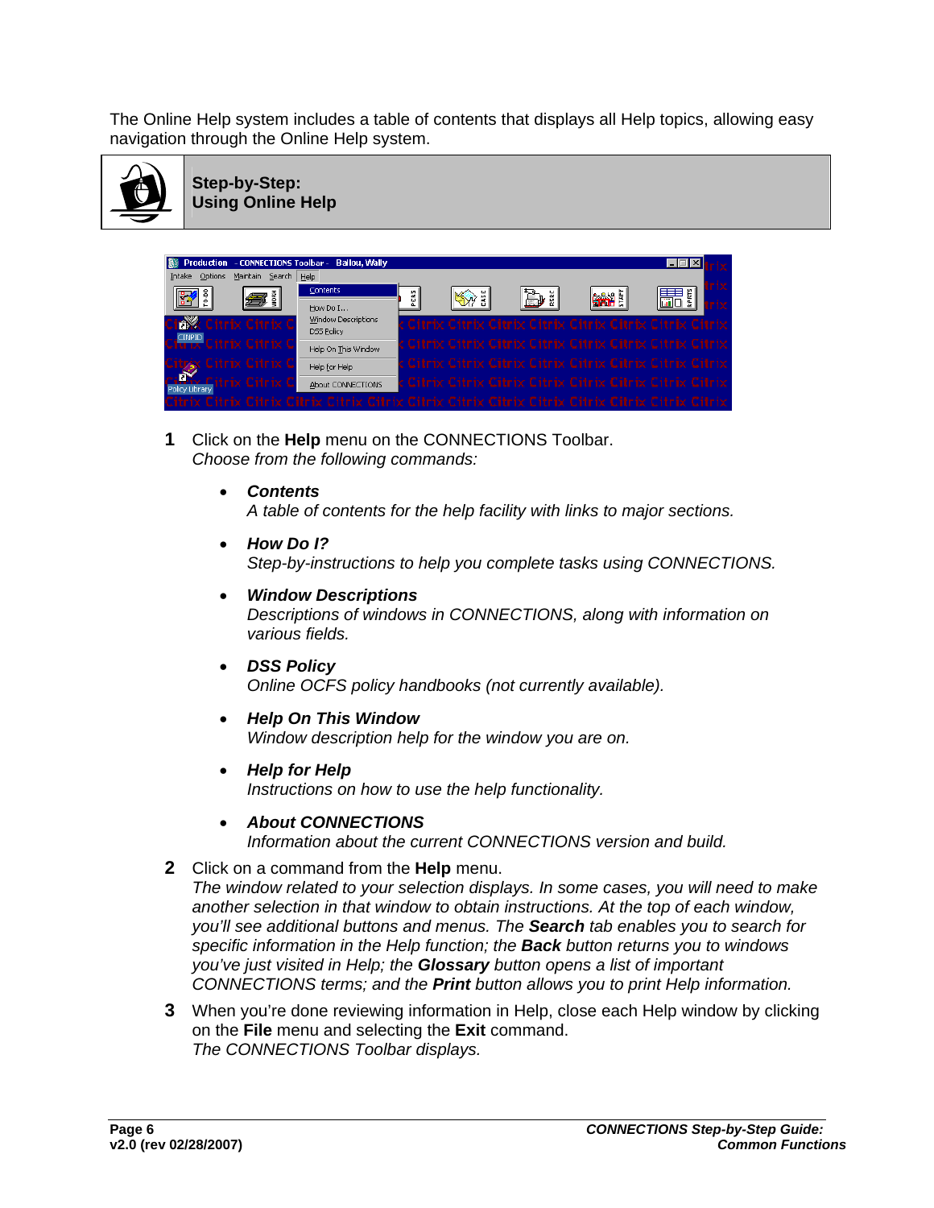The Online Help system includes a table of contents that displays all Help topics, allowing easy navigation through the Online Help system.

## Step-by-Step: Using Online Help

**1** Click on the **Help** menu on the CONNECTIONS Toolbar.
*Choose from the following commands:*

- ***Contents***
  *A table of contents for the help facility with links to major sections.*
- ***How Do I?***
  *Step-by-instructions to help you complete tasks using CONNECTIONS.*
- ***Window Descriptions***
  *Descriptions of windows in CONNECTIONS, along with information on various fields.*
- ***DSS Policy***
  *Online OCFS policy handbooks (not currently available).*
- ***Help On This Window***
  *Window description help for the window you are on.*
- ***Help for Help***
  *Instructions on how to use the help functionality.*
- ***About CONNECTIONS***
  *Information about the current CONNECTIONS version and build.*

**2** Click on a command from the **Help** menu.
*The window related to your selection displays. In some cases, you will need to make another selection in that window to obtain instructions. At the top of each window, you'll see additional buttons and menus. The* ***Search*** *tab enables you to search for specific information in the Help function; the* ***Back*** *button returns you to windows you've just visited in Help; the* ***Glossary*** *button opens a list of important CONNECTIONS terms; and the* ***Print*** *button allows you to print Help information.*

**3** When you're done reviewing information in Help, close each Help window by clicking on the **File** menu and selecting the **Exit** command.
*The CONNECTIONS Toolbar displays.*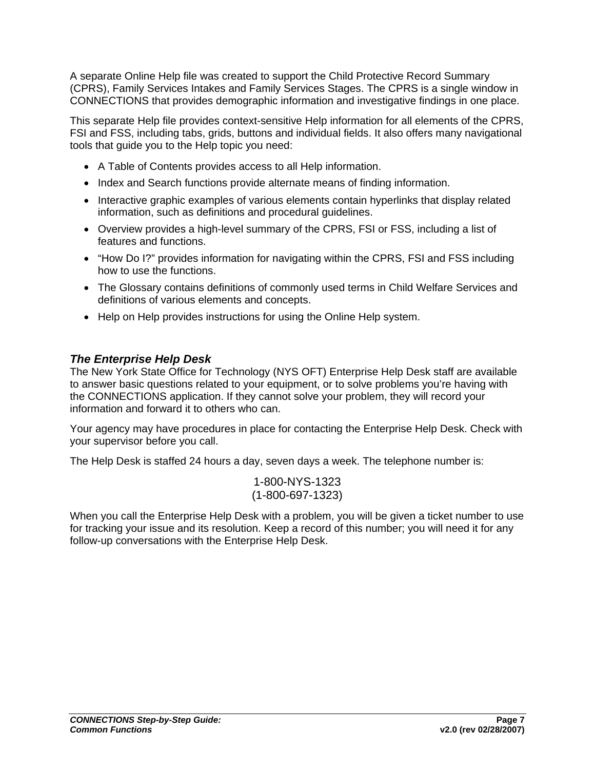A separate Online Help file was created to support the Child Protective Record Summary (CPRS), Family Services Intakes and Family Services Stages. The CPRS is a single window in CONNECTIONS that provides demographic information and investigative findings in one place.

This separate Help file provides context-sensitive Help information for all elements of the CPRS, FSI and FSS, including tabs, grids, buttons and individual fields. It also offers many navigational tools that guide you to the Help topic you need:

- A Table of Contents provides access to all Help information.
- Index and Search functions provide alternate means of finding information.
- Interactive graphic examples of various elements contain hyperlinks that display related information, such as definitions and procedural guidelines.
- Overview provides a high-level summary of the CPRS, FSI or FSS, including a list of features and functions.
- "How Do I?" provides information for navigating within the CPRS, FSI and FSS including how to use the functions.
- The Glossary contains definitions of commonly used terms in Child Welfare Services and definitions of various elements and concepts.
- Help on Help provides instructions for using the Online Help system.

### *The Enterprise Help Desk*

The New York State Office for Technology (NYS OFT) Enterprise Help Desk staff are available to answer basic questions related to your equipment, or to solve problems you're having with the CONNECTIONS application. If they cannot solve your problem, they will record your information and forward it to others who can.

Your agency may have procedures in place for contacting the Enterprise Help Desk. Check with your supervisor before you call.

The Help Desk is staffed 24 hours a day, seven days a week. The telephone number is:

1-800-NYS-1323
(1-800-697-1323)

When you call the Enterprise Help Desk with a problem, you will be given a ticket number to use for tracking your issue and its resolution. Keep a record of this number; you will need it for any follow-up conversations with the Enterprise Help Desk.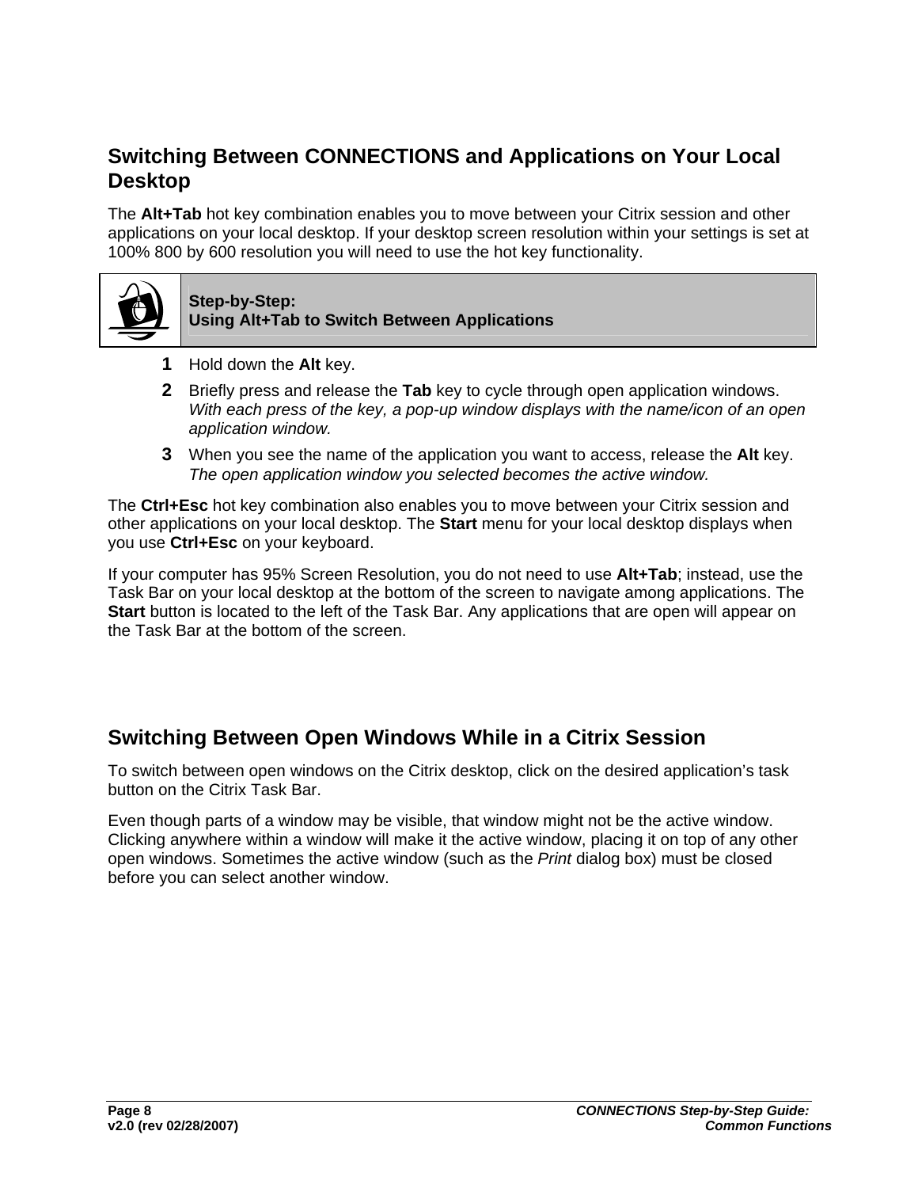## Switching Between CONNECTIONS and Applications on Your Local Desktop

The **Alt+Tab** hot key combination enables you to move between your Citrix session and other applications on your local desktop. If your desktop screen resolution within your settings is set at 100% 800 by 600 resolution you will need to use the hot key functionality.

**Step-by-Step:**
**Using Alt+Tab to Switch Between Applications**

1. Hold down the **Alt** key.
2. Briefly press and release the **Tab** key to cycle through open application windows. *With each press of the key, a pop-up window displays with the name/icon of an open application window.*
3. When you see the name of the application you want to access, release the **Alt** key. *The open application window you selected becomes the active window.*

The **Ctrl+Esc** hot key combination also enables you to move between your Citrix session and other applications on your local desktop. The **Start** menu for your local desktop displays when you use **Ctrl+Esc** on your keyboard.

If your computer has 95% Screen Resolution, you do not need to use **Alt+Tab**; instead, use the Task Bar on your local desktop at the bottom of the screen to navigate among applications. The **Start** button is located to the left of the Task Bar. Any applications that are open will appear on the Task Bar at the bottom of the screen.

## Switching Between Open Windows While in a Citrix Session

To switch between open windows on the Citrix desktop, click on the desired application's task button on the Citrix Task Bar.

Even though parts of a window may be visible, that window might not be the active window. Clicking anywhere within a window will make it the active window, placing it on top of any other open windows. Sometimes the active window (such as the *Print* dialog box) must be closed before you can select another window.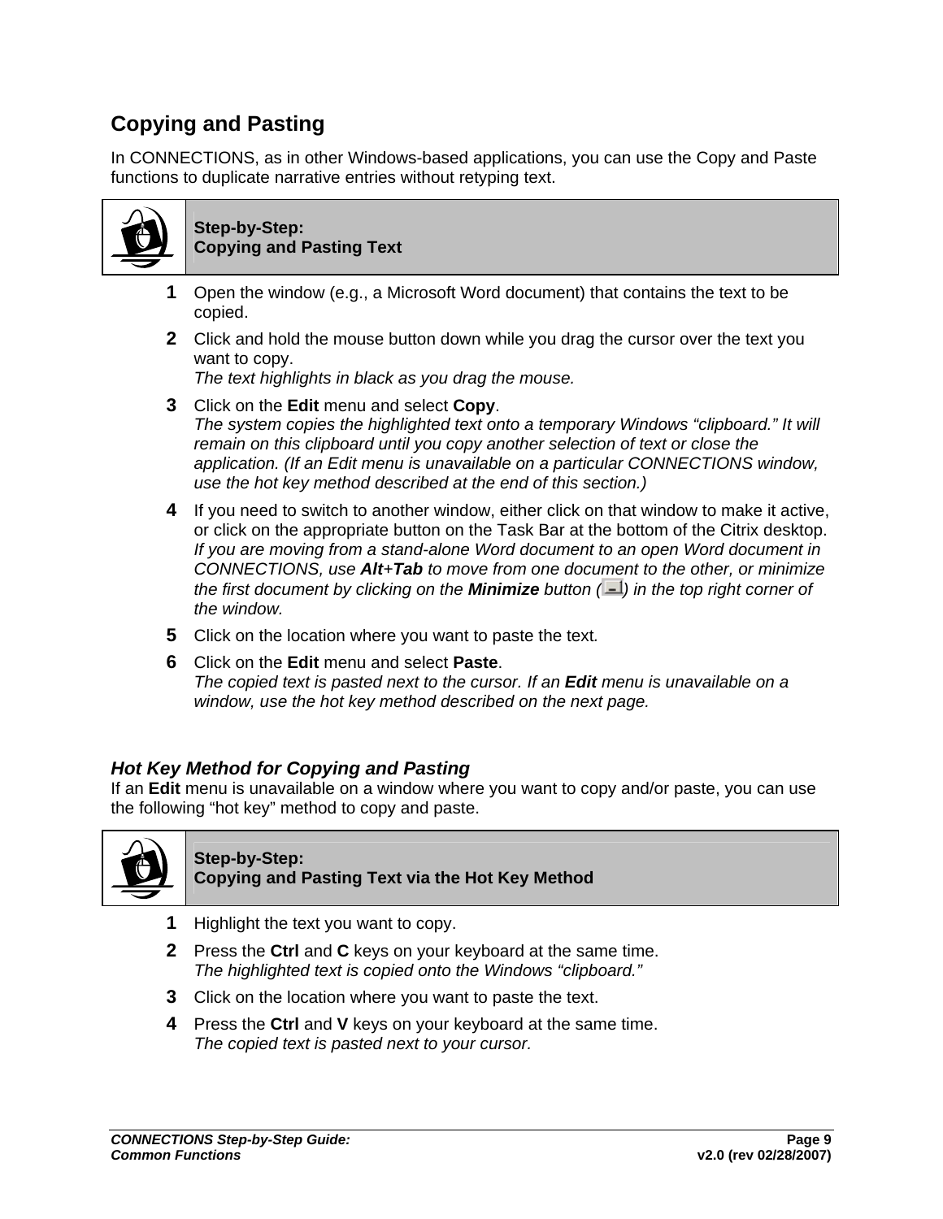## Copying and Pasting

In CONNECTIONS, as in other Windows-based applications, you can use the Copy and Paste functions to duplicate narrative entries without retyping text.

**Step-by-Step:**
**Copying and Pasting Text**

1. Open the window (e.g., a Microsoft Word document) that contains the text to be copied.
2. Click and hold the mouse button down while you drag the cursor over the text you want to copy.
   *The text highlights in black as you drag the mouse.*
3. Click on the **Edit** menu and select **Copy**.
   *The system copies the highlighted text onto a temporary Windows "clipboard." It will remain on this clipboard until you copy another selection of text or close the application. (If an Edit menu is unavailable on a particular CONNECTIONS window, use the hot key method described at the end of this section.)*
4. If you need to switch to another window, either click on that window to make it active, or click on the appropriate button on the Task Bar at the bottom of the Citrix desktop.
   *If you are moving from a stand-alone Word document to an open Word document in CONNECTIONS, use **Alt+Tab** to move from one document to the other, or minimize the first document by clicking on the **Minimize** button ( ) in the top right corner of the window.*
5. Click on the location where you want to paste the text.
6. Click on the **Edit** menu and select **Paste**.
   *The copied text is pasted next to the cursor. If an **Edit** menu is unavailable on a window, use the hot key method described on the next page.*

### *Hot Key Method for Copying and Pasting*

If an **Edit** menu is unavailable on a window where you want to copy and/or paste, you can use the following "hot key" method to copy and paste.

**Step-by-Step:**
**Copying and Pasting Text via the Hot Key Method**

1. Highlight the text you want to copy.
2. Press the **Ctrl** and **C** keys on your keyboard at the same time.
   *The highlighted text is copied onto the Windows "clipboard."*
3. Click on the location where you want to paste the text.
4. Press the **Ctrl** and **V** keys on your keyboard at the same time.
   *The copied text is pasted next to your cursor.*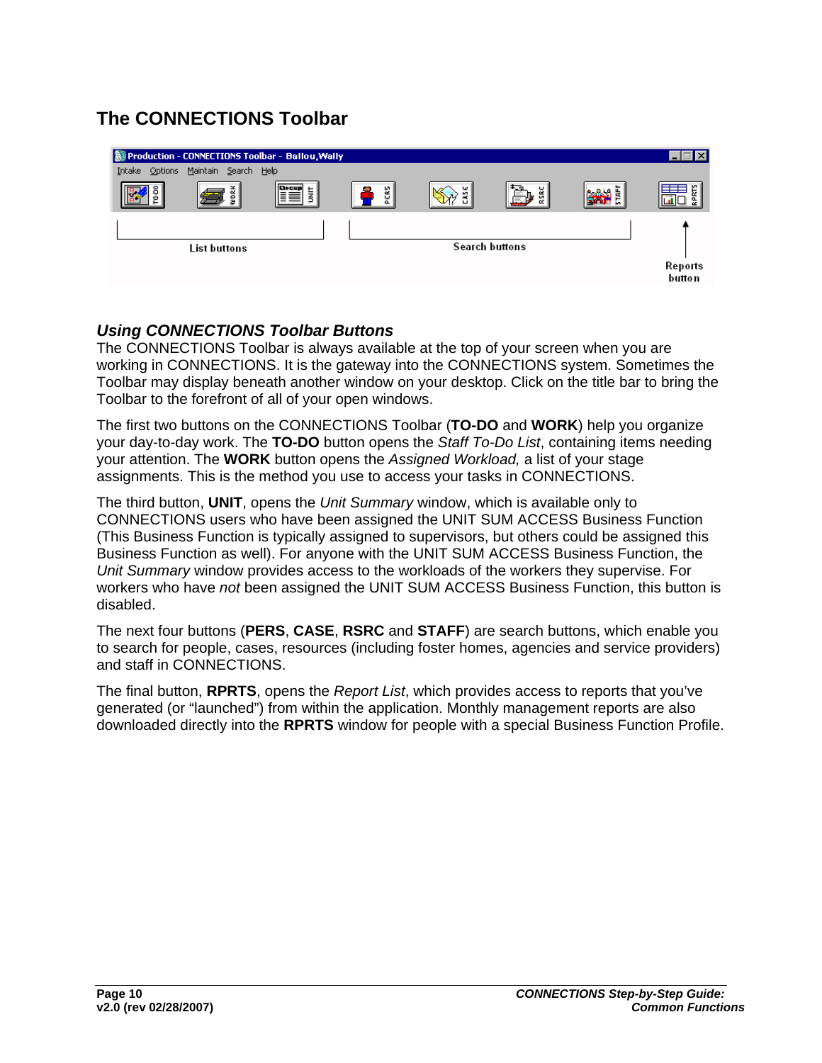## The CONNECTIONS Toolbar

### *Using CONNECTIONS Toolbar Buttons*

The CONNECTIONS Toolbar is always available at the top of your screen when you are working in CONNECTIONS. It is the gateway into the CONNECTIONS system. Sometimes the Toolbar may display beneath another window on your desktop. Click on the title bar to bring the Toolbar to the forefront of all of your open windows.

The first two buttons on the CONNECTIONS Toolbar (**TO-DO** and **WORK**) help you organize your day-to-day work. The **TO-DO** button opens the *Staff To-Do List*, containing items needing your attention. The **WORK** button opens the *Assigned Workload,* a list of your stage assignments. This is the method you use to access your tasks in CONNECTIONS.

The third button, **UNIT**, opens the *Unit Summary* window, which is available only to CONNECTIONS users who have been assigned the UNIT SUM ACCESS Business Function (This Business Function is typically assigned to supervisors, but others could be assigned this Business Function as well). For anyone with the UNIT SUM ACCESS Business Function, the *Unit Summary* window provides access to the workloads of the workers they supervise. For workers who have *not* been assigned the UNIT SUM ACCESS Business Function, this button is disabled.

The next four buttons (**PERS**, **CASE**, **RSRC** and **STAFF**) are search buttons, which enable you to search for people, cases, resources (including foster homes, agencies and service providers) and staff in CONNECTIONS.

The final button, **RPRTS**, opens the *Report List*, which provides access to reports that you've generated (or "launched") from within the application. Monthly management reports are also downloaded directly into the **RPRTS** window for people with a special Business Function Profile.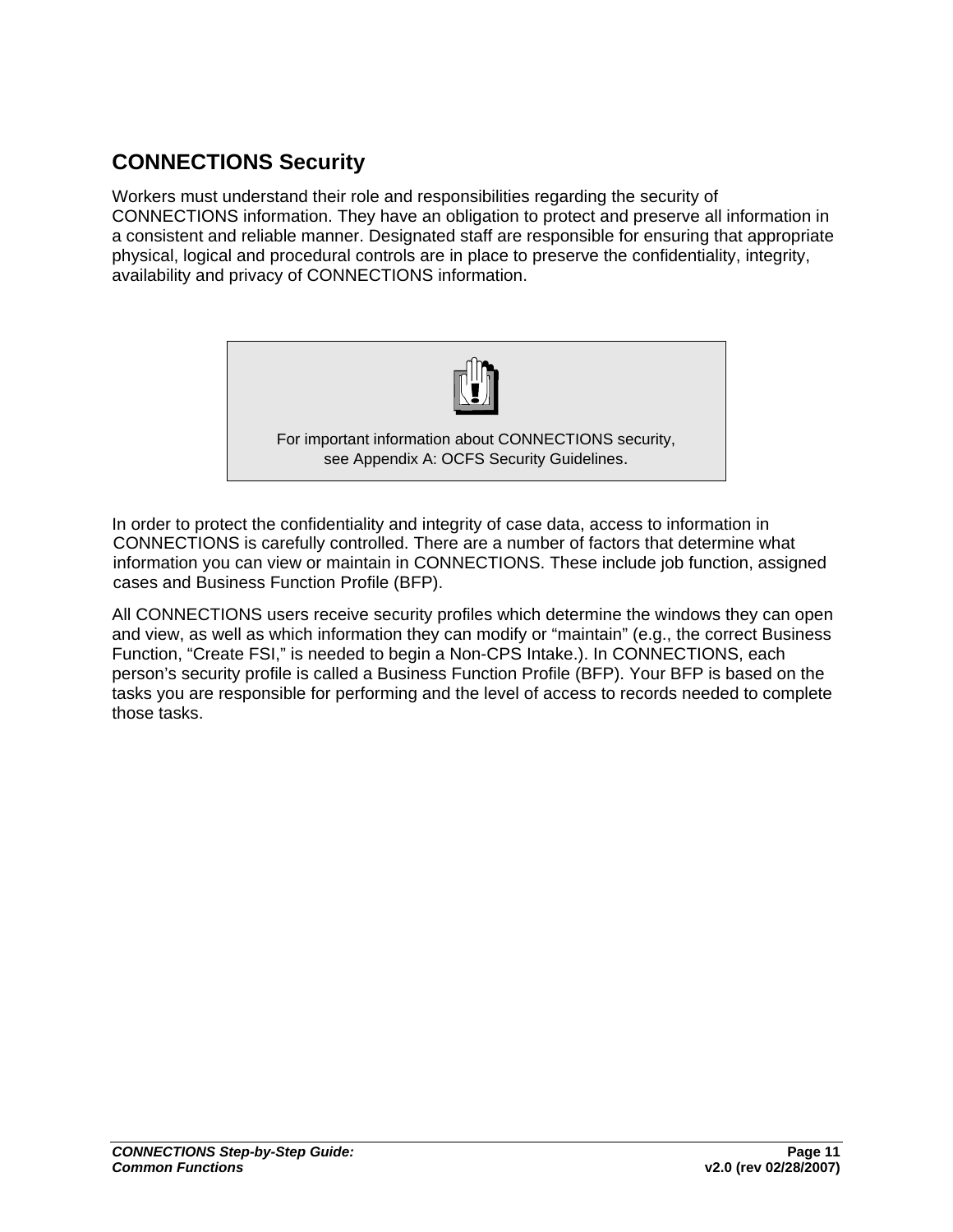## CONNECTIONS Security

Workers must understand their role and responsibilities regarding the security of CONNECTIONS information. They have an obligation to protect and preserve all information in a consistent and reliable manner. Designated staff are responsible for ensuring that appropriate physical, logical and procedural controls are in place to preserve the confidentiality, integrity, availability and privacy of CONNECTIONS information.

> For important information about CONNECTIONS security, see Appendix A: OCFS Security Guidelines.

In order to protect the confidentiality and integrity of case data, access to information in CONNECTIONS is carefully controlled. There are a number of factors that determine what information you can view or maintain in CONNECTIONS. These include job function, assigned cases and Business Function Profile (BFP).

All CONNECTIONS users receive security profiles which determine the windows they can open and view, as well as which information they can modify or "maintain" (e.g., the correct Business Function, "Create FSI," is needed to begin a Non-CPS Intake.). In CONNECTIONS, each person's security profile is called a Business Function Profile (BFP). Your BFP is based on the tasks you are responsible for performing and the level of access to records needed to complete those tasks.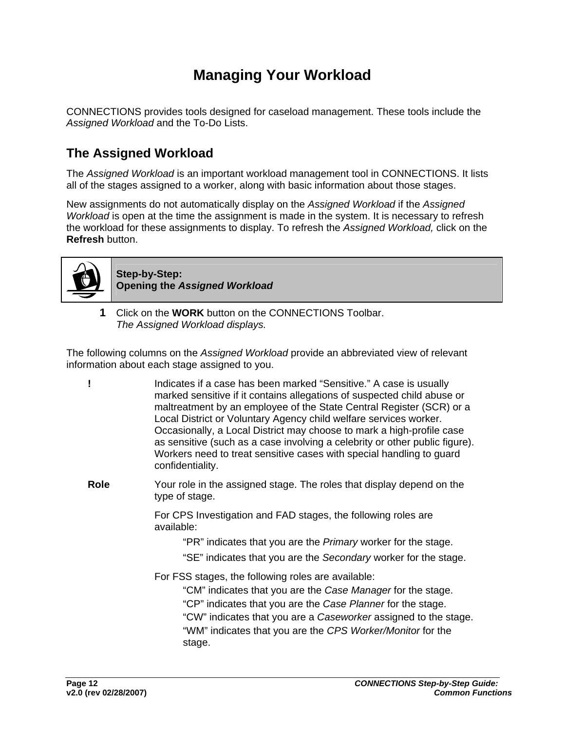# Managing Your Workload

CONNECTIONS provides tools designed for caseload management. These tools include the *Assigned Workload* and the To-Do Lists.

## The Assigned Workload

The *Assigned Workload* is an important workload management tool in CONNECTIONS. It lists all of the stages assigned to a worker, along with basic information about those stages.

New assignments do not automatically display on the *Assigned Workload* if the *Assigned Workload* is open at the time the assignment is made in the system. It is necessary to refresh the workload for these assignments to display. To refresh the *Assigned Workload,* click on the **Refresh** button.

**Step-by-Step:**
**Opening the *Assigned Workload***

1. Click on the **WORK** button on the CONNECTIONS Toolbar.
   *The Assigned Workload displays.*

The following columns on the *Assigned Workload* provide an abbreviated view of relevant information about each stage assigned to you.

**!** Indicates if a case has been marked "Sensitive." A case is usually marked sensitive if it contains allegations of suspected child abuse or maltreatment by an employee of the State Central Register (SCR) or a Local District or Voluntary Agency child welfare services worker. Occasionally, a Local District may choose to mark a high-profile case as sensitive (such as a case involving a celebrity or other public figure). Workers need to treat sensitive cases with special handling to guard confidentiality.

**Role** Your role in the assigned stage. The roles that display depend on the type of stage.

For CPS Investigation and FAD stages, the following roles are available:

- "PR" indicates that you are the *Primary* worker for the stage.
- "SE" indicates that you are the *Secondary* worker for the stage.

For FSS stages, the following roles are available:

- "CM" indicates that you are the *Case Manager* for the stage.
- "CP" indicates that you are the *Case Planner* for the stage.
- "CW" indicates that you are a *Caseworker* assigned to the stage.
- "WM" indicates that you are the *CPS Worker/Monitor* for the stage.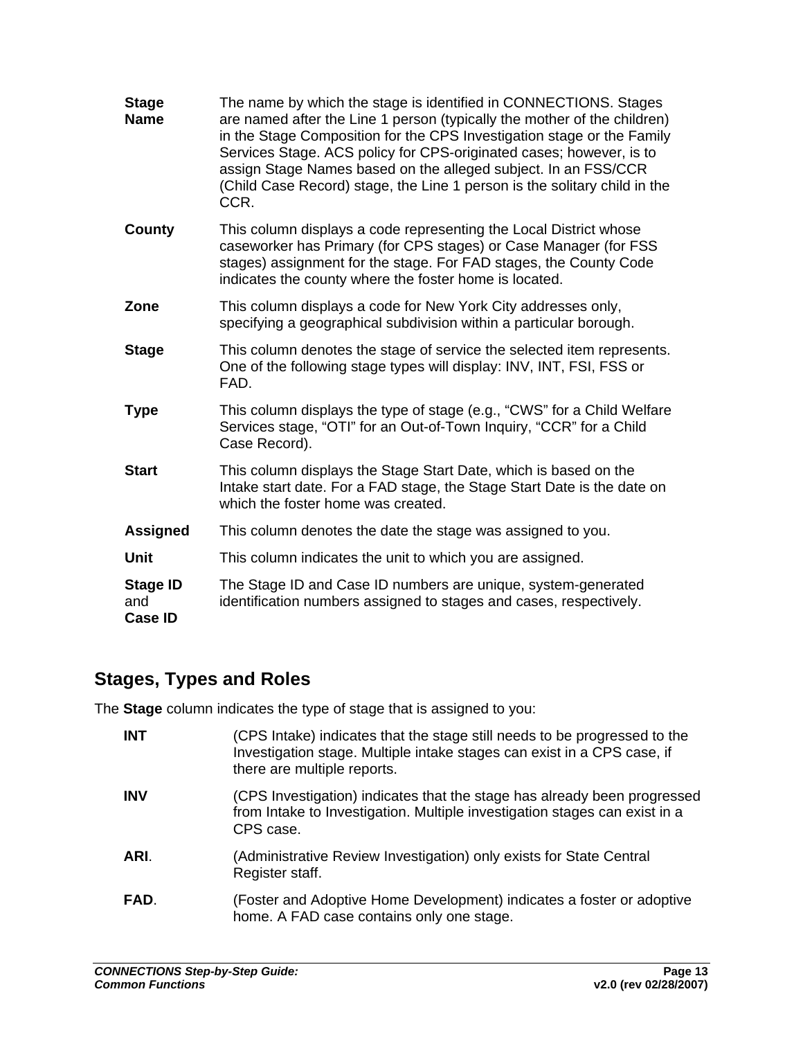| | |
|---|---|
| **Stage Name** | The name by which the stage is identified in CONNECTIONS. Stages are named after the Line 1 person (typically the mother of the children) in the Stage Composition for the CPS Investigation stage or the Family Services Stage. ACS policy for CPS-originated cases; however, is to assign Stage Names based on the alleged subject. In an FSS/CCR (Child Case Record) stage, the Line 1 person is the solitary child in the CCR. |
| **County** | This column displays a code representing the Local District whose caseworker has Primary (for CPS stages) or Case Manager (for FSS stages) assignment for the stage. For FAD stages, the County Code indicates the county where the foster home is located. |
| **Zone** | This column displays a code for New York City addresses only, specifying a geographical subdivision within a particular borough. |
| **Stage** | This column denotes the stage of service the selected item represents. One of the following stage types will display: INV, INT, FSI, FSS or FAD. |
| **Type** | This column displays the type of stage (e.g., "CWS" for a Child Welfare Services stage, "OTI" for an Out-of-Town Inquiry, "CCR" for a Child Case Record). |
| **Start** | This column displays the Stage Start Date, which is based on the Intake start date. For a FAD stage, the Stage Start Date is the date on which the foster home was created. |
| **Assigned** | This column denotes the date the stage was assigned to you. |
| **Unit** | This column indicates the unit to which you are assigned. |
| **Stage ID** and **Case ID** | The Stage ID and Case ID numbers are unique, system-generated identification numbers assigned to stages and cases, respectively. |

## Stages, Types and Roles

The **Stage** column indicates the type of stage that is assigned to you:

| | |
|---|---|
| **INT** | (CPS Intake) indicates that the stage still needs to be progressed to the Investigation stage. Multiple intake stages can exist in a CPS case, if there are multiple reports. |
| **INV** | (CPS Investigation) indicates that the stage has already been progressed from Intake to Investigation. Multiple investigation stages can exist in a CPS case. |
| **ARI**. | (Administrative Review Investigation) only exists for State Central Register staff. |
| **FAD**. | (Foster and Adoptive Home Development) indicates a foster or adoptive home. A FAD case contains only one stage. |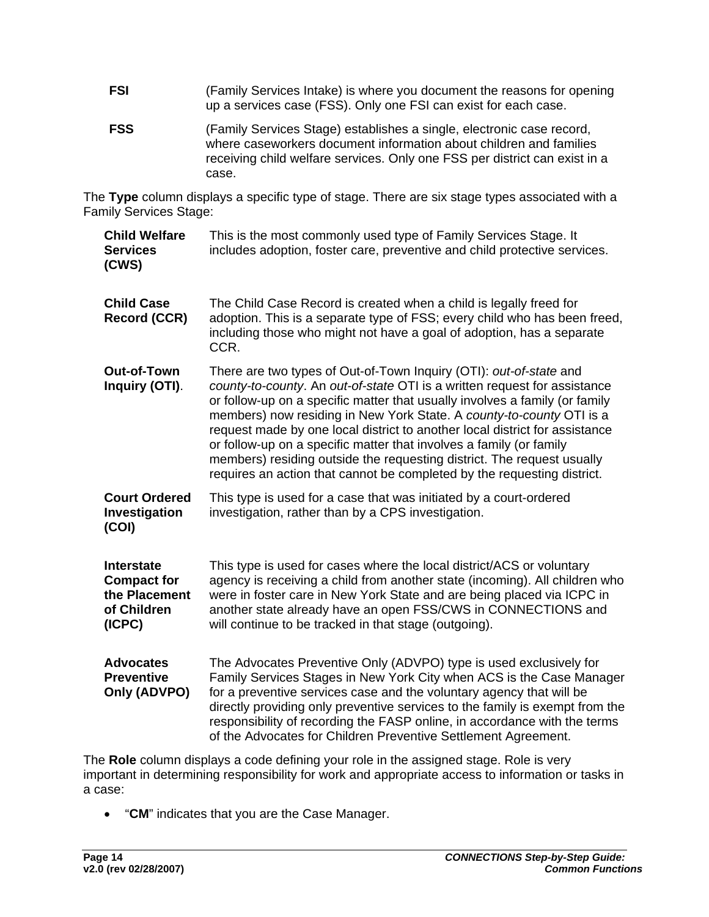**FSI** (Family Services Intake) is where you document the reasons for opening up a services case (FSS). Only one FSI can exist for each case.

**FSS** (Family Services Stage) establishes a single, electronic case record, where caseworkers document information about children and families receiving child welfare services. Only one FSS per district can exist in a case.

The **Type** column displays a specific type of stage. There are six stage types associated with a Family Services Stage:

**Child Welfare Services (CWS)** This is the most commonly used type of Family Services Stage. It includes adoption, foster care, preventive and child protective services.

**Child Case Record (CCR)** The Child Case Record is created when a child is legally freed for adoption. This is a separate type of FSS; every child who has been freed, including those who might not have a goal of adoption, has a separate CCR.

**Out-of-Town Inquiry (OTI)**. There are two types of Out-of-Town Inquiry (OTI): *out-of-state* and *county-to-county*. An *out-of-state* OTI is a written request for assistance or follow-up on a specific matter that usually involves a family (or family members) now residing in New York State. A *county-to-county* OTI is a request made by one local district to another local district for assistance or follow-up on a specific matter that involves a family (or family members) residing outside the requesting district. The request usually requires an action that cannot be completed by the requesting district.

**Court Ordered Investigation (COI)** This type is used for a case that was initiated by a court-ordered investigation, rather than by a CPS investigation.

**Interstate Compact for the Placement of Children (ICPC)** This type is used for cases where the local district/ACS or voluntary agency is receiving a child from another state (incoming). All children who were in foster care in New York State and are being placed via ICPC in another state already have an open FSS/CWS in CONNECTIONS and will continue to be tracked in that stage (outgoing).

**Advocates Preventive Only (ADVPO)** The Advocates Preventive Only (ADVPO) type is used exclusively for Family Services Stages in New York City when ACS is the Case Manager for a preventive services case and the voluntary agency that will be directly providing only preventive services to the family is exempt from the responsibility of recording the FASP online, in accordance with the terms of the Advocates for Children Preventive Settlement Agreement.

The **Role** column displays a code defining your role in the assigned stage. Role is very important in determining responsibility for work and appropriate access to information or tasks in a case:

- "**CM**" indicates that you are the Case Manager.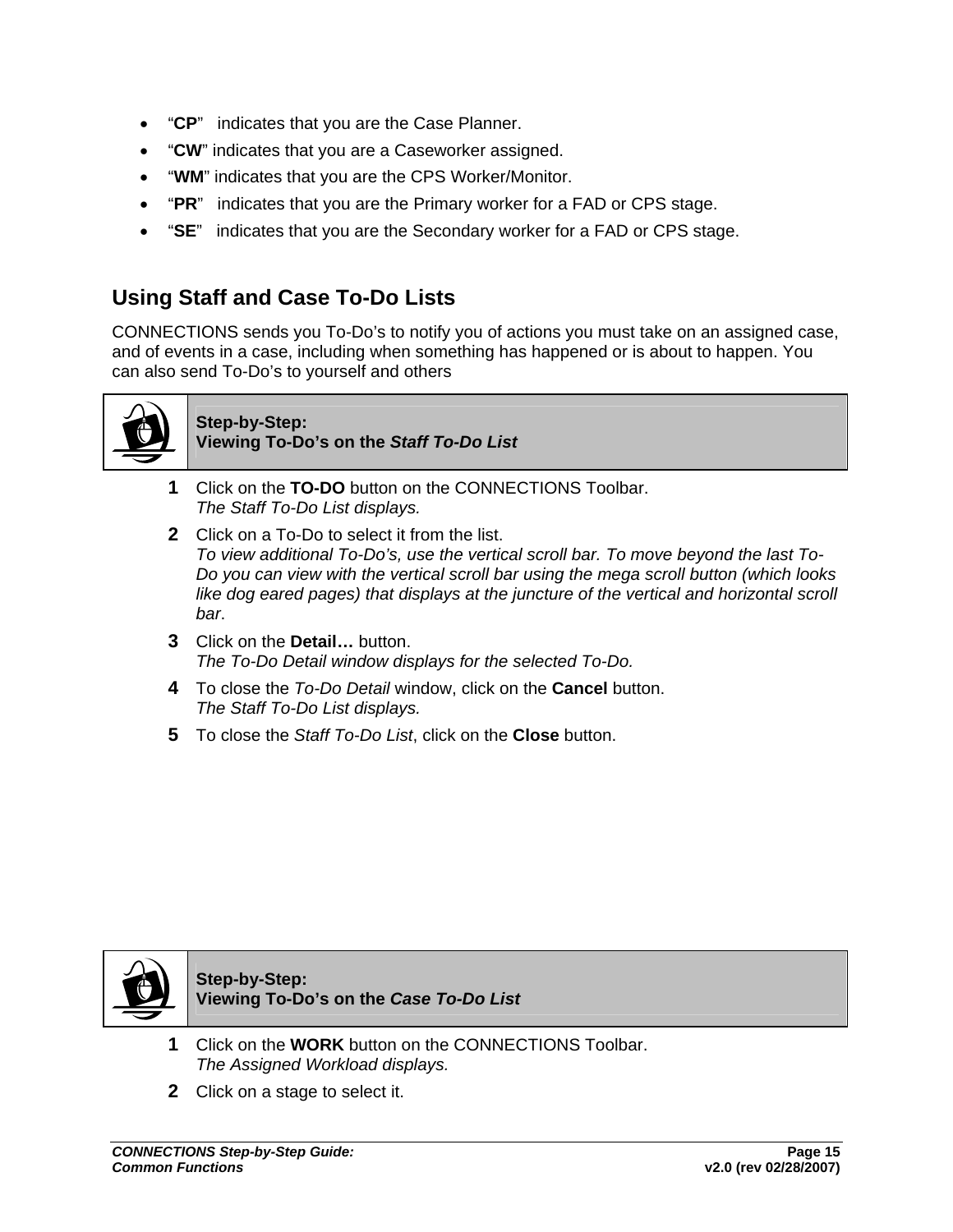- "**CP**" indicates that you are the Case Planner.
- "**CW**" indicates that you are a Caseworker assigned.
- "**WM**" indicates that you are the CPS Worker/Monitor.
- "**PR**" indicates that you are the Primary worker for a FAD or CPS stage.
- "**SE**" indicates that you are the Secondary worker for a FAD or CPS stage.

## Using Staff and Case To-Do Lists

CONNECTIONS sends you To-Do's to notify you of actions you must take on an assigned case, and of events in a case, including when something has happened or is about to happen. You can also send To-Do's to yourself and others

**Step-by-Step:**
**Viewing To-Do's on the *Staff To-Do List***

**1** Click on the **TO-DO** button on the CONNECTIONS Toolbar.
*The Staff To-Do List displays.*

**2** Click on a To-Do to select it from the list.
*To view additional To-Do's, use the vertical scroll bar. To move beyond the last To-Do you can view with the vertical scroll bar using the mega scroll button (which looks like dog eared pages) that displays at the juncture of the vertical and horizontal scroll bar*.

**3** Click on the **Detail…** button.
*The To-Do Detail window displays for the selected To-Do.*

**4** To close the *To-Do Detail* window, click on the **Cancel** button.
*The Staff To-Do List displays.*

**5** To close the *Staff To-Do List*, click on the **Close** button.

**Step-by-Step:**
**Viewing To-Do's on the *Case To-Do List***

**1** Click on the **WORK** button on the CONNECTIONS Toolbar.
*The Assigned Workload displays.*

**2** Click on a stage to select it.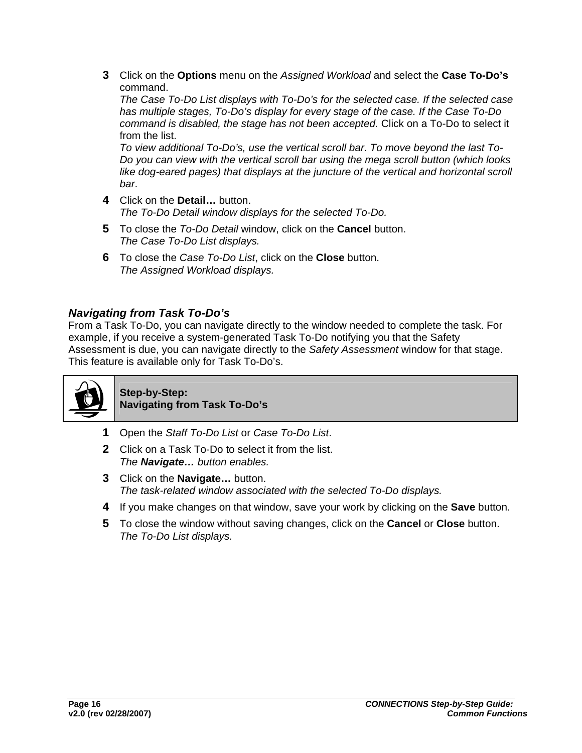3. Click on the **Options** menu on the *Assigned Workload* and select the **Case To-Do's** command.
   *The Case To-Do List displays with To-Do's for the selected case. If the selected case has multiple stages, To-Do's display for every stage of the case. If the Case To-Do command is disabled, the stage has not been accepted.* Click on a To-Do to select it from the list.
   *To view additional To-Do's, use the vertical scroll bar. To move beyond the last To-Do you can view with the vertical scroll bar using the mega scroll button (which looks like dog-eared pages) that displays at the juncture of the vertical and horizontal scroll bar*.
4. Click on the **Detail…** button.
   *The To-Do Detail window displays for the selected To-Do.*
5. To close the *To-Do Detail* window, click on the **Cancel** button.
   *The Case To-Do List displays.*
6. To close the *Case To-Do List*, click on the **Close** button.
   *The Assigned Workload displays.*

### *Navigating from Task To-Do's*

From a Task To-Do, you can navigate directly to the window needed to complete the task. For example, if you receive a system-generated Task To-Do notifying you that the Safety Assessment is due, you can navigate directly to the *Safety Assessment* window for that stage. This feature is available only for Task To-Do's.

**Step-by-Step:**
**Navigating from Task To-Do's**

1. Open the *Staff To-Do List* or *Case To-Do List*.
2. Click on a Task To-Do to select it from the list.
   *The* ***Navigate…*** *button enables.*
3. Click on the **Navigate…** button.
   *The task-related window associated with the selected To-Do displays.*
4. If you make changes on that window, save your work by clicking on the **Save** button.
5. To close the window without saving changes, click on the **Cancel** or **Close** button.
   *The To-Do List displays.*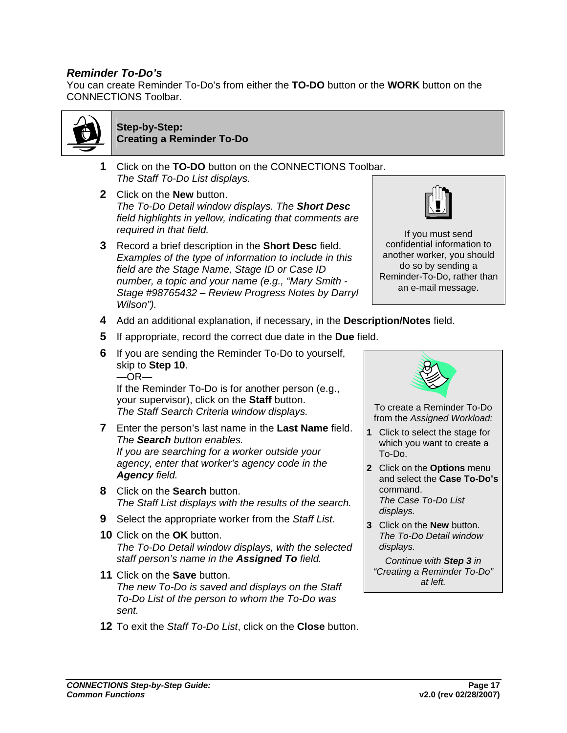### *Reminder To-Do's*

You can create Reminder To-Do's from either the **TO-DO** button or the **WORK** button on the CONNECTIONS Toolbar.

**Step-by-Step:**
**Creating a Reminder To-Do**

1. Click on the **TO-DO** button on the CONNECTIONS Toolbar.
   *The Staff To-Do List displays.*
2. Click on the **New** button.
   *The To-Do Detail window displays. The* ***Short Desc*** *field highlights in yellow, indicating that comments are required in that field.*
3. Record a brief description in the **Short Desc** field.
   *Examples of the type of information to include in this field are the Stage Name, Stage ID or Case ID number, a topic and your name (e.g., "Mary Smith - Stage #98765432 – Review Progress Notes by Darryl Wilson").*
4. Add an additional explanation, if necessary, in the **Description/Notes** field.
5. If appropriate, record the correct due date in the **Due** field.
6. If you are sending the Reminder To-Do to yourself, skip to **Step 10**.
   —OR—
   If the Reminder To-Do is for another person (e.g., your supervisor), click on the **Staff** button.
   *The Staff Search Criteria window displays.*
7. Enter the person's last name in the **Last Name** field.
   *The* ***Search*** *button enables.*
   *If you are searching for a worker outside your agency, enter that worker's agency code in the* ***Agency*** *field.*
8. Click on the **Search** button.
   *The Staff List displays with the results of the search.*
9. Select the appropriate worker from the *Staff List*.
10. Click on the **OK** button.
    *The To-Do Detail window displays, with the selected staff person's name in the* ***Assigned To*** *field.*
11. Click on the **Save** button.
    *The new To-Do is saved and displays on the Staff To-Do List of the person to whom the To-Do was sent.*
12. To exit the *Staff To-Do List*, click on the **Close** button.

> If you must send confidential information to another worker, you should do so by sending a Reminder-To-Do, rather than an e-mail message.

> To create a Reminder To-Do from the *Assigned Workload:*
>
> 1. Click to select the stage for which you want to create a To-Do.
> 2. Click on the **Options** menu and select the **Case To-Do's** command.
>    *The Case To-Do List displays.*
> 3. Click on the **New** button.
>    *The To-Do Detail window displays.*
>
> *Continue with* ***Step 3*** *in "Creating a Reminder To-Do" at left.*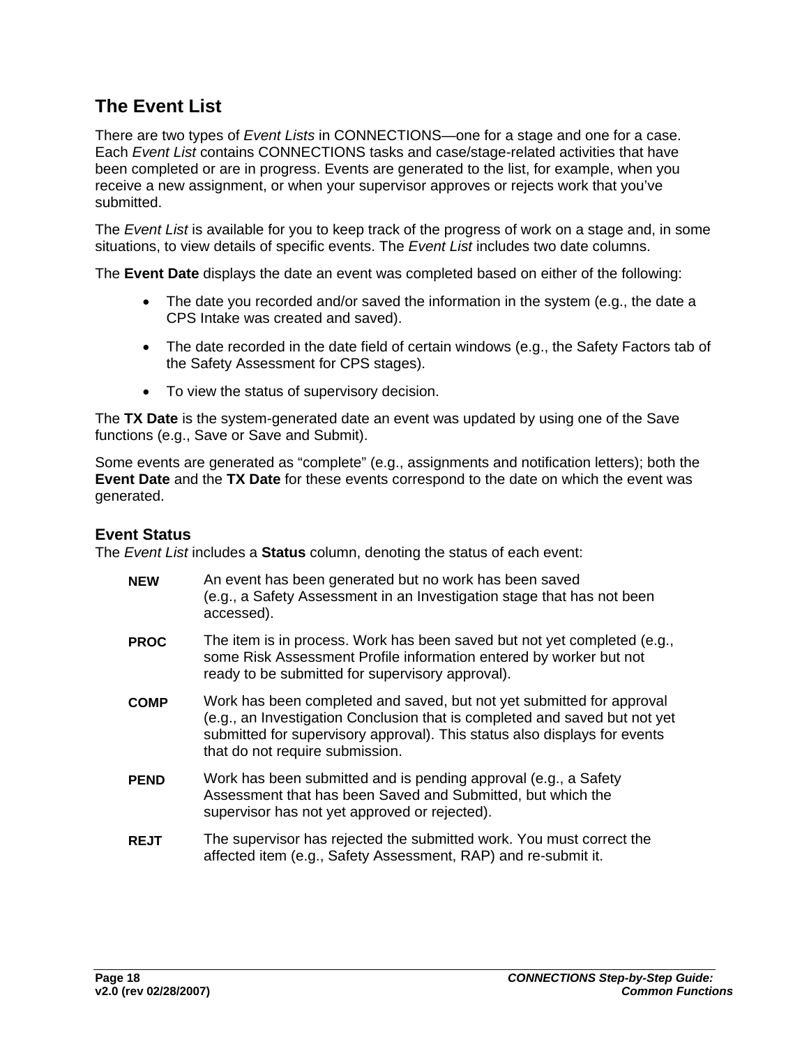## The Event List

There are two types of *Event Lists* in CONNECTIONS—one for a stage and one for a case. Each *Event List* contains CONNECTIONS tasks and case/stage-related activities that have been completed or are in progress. Events are generated to the list, for example, when you receive a new assignment, or when your supervisor approves or rejects work that you've submitted.

The *Event List* is available for you to keep track of the progress of work on a stage and, in some situations, to view details of specific events. The *Event List* includes two date columns.

The **Event Date** displays the date an event was completed based on either of the following:

- The date you recorded and/or saved the information in the system (e.g., the date a CPS Intake was created and saved).
- The date recorded in the date field of certain windows (e.g., the Safety Factors tab of the Safety Assessment for CPS stages).
- To view the status of supervisory decision.

The **TX Date** is the system-generated date an event was updated by using one of the Save functions (e.g., Save or Save and Submit).

Some events are generated as "complete" (e.g., assignments and notification letters); both the **Event Date** and the **TX Date** for these events correspond to the date on which the event was generated.

### Event Status

The *Event List* includes a **Status** column, denoting the status of each event:

**NEW** An event has been generated but no work has been saved (e.g., a Safety Assessment in an Investigation stage that has not been accessed).

**PROC** The item is in process. Work has been saved but not yet completed (e.g., some Risk Assessment Profile information entered by worker but not ready to be submitted for supervisory approval).

**COMP** Work has been completed and saved, but not yet submitted for approval (e.g., an Investigation Conclusion that is completed and saved but not yet submitted for supervisory approval). This status also displays for events that do not require submission.

**PEND** Work has been submitted and is pending approval (e.g., a Safety Assessment that has been Saved and Submitted, but which the supervisor has not yet approved or rejected).

**REJT** The supervisor has rejected the submitted work. You must correct the affected item (e.g., Safety Assessment, RAP) and re-submit it.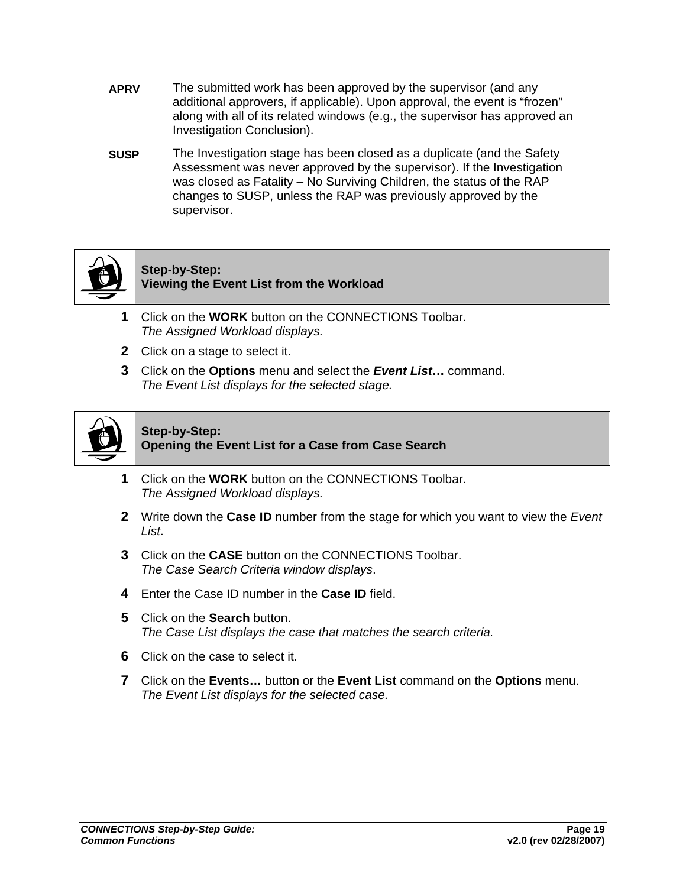**APRV** The submitted work has been approved by the supervisor (and any additional approvers, if applicable). Upon approval, the event is “frozen” along with all of its related windows (e.g., the supervisor has approved an Investigation Conclusion).

**SUSP** The Investigation stage has been closed as a duplicate (and the Safety Assessment was never approved by the supervisor). If the Investigation was closed as Fatality – No Surviving Children, the status of the RAP changes to SUSP, unless the RAP was previously approved by the supervisor.

### Step-by-Step: Viewing the Event List from the Workload

1. Click on the **WORK** button on the CONNECTIONS Toolbar.
   *The Assigned Workload displays.*
2. Click on a stage to select it.
3. Click on the **Options** menu and select the ***Event List…*** command.
   *The Event List displays for the selected stage.*

### Step-by-Step: Opening the Event List for a Case from Case Search

1. Click on the **WORK** button on the CONNECTIONS Toolbar.
   *The Assigned Workload displays.*
2. Write down the **Case ID** number from the stage for which you want to view the *Event List*.
3. Click on the **CASE** button on the CONNECTIONS Toolbar.
   *The Case Search Criteria window displays*.
4. Enter the Case ID number in the **Case ID** field.
5. Click on the **Search** button.
   *The Case List displays the case that matches the search criteria.*
6. Click on the case to select it.
7. Click on the **Events…** button or the **Event List** command on the **Options** menu.
   *The Event List displays for the selected case.*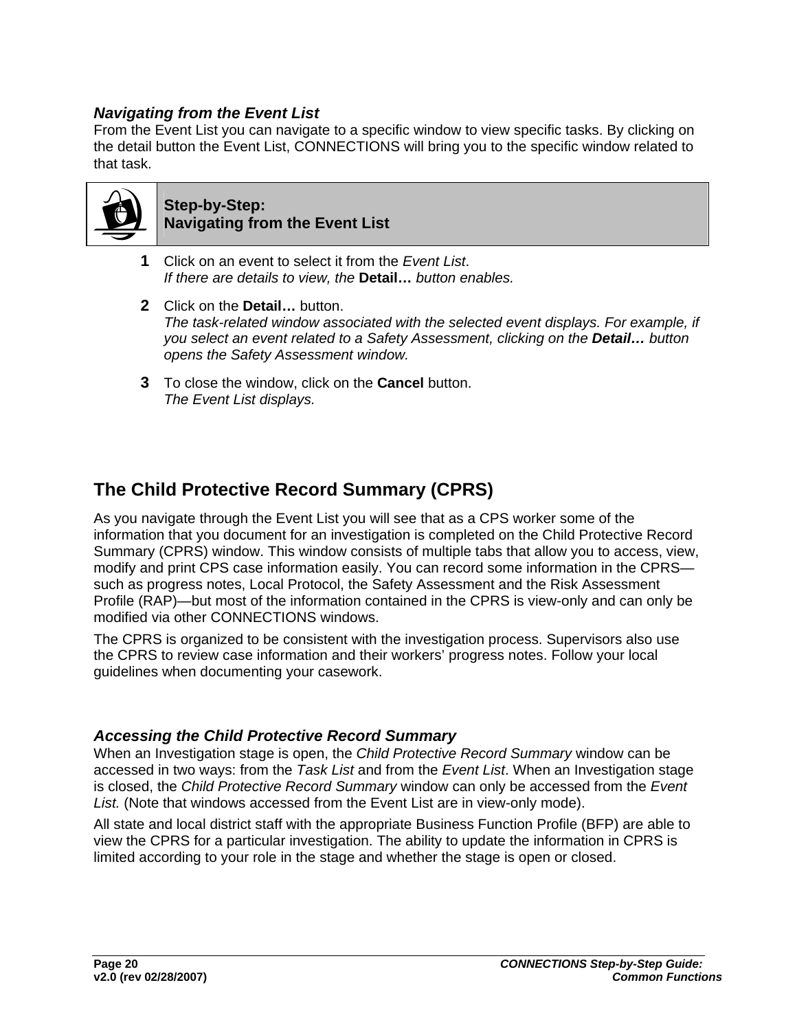### *Navigating from the Event List*

From the Event List you can navigate to a specific window to view specific tasks. By clicking on the detail button the Event List, CONNECTIONS will bring you to the specific window related to that task.

**Step-by-Step:**
**Navigating from the Event List**

1. Click on an event to select it from the *Event List*.
   *If there are details to view, the* **Detail…** *button enables.*
2. Click on the **Detail…** button.
   *The task-related window associated with the selected event displays. For example, if you select an event related to a Safety Assessment, clicking on the* ***Detail…*** *button opens the Safety Assessment window.*
3. To close the window, click on the **Cancel** button.
   *The Event List displays.*

## The Child Protective Record Summary (CPRS)

As you navigate through the Event List you will see that as a CPS worker some of the information that you document for an investigation is completed on the Child Protective Record Summary (CPRS) window. This window consists of multiple tabs that allow you to access, view, modify and print CPS case information easily. You can record some information in the CPRS—such as progress notes, Local Protocol, the Safety Assessment and the Risk Assessment Profile (RAP)—but most of the information contained in the CPRS is view-only and can only be modified via other CONNECTIONS windows.

The CPRS is organized to be consistent with the investigation process. Supervisors also use the CPRS to review case information and their workers' progress notes. Follow your local guidelines when documenting your casework.

### *Accessing the Child Protective Record Summary*

When an Investigation stage is open, the *Child Protective Record Summary* window can be accessed in two ways: from the *Task List* and from the *Event List*. When an Investigation stage is closed, the *Child Protective Record Summary* window can only be accessed from the *Event List.* (Note that windows accessed from the Event List are in view-only mode).

All state and local district staff with the appropriate Business Function Profile (BFP) are able to view the CPRS for a particular investigation. The ability to update the information in CPRS is limited according to your role in the stage and whether the stage is open or closed.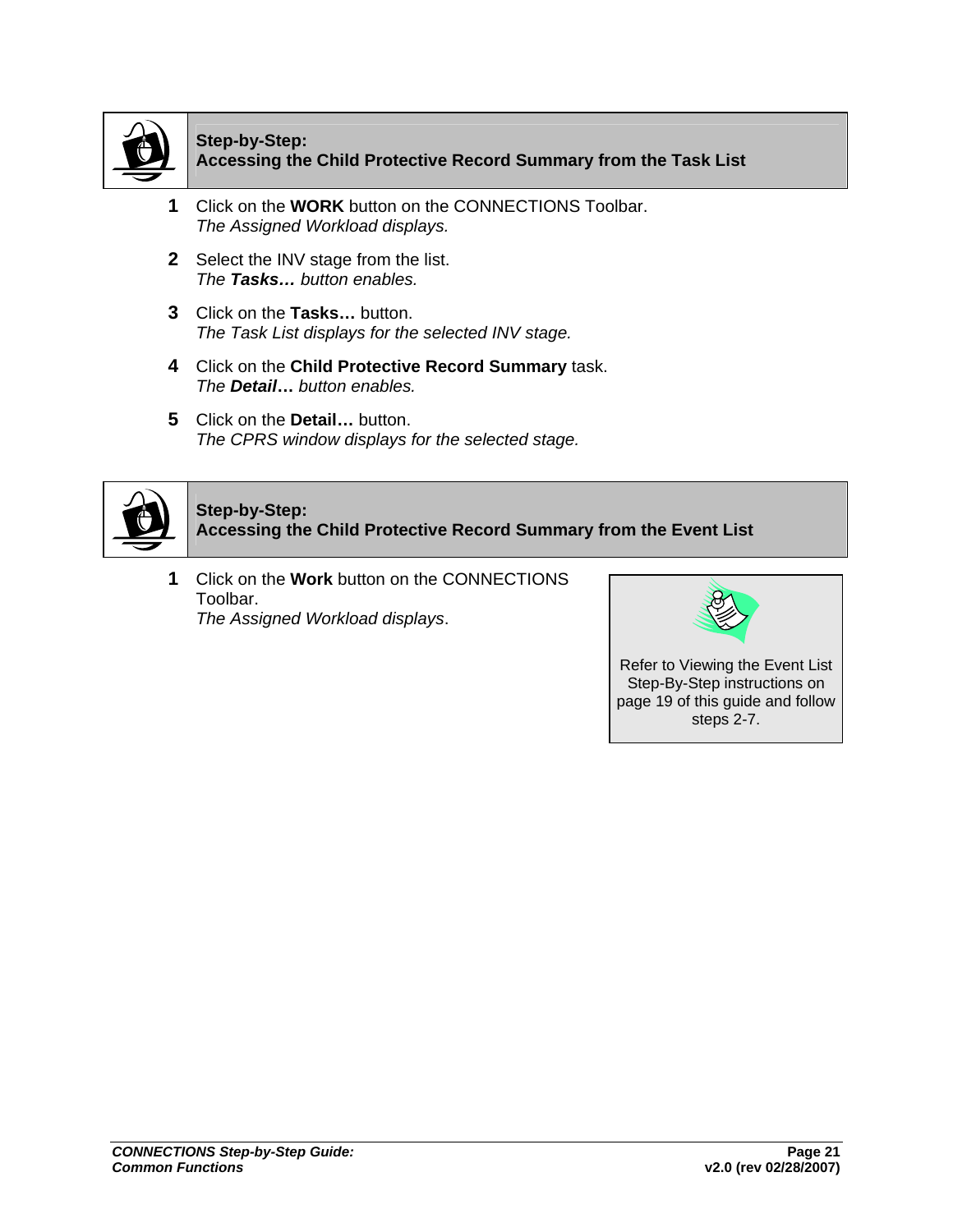### Step-by-Step: Accessing the Child Protective Record Summary from the Task List

1. Click on the **WORK** button on the CONNECTIONS Toolbar.
   *The Assigned Workload displays.*

2. Select the INV stage from the list.
   *The* ***Tasks…*** *button enables.*

3. Click on the **Tasks…** button.
   *The Task List displays for the selected INV stage.*

4. Click on the **Child Protective Record Summary** task.
   *The* ***Detail…*** *button enables.*

5. Click on the **Detail…** button.
   *The CPRS window displays for the selected stage.*

### Step-by-Step: Accessing the Child Protective Record Summary from the Event List

1. Click on the **Work** button on the CONNECTIONS Toolbar.
   *The Assigned Workload displays*.

> Refer to Viewing the Event List Step-By-Step instructions on page 19 of this guide and follow steps 2-7.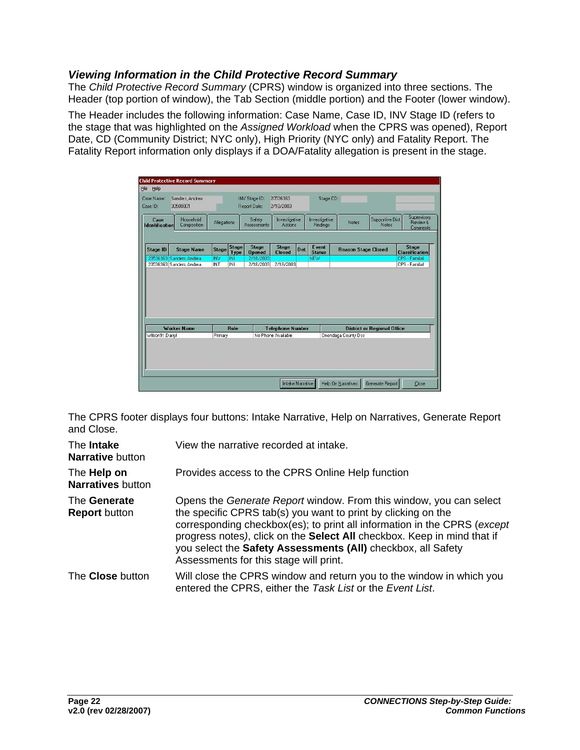### *Viewing Information in the Child Protective Record Summary*

The *Child Protective Record Summary* (CPRS) window is organized into three sections. The Header (top portion of window), the Tab Section (middle portion) and the Footer (lower window).

The Header includes the following information: Case Name, Case ID, INV Stage ID (refers to the stage that was highlighted on the *Assigned Workload* when the CPRS was opened), Report Date, CD (Community District; NYC only), High Priority (NYC only) and Fatality Report. The Fatality Report information only displays if a DOA/Fatality allegation is present in the stage.

The CPRS footer displays four buttons: Intake Narrative, Help on Narratives, Generate Report and Close.

| | |
|---|---|
| The **Intake Narrative** button | View the narrative recorded at intake. |
| The **Help on Narratives** button | Provides access to the CPRS Online Help function |
| The **Generate Report** button | Opens the *Generate Report* window. From this window, you can select the specific CPRS tab(s) you want to print by clicking on the corresponding checkbox(es); to print all information in the CPRS (*except* progress notes*)*, click on the **Select All** checkbox. Keep in mind that if you select the **Safety Assessments (All)** checkbox, all Safety Assessments for this stage will print. |
| The **Close** button | Will close the CPRS window and return you to the window in which you entered the CPRS, either the *Task List* or the *Event List*. |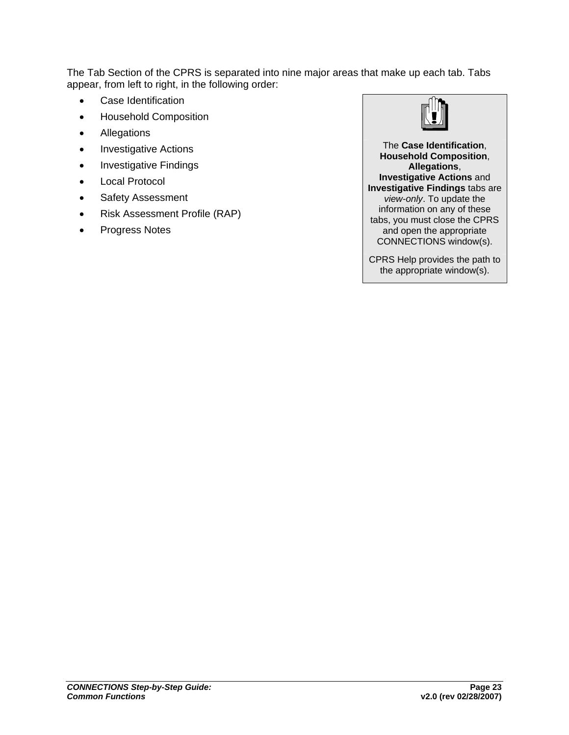The Tab Section of the CPRS is separated into nine major areas that make up each tab. Tabs appear, from left to right, in the following order:

- Case Identification
- Household Composition
- Allegations
- Investigative Actions
- Investigative Findings
- Local Protocol
- Safety Assessment
- Risk Assessment Profile (RAP)
- Progress Notes

> The **Case Identification**, **Household Composition**, **Allegations**, **Investigative Actions** and **Investigative Findings** tabs are *view-only*. To update the information on any of these tabs, you must close the CPRS and open the appropriate CONNECTIONS window(s).
>
> CPRS Help provides the path to the appropriate window(s).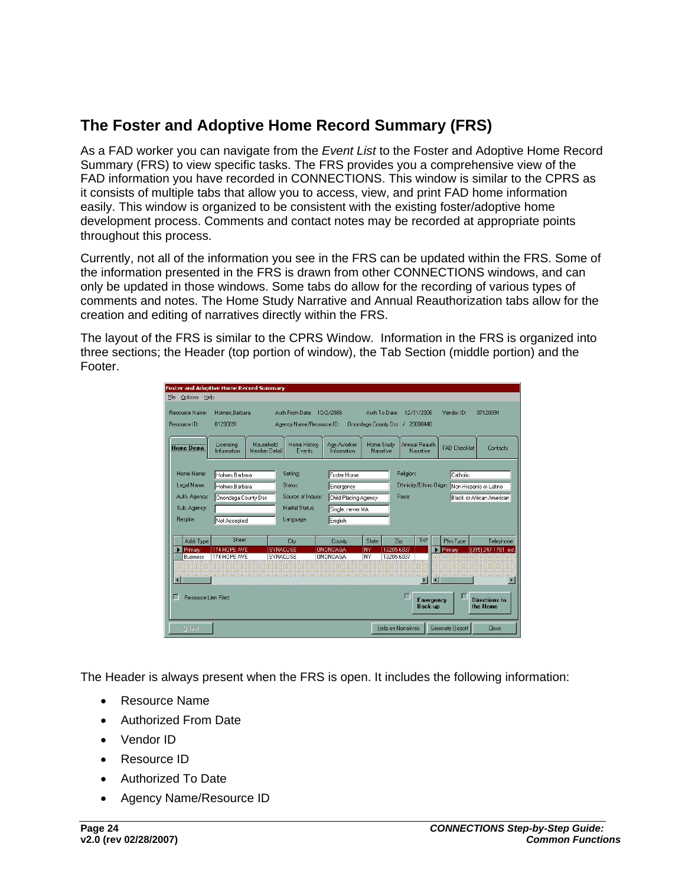## The Foster and Adoptive Home Record Summary (FRS)

As a FAD worker you can navigate from the *Event List* to the Foster and Adoptive Home Record Summary (FRS) to view specific tasks. The FRS provides you a comprehensive view of the FAD information you have recorded in CONNECTIONS. This window is similar to the CPRS as it consists of multiple tabs that allow you to access, view, and print FAD home information easily. This window is organized to be consistent with the existing foster/adoptive home development process. Comments and contact notes may be recorded at appropriate points throughout this process.

Currently, not all of the information you see in the FRS can be updated within the FRS. Some of the information presented in the FRS is drawn from other CONNECTIONS windows, and can only be updated in those windows. Some tabs do allow for the recording of various types of comments and notes. The Home Study Narrative and Annual Reauthorization tabs allow for the creation and editing of narratives directly within the FRS.

The layout of the FRS is similar to the CPRS Window. Information in the FRS is organized into three sections; the Header (top portion of window), the Tab Section (middle portion) and the Footer.

The Header is always present when the FRS is open. It includes the following information:

- Resource Name
- Authorized From Date
- Vendor ID
- Resource ID
- Authorized To Date
- Agency Name/Resource ID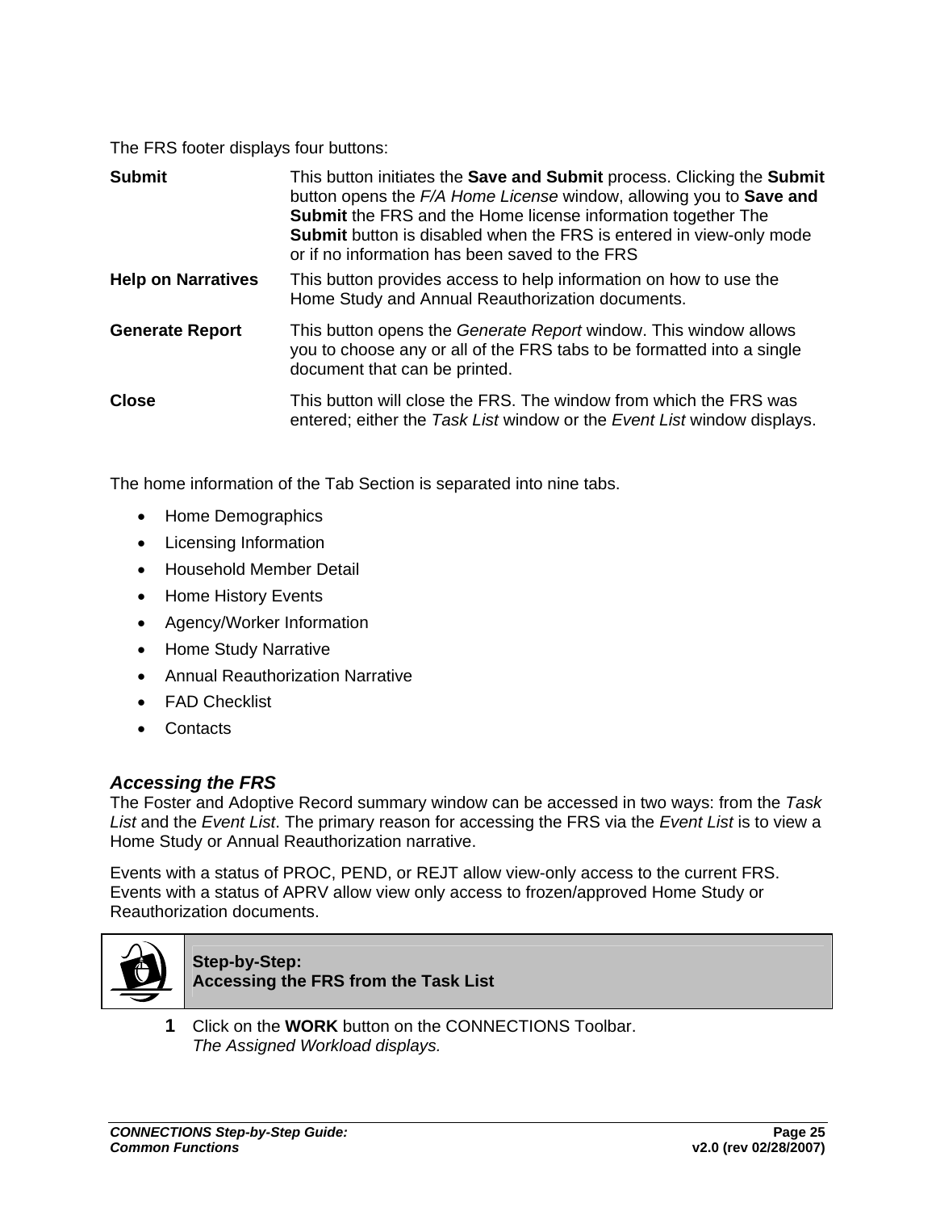The FRS footer displays four buttons:

| | |
|---|---|
| **Submit** | This button initiates the **Save and Submit** process. Clicking the **Submit** button opens the *F/A Home License* window, allowing you to **Save and Submit** the FRS and the Home license information together The **Submit** button is disabled when the FRS is entered in view-only mode or if no information has been saved to the FRS |
| **Help on Narratives** | This button provides access to help information on how to use the Home Study and Annual Reauthorization documents. |
| **Generate Report** | This button opens the *Generate Report* window. This window allows you to choose any or all of the FRS tabs to be formatted into a single document that can be printed. |
| **Close** | This button will close the FRS. The window from which the FRS was entered; either the *Task List* window or the *Event List* window displays. |

The home information of the Tab Section is separated into nine tabs.

- Home Demographics
- Licensing Information
- Household Member Detail
- Home History Events
- Agency/Worker Information
- Home Study Narrative
- Annual Reauthorization Narrative
- FAD Checklist
- Contacts

### *Accessing the FRS*

The Foster and Adoptive Record summary window can be accessed in two ways: from the *Task List* and the *Event List*. The primary reason for accessing the FRS via the *Event List* is to view a Home Study or Annual Reauthorization narrative.

Events with a status of PROC, PEND, or REJT allow view-only access to the current FRS. Events with a status of APRV allow view only access to frozen/approved Home Study or Reauthorization documents.

**Step-by-Step:**
**Accessing the FRS from the Task List**

**1** Click on the **WORK** button on the CONNECTIONS Toolbar.
*The Assigned Workload displays.*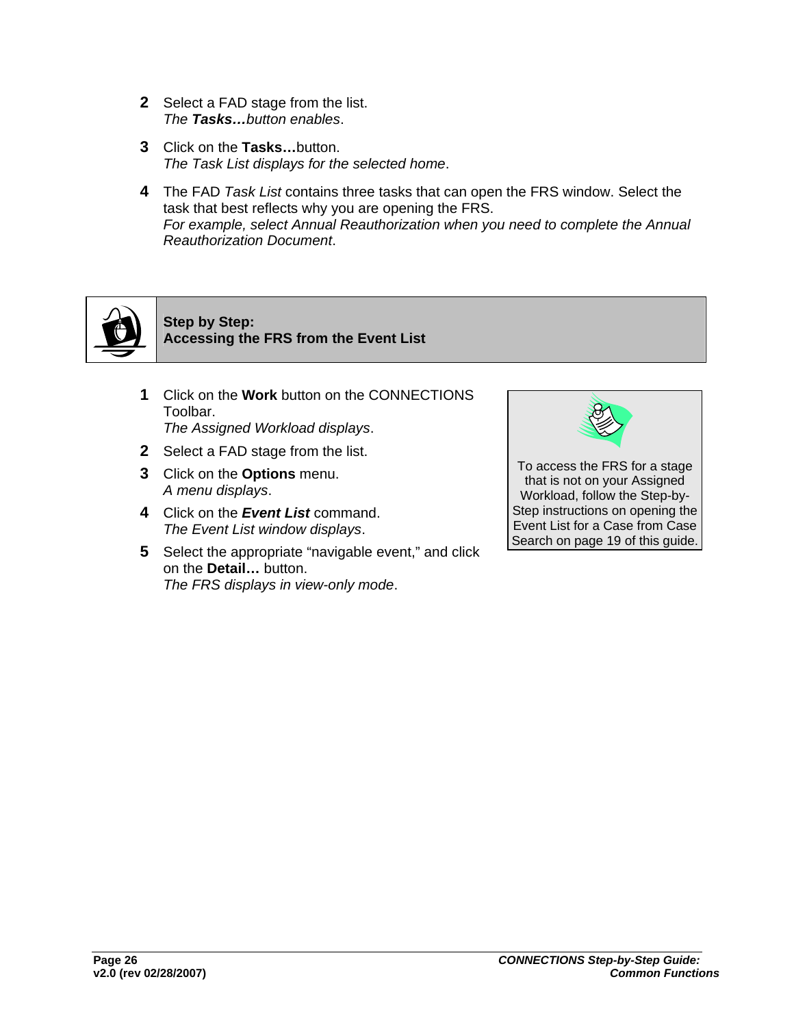2. Select a FAD stage from the list.
   *The **Tasks…** button enables.*

3. Click on the **Tasks…** button.
   *The Task List displays for the selected home.*

4. The FAD *Task List* contains three tasks that can open the FRS window. Select the task that best reflects why you are opening the FRS.
   *For example, select Annual Reauthorization when you need to complete the Annual Reauthorization Document.*

### Step by Step: Accessing the FRS from the Event List

1. Click on the **Work** button on the CONNECTIONS Toolbar.
   *The Assigned Workload displays.*

2. Select a FAD stage from the list.

3. Click on the **Options** menu.
   *A menu displays.*

4. Click on the ***Event List*** command.
   *The Event List window displays.*

5. Select the appropriate "navigable event," and click on the **Detail…** button.
   *The FRS displays in view-only mode.*

> To access the FRS for a stage that is not on your Assigned Workload, follow the Step-by-Step instructions on opening the Event List for a Case from Case Search on page 19 of this guide.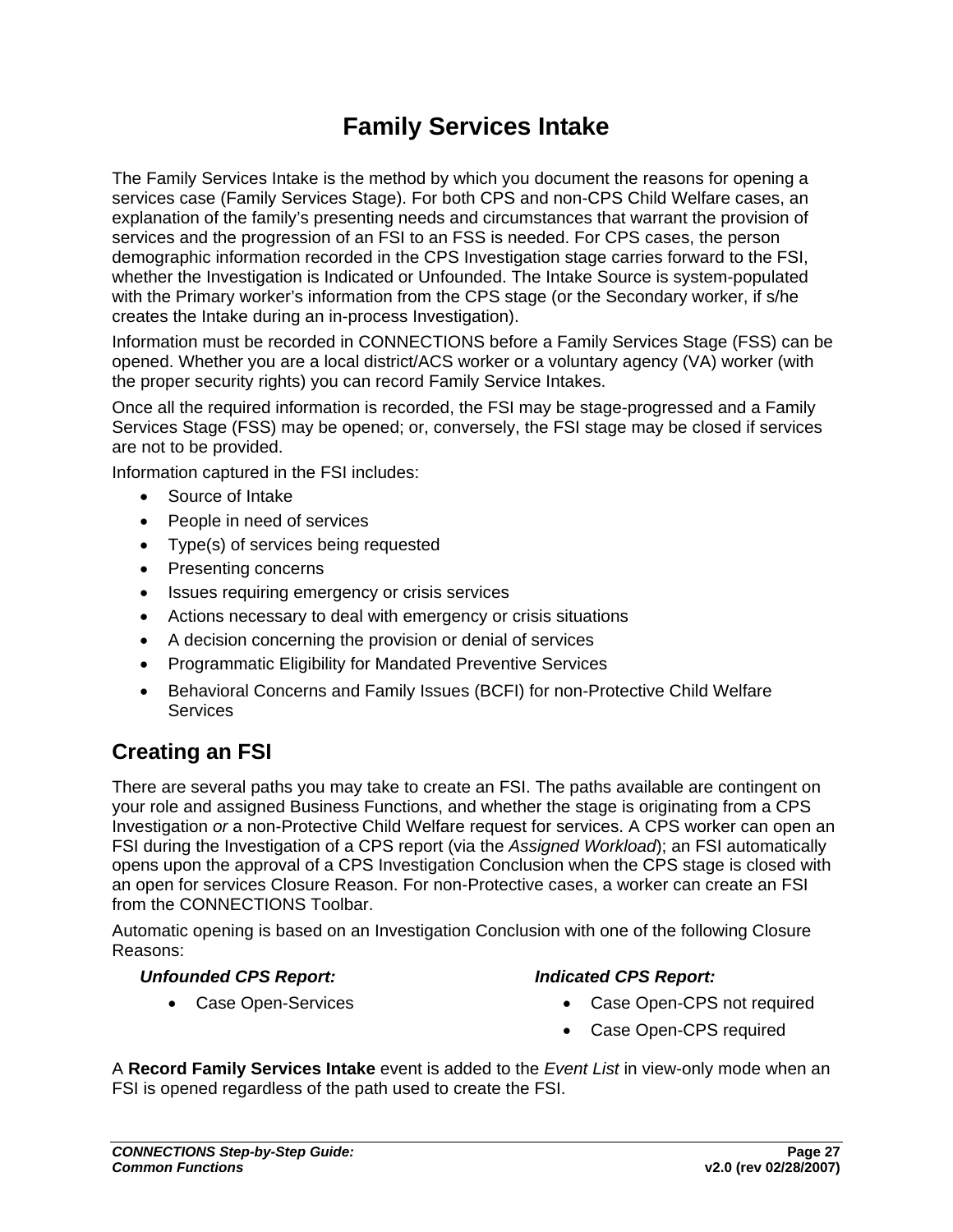# Family Services Intake

The Family Services Intake is the method by which you document the reasons for opening a services case (Family Services Stage). For both CPS and non-CPS Child Welfare cases, an explanation of the family's presenting needs and circumstances that warrant the provision of services and the progression of an FSI to an FSS is needed. For CPS cases, the person demographic information recorded in the CPS Investigation stage carries forward to the FSI, whether the Investigation is Indicated or Unfounded. The Intake Source is system-populated with the Primary worker's information from the CPS stage (or the Secondary worker, if s/he creates the Intake during an in-process Investigation).

Information must be recorded in CONNECTIONS before a Family Services Stage (FSS) can be opened. Whether you are a local district/ACS worker or a voluntary agency (VA) worker (with the proper security rights) you can record Family Service Intakes.

Once all the required information is recorded, the FSI may be stage-progressed and a Family Services Stage (FSS) may be opened; or, conversely, the FSI stage may be closed if services are not to be provided.

Information captured in the FSI includes:

- Source of Intake
- People in need of services
- Type(s) of services being requested
- Presenting concerns
- Issues requiring emergency or crisis services
- Actions necessary to deal with emergency or crisis situations
- A decision concerning the provision or denial of services
- Programmatic Eligibility for Mandated Preventive Services
- Behavioral Concerns and Family Issues (BCFI) for non-Protective Child Welfare Services

## Creating an FSI

There are several paths you may take to create an FSI. The paths available are contingent on your role and assigned Business Functions, and whether the stage is originating from a CPS Investigation *or* a non-Protective Child Welfare request for services. A CPS worker can open an FSI during the Investigation of a CPS report (via the *Assigned Workload*); an FSI automatically opens upon the approval of a CPS Investigation Conclusion when the CPS stage is closed with an open for services Closure Reason. For non-Protective cases, a worker can create an FSI from the CONNECTIONS Toolbar.

Automatic opening is based on an Investigation Conclusion with one of the following Closure Reasons:

***Unfounded CPS Report:***

- Case Open-Services

***Indicated CPS Report:***

- Case Open-CPS not required
- Case Open-CPS required

A **Record Family Services Intake** event is added to the *Event List* in view-only mode when an FSI is opened regardless of the path used to create the FSI.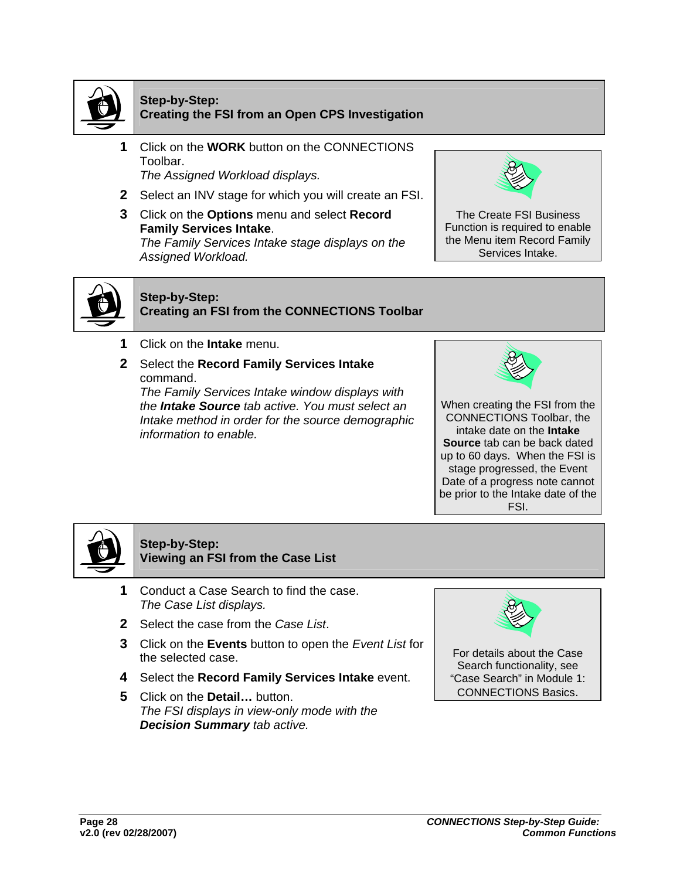## Step-by-Step: Creating the FSI from an Open CPS Investigation

1. Click on the **WORK** button on the CONNECTIONS Toolbar.
   *The Assigned Workload displays.*
2. Select an INV stage for which you will create an FSI.
3. Click on the **Options** menu and select **Record Family Services Intake**.
   *The Family Services Intake stage displays on the Assigned Workload.*

> The Create FSI Business Function is required to enable the Menu item Record Family Services Intake.

## Step-by-Step: Creating an FSI from the CONNECTIONS Toolbar

1. Click on the **Intake** menu.
2. Select the **Record Family Services Intake** command.
   *The Family Services Intake window displays with the **Intake Source** tab active. You must select an Intake method in order for the source demographic information to enable.*

> When creating the FSI from the CONNECTIONS Toolbar, the intake date on the **Intake Source** tab can be back dated up to 60 days. When the FSI is stage progressed, the Event Date of a progress note cannot be prior to the Intake date of the FSI.

## Step-by-Step: Viewing an FSI from the Case List

1. Conduct a Case Search to find the case.
   *The Case List displays.*
2. Select the case from the *Case List*.
3. Click on the **Events** button to open the *Event List* for the selected case.
4. Select the **Record Family Services Intake** event.
5. Click on the **Detail…** button.
   *The FSI displays in view-only mode with the **Decision Summary** tab active.*

> For details about the Case Search functionality, see "Case Search" in Module 1: CONNECTIONS Basics.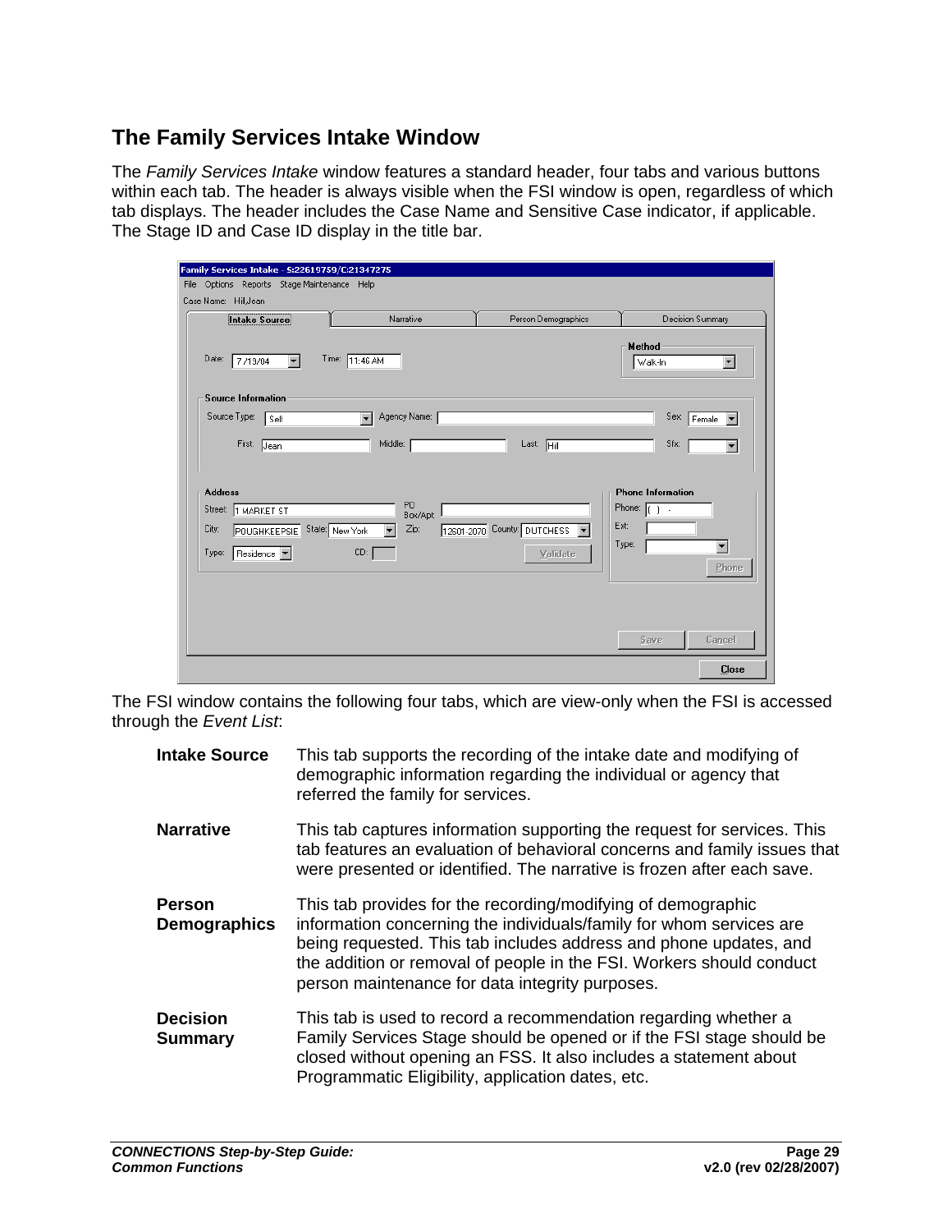## The Family Services Intake Window

The *Family Services Intake* window features a standard header, four tabs and various buttons within each tab. The header is always visible when the FSI window is open, regardless of which tab displays. The header includes the Case Name and Sensitive Case indicator, if applicable. The Stage ID and Case ID display in the title bar.

The FSI window contains the following four tabs, which are view-only when the FSI is accessed through the *Event List*:

**Intake Source** This tab supports the recording of the intake date and modifying of demographic information regarding the individual or agency that referred the family for services.

**Narrative** This tab captures information supporting the request for services. This tab features an evaluation of behavioral concerns and family issues that were presented or identified. The narrative is frozen after each save.

**Person Demographics** This tab provides for the recording/modifying of demographic information concerning the individuals/family for whom services are being requested. This tab includes address and phone updates, and the addition or removal of people in the FSI. Workers should conduct person maintenance for data integrity purposes.

**Decision Summary** This tab is used to record a recommendation regarding whether a Family Services Stage should be opened or if the FSI stage should be closed without opening an FSS. It also includes a statement about Programmatic Eligibility, application dates, etc.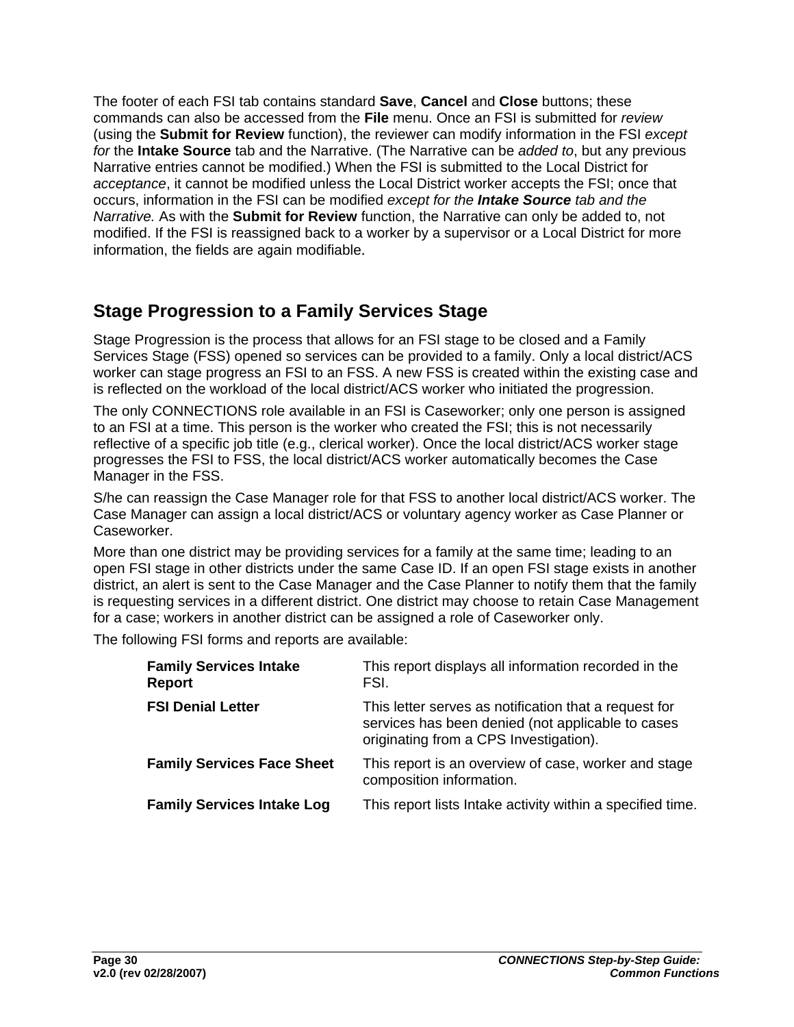The footer of each FSI tab contains standard **Save**, **Cancel** and **Close** buttons; these commands can also be accessed from the **File** menu. Once an FSI is submitted for *review* (using the **Submit for Review** function), the reviewer can modify information in the FSI *except for* the **Intake Source** tab and the Narrative. (The Narrative can be *added to*, but any previous Narrative entries cannot be modified.) When the FSI is submitted to the Local District for *acceptance*, it cannot be modified unless the Local District worker accepts the FSI; once that occurs, information in the FSI can be modified *except for the* ***Intake Source*** *tab and the Narrative.* As with the **Submit for Review** function, the Narrative can only be added to, not modified. If the FSI is reassigned back to a worker by a supervisor or a Local District for more information, the fields are again modifiable.

## Stage Progression to a Family Services Stage

Stage Progression is the process that allows for an FSI stage to be closed and a Family Services Stage (FSS) opened so services can be provided to a family. Only a local district/ACS worker can stage progress an FSI to an FSS. A new FSS is created within the existing case and is reflected on the workload of the local district/ACS worker who initiated the progression.

The only CONNECTIONS role available in an FSI is Caseworker; only one person is assigned to an FSI at a time. This person is the worker who created the FSI; this is not necessarily reflective of a specific job title (e.g., clerical worker). Once the local district/ACS worker stage progresses the FSI to FSS, the local district/ACS worker automatically becomes the Case Manager in the FSS.

S/he can reassign the Case Manager role for that FSS to another local district/ACS worker. The Case Manager can assign a local district/ACS or voluntary agency worker as Case Planner or Caseworker.

More than one district may be providing services for a family at the same time; leading to an open FSI stage in other districts under the same Case ID. If an open FSI stage exists in another district, an alert is sent to the Case Manager and the Case Planner to notify them that the family is requesting services in a different district. One district may choose to retain Case Management for a case; workers in another district can be assigned a role of Caseworker only.

The following FSI forms and reports are available:

| | |
|---|---|
| **Family Services Intake Report** | This report displays all information recorded in the FSI. |
| **FSI Denial Letter** | This letter serves as notification that a request for services has been denied (not applicable to cases originating from a CPS Investigation). |
| **Family Services Face Sheet** | This report is an overview of case, worker and stage composition information. |
| **Family Services Intake Log** | This report lists Intake activity within a specified time. |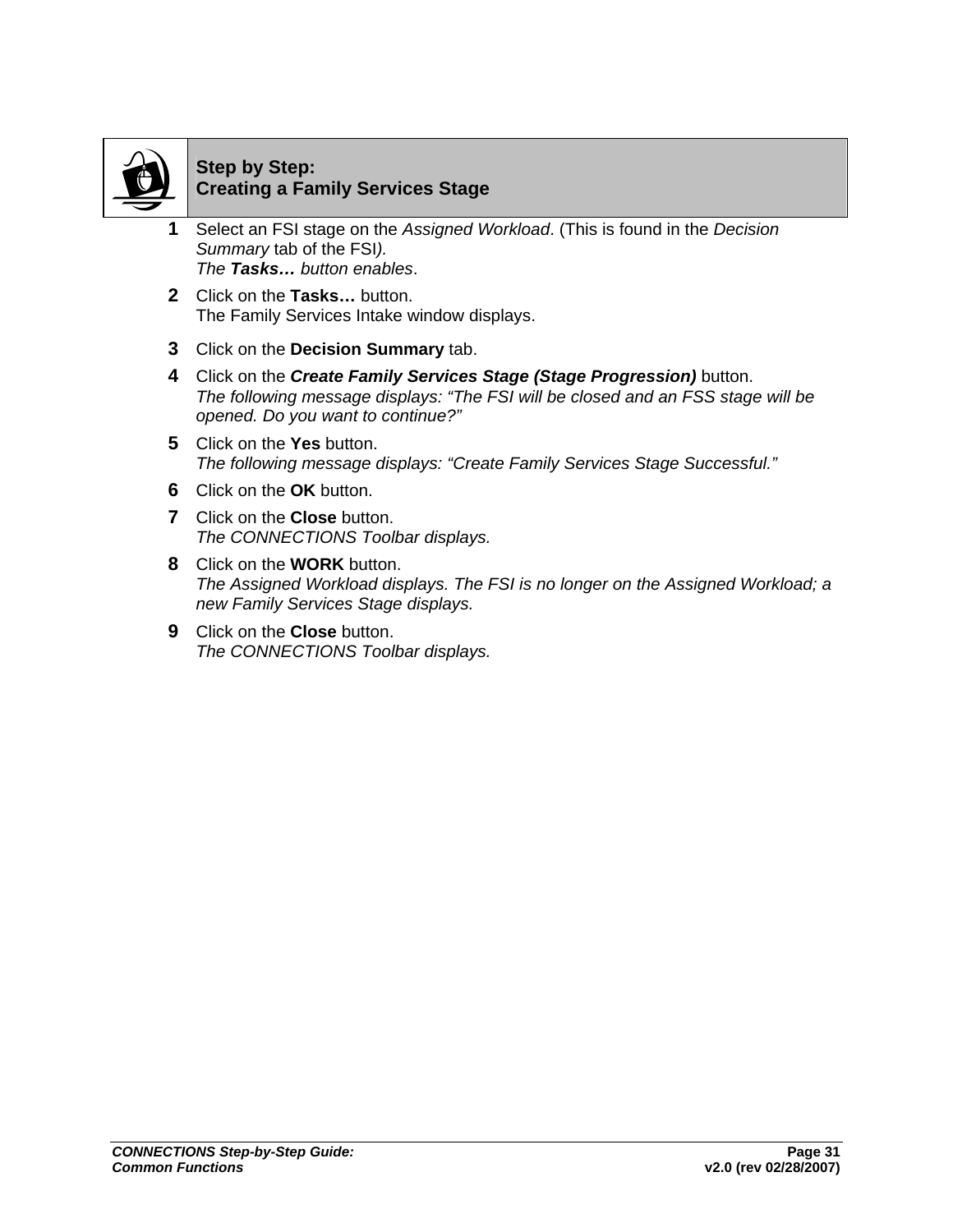## Step by Step: Creating a Family Services Stage

1. Select an FSI stage on the *Assigned Workload*. (This is found in the *Decision Summary* tab of the FSI*).*
   *The* ***Tasks…*** *button enables*.
2. Click on the **Tasks…** button.
   The Family Services Intake window displays.
3. Click on the **Decision Summary** tab.
4. Click on the ***Create Family Services Stage (Stage Progression)*** button.
   *The following message displays: "The FSI will be closed and an FSS stage will be opened. Do you want to continue?"*
5. Click on the **Yes** button.
   *The following message displays: "Create Family Services Stage Successful."*
6. Click on the **OK** button.
7. Click on the **Close** button.
   *The CONNECTIONS Toolbar displays.*
8. Click on the **WORK** button.
   *The Assigned Workload displays. The FSI is no longer on the Assigned Workload; a new Family Services Stage displays.*
9. Click on the **Close** button.
   *The CONNECTIONS Toolbar displays.*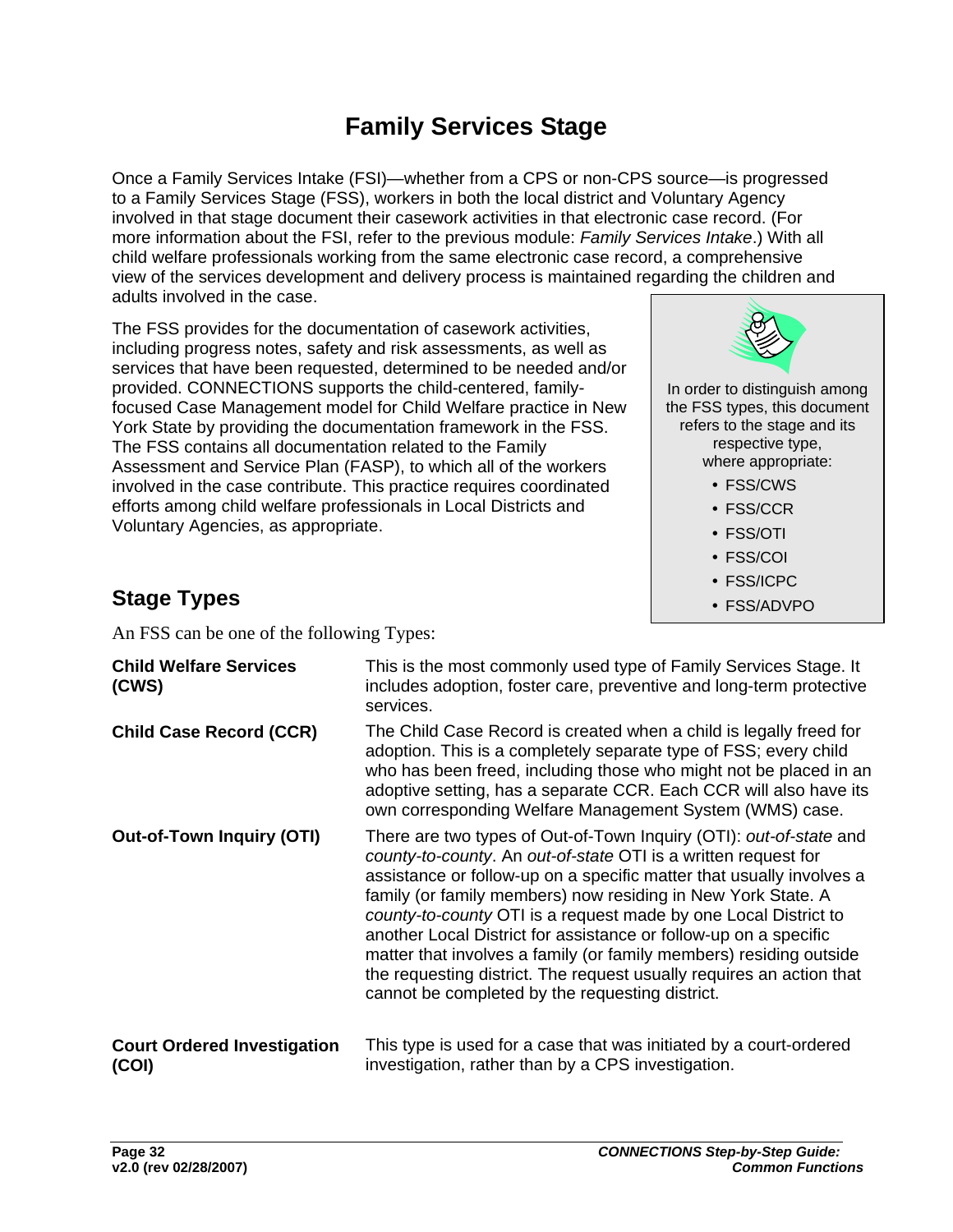# Family Services Stage

Once a Family Services Intake (FSI)—whether from a CPS or non-CPS source—is progressed to a Family Services Stage (FSS), workers in both the local district and Voluntary Agency involved in that stage document their casework activities in that electronic case record. (For more information about the FSI, refer to the previous module: *Family Services Intake*.) With all child welfare professionals working from the same electronic case record, a comprehensive view of the services development and delivery process is maintained regarding the children and adults involved in the case.

The FSS provides for the documentation of casework activities, including progress notes, safety and risk assessments, as well as services that have been requested, determined to be needed and/or provided. CONNECTIONS supports the child-centered, family-focused Case Management model for Child Welfare practice in New York State by providing the documentation framework in the FSS. The FSS contains all documentation related to the Family Assessment and Service Plan (FASP), to which all of the workers involved in the case contribute. This practice requires coordinated efforts among child welfare professionals in Local Districts and Voluntary Agencies, as appropriate.

> In order to distinguish among the FSS types, this document refers to the stage and its respective type, where appropriate:
>
> - FSS/CWS
> - FSS/CCR
> - FSS/OTI
> - FSS/COI
> - FSS/ICPC
> - FSS/ADVPO

## Stage Types

An FSS can be one of the following Types:

**Child Welfare Services (CWS)** — This is the most commonly used type of Family Services Stage. It includes adoption, foster care, preventive and long-term protective services.

**Child Case Record (CCR)** — The Child Case Record is created when a child is legally freed for adoption. This is a completely separate type of FSS; every child who has been freed, including those who might not be placed in an adoptive setting, has a separate CCR. Each CCR will also have its own corresponding Welfare Management System (WMS) case.

**Out-of-Town Inquiry (OTI)** — There are two types of Out-of-Town Inquiry (OTI): *out-of-state* and *county-to-county*. An *out-of-state* OTI is a written request for assistance or follow-up on a specific matter that usually involves a family (or family members) now residing in New York State. A *county-to-county* OTI is a request made by one Local District to another Local District for assistance or follow-up on a specific matter that involves a family (or family members) residing outside the requesting district. The request usually requires an action that cannot be completed by the requesting district.

**Court Ordered Investigation (COI)** — This type is used for a case that was initiated by a court-ordered investigation, rather than by a CPS investigation.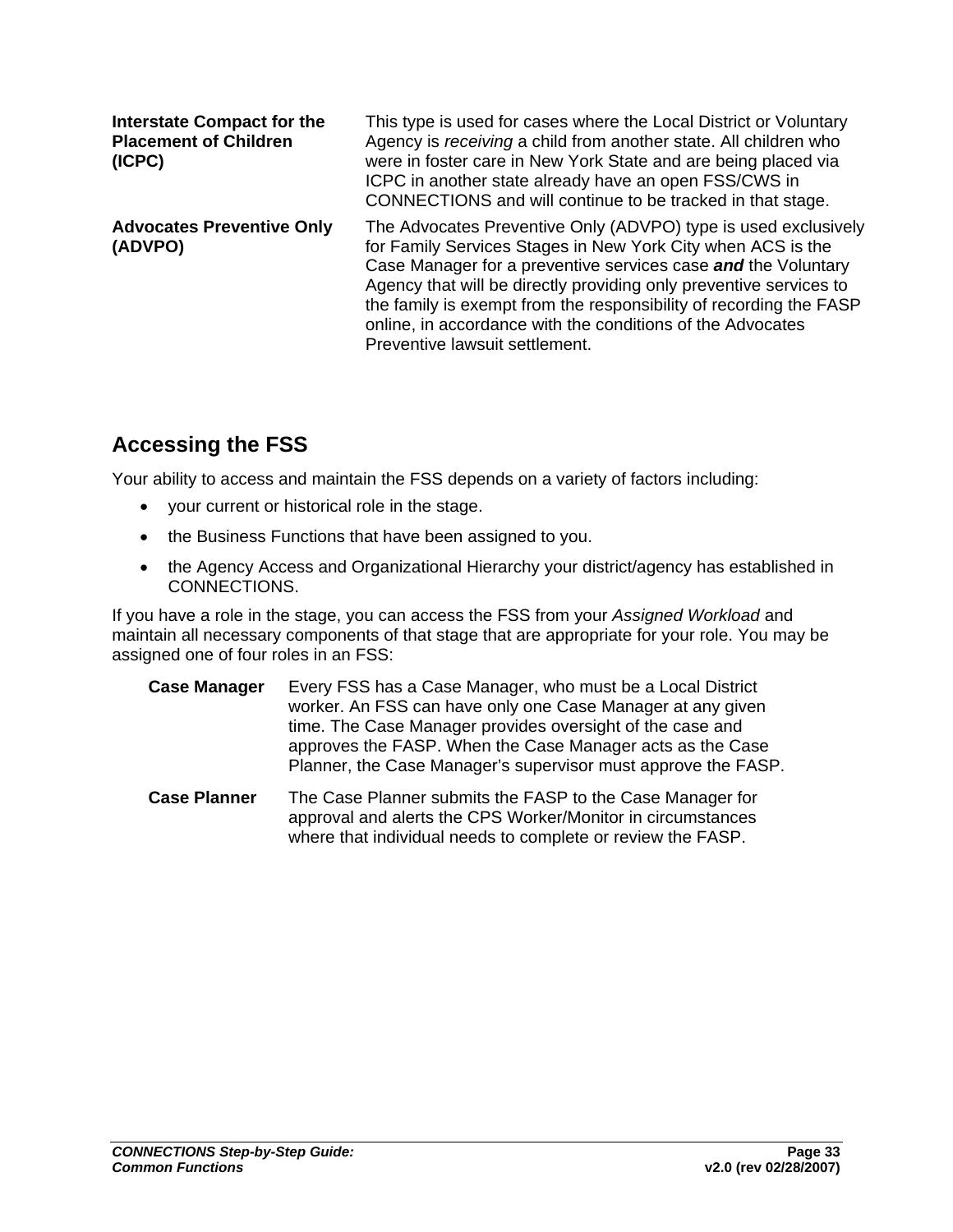| | |
|---|---|
| **Interstate Compact for the Placement of Children (ICPC)** | This type is used for cases where the Local District or Voluntary Agency is *receiving* a child from another state. All children who were in foster care in New York State and are being placed via ICPC in another state already have an open FSS/CWS in CONNECTIONS and will continue to be tracked in that stage. |
| **Advocates Preventive Only (ADVPO)** | The Advocates Preventive Only (ADVPO) type is used exclusively for Family Services Stages in New York City when ACS is the Case Manager for a preventive services case ***and*** the Voluntary Agency that will be directly providing only preventive services to the family is exempt from the responsibility of recording the FASP online, in accordance with the conditions of the Advocates Preventive lawsuit settlement. |

## Accessing the FSS

Your ability to access and maintain the FSS depends on a variety of factors including:

- your current or historical role in the stage.
- the Business Functions that have been assigned to you.
- the Agency Access and Organizational Hierarchy your district/agency has established in CONNECTIONS.

If you have a role in the stage, you can access the FSS from your *Assigned Workload* and maintain all necessary components of that stage that are appropriate for your role. You may be assigned one of four roles in an FSS:

| | |
|---|---|
| **Case Manager** | Every FSS has a Case Manager, who must be a Local District worker. An FSS can have only one Case Manager at any given time. The Case Manager provides oversight of the case and approves the FASP. When the Case Manager acts as the Case Planner, the Case Manager's supervisor must approve the FASP. |
| **Case Planner** | The Case Planner submits the FASP to the Case Manager for approval and alerts the CPS Worker/Monitor in circumstances where that individual needs to complete or review the FASP. |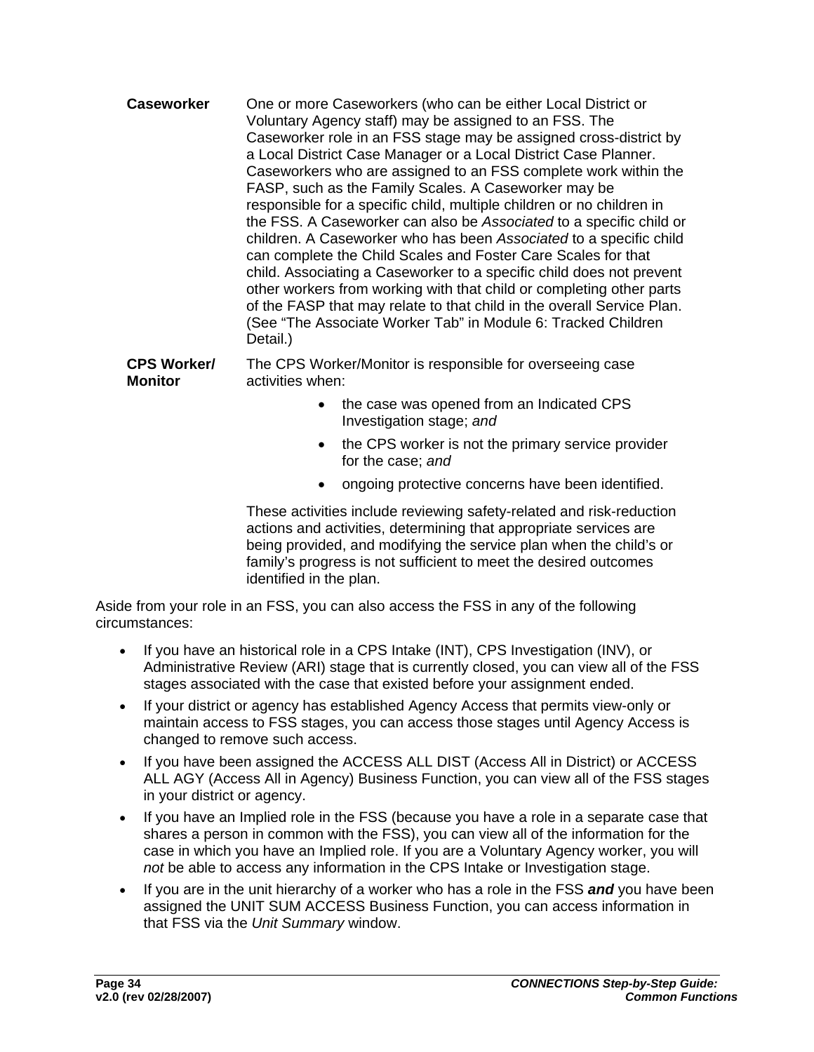| | |
|---|---|
| **Caseworker** | One or more Caseworkers (who can be either Local District or Voluntary Agency staff) may be assigned to an FSS. The Caseworker role in an FSS stage may be assigned cross-district by a Local District Case Manager or a Local District Case Planner. Caseworkers who are assigned to an FSS complete work within the FASP, such as the Family Scales. A Caseworker may be responsible for a specific child, multiple children or no children in the FSS. A Caseworker can also be *Associated* to a specific child or children. A Caseworker who has been *Associated* to a specific child can complete the Child Scales and Foster Care Scales for that child. Associating a Caseworker to a specific child does not prevent other workers from working with that child or completing other parts of the FASP that may relate to that child in the overall Service Plan. (See "The Associate Worker Tab" in Module 6: Tracked Children Detail.) |
| **CPS Worker/ Monitor** | The CPS Worker/Monitor is responsible for overseeing case activities when:<br>• the case was opened from an Indicated CPS Investigation stage; *and*<br>• the CPS worker is not the primary service provider for the case; *and*<br>• ongoing protective concerns have been identified.<br><br>These activities include reviewing safety-related and risk-reduction actions and activities, determining that appropriate services are being provided, and modifying the service plan when the child's or family's progress is not sufficient to meet the desired outcomes identified in the plan. |

Aside from your role in an FSS, you can also access the FSS in any of the following circumstances:

- If you have an historical role in a CPS Intake (INT), CPS Investigation (INV), or Administrative Review (ARI) stage that is currently closed, you can view all of the FSS stages associated with the case that existed before your assignment ended.
- If your district or agency has established Agency Access that permits view-only or maintain access to FSS stages, you can access those stages until Agency Access is changed to remove such access.
- If you have been assigned the ACCESS ALL DIST (Access All in District) or ACCESS ALL AGY (Access All in Agency) Business Function, you can view all of the FSS stages in your district or agency.
- If you have an Implied role in the FSS (because you have a role in a separate case that shares a person in common with the FSS), you can view all of the information for the case in which you have an Implied role. If you are a Voluntary Agency worker, you will *not* be able to access any information in the CPS Intake or Investigation stage.
- If you are in the unit hierarchy of a worker who has a role in the FSS ***and*** you have been assigned the UNIT SUM ACCESS Business Function, you can access information in that FSS via the *Unit Summary* window.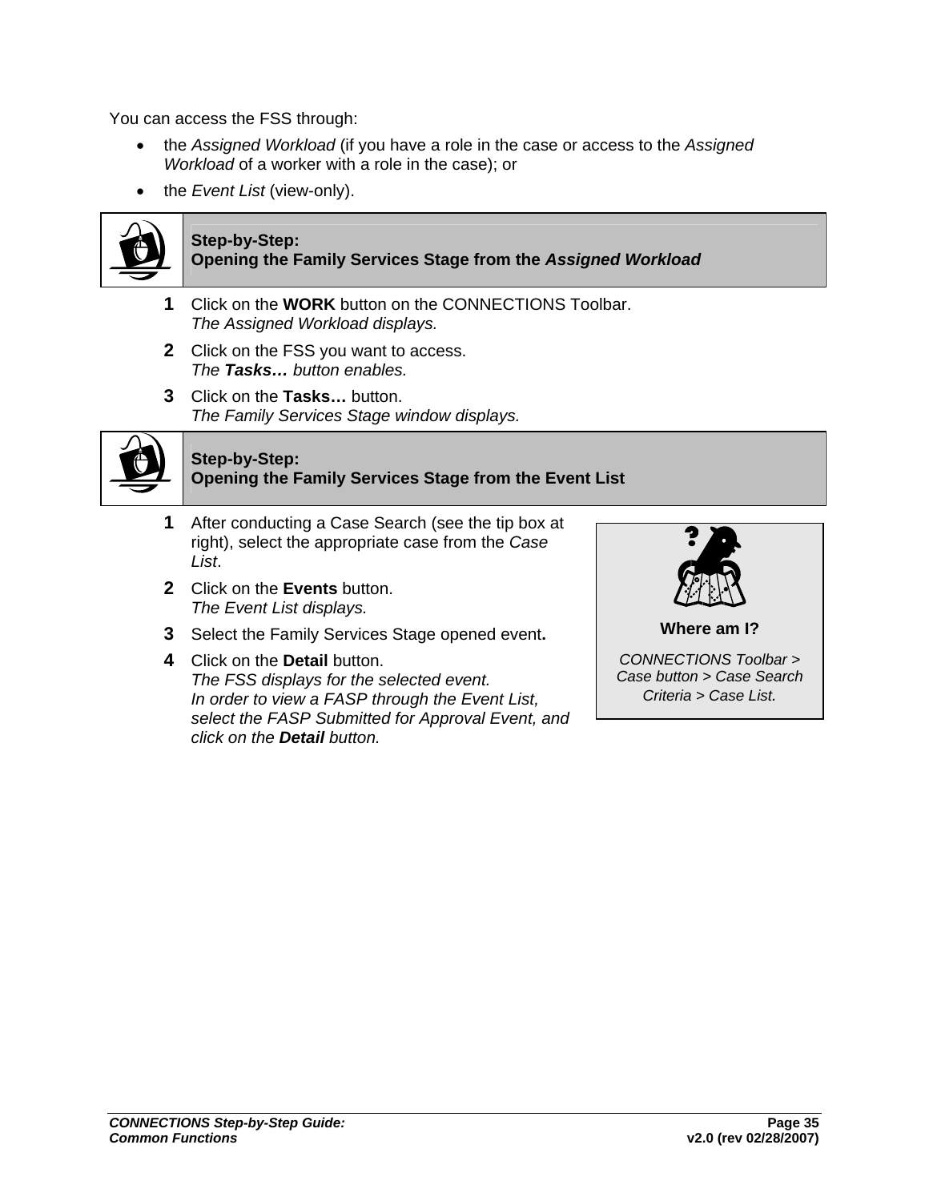You can access the FSS through:

- the *Assigned Workload* (if you have a role in the case or access to the *Assigned Workload* of a worker with a role in the case); or
- the *Event List* (view-only).

### Step-by-Step: Opening the Family Services Stage from the *Assigned Workload*

**1** Click on the **WORK** button on the CONNECTIONS Toolbar.
*The Assigned Workload displays.*

**2** Click on the FSS you want to access.
*The **Tasks…** button enables.*

**3** Click on the **Tasks…** button.
*The Family Services Stage window displays.*

### Step-by-Step: Opening the Family Services Stage from the Event List

**1** After conducting a Case Search (see the tip box at right), select the appropriate case from the *Case List*.

**2** Click on the **Events** button.
*The Event List displays.*

**3** Select the Family Services Stage opened event**.**

**4** Click on the **Detail** button.
*The FSS displays for the selected event.*
*In order to view a FASP through the Event List, select the FASP Submitted for Approval Event, and click on the **Detail** button.*

**Where am I?**

*CONNECTIONS Toolbar > Case button > Case Search Criteria > Case List.*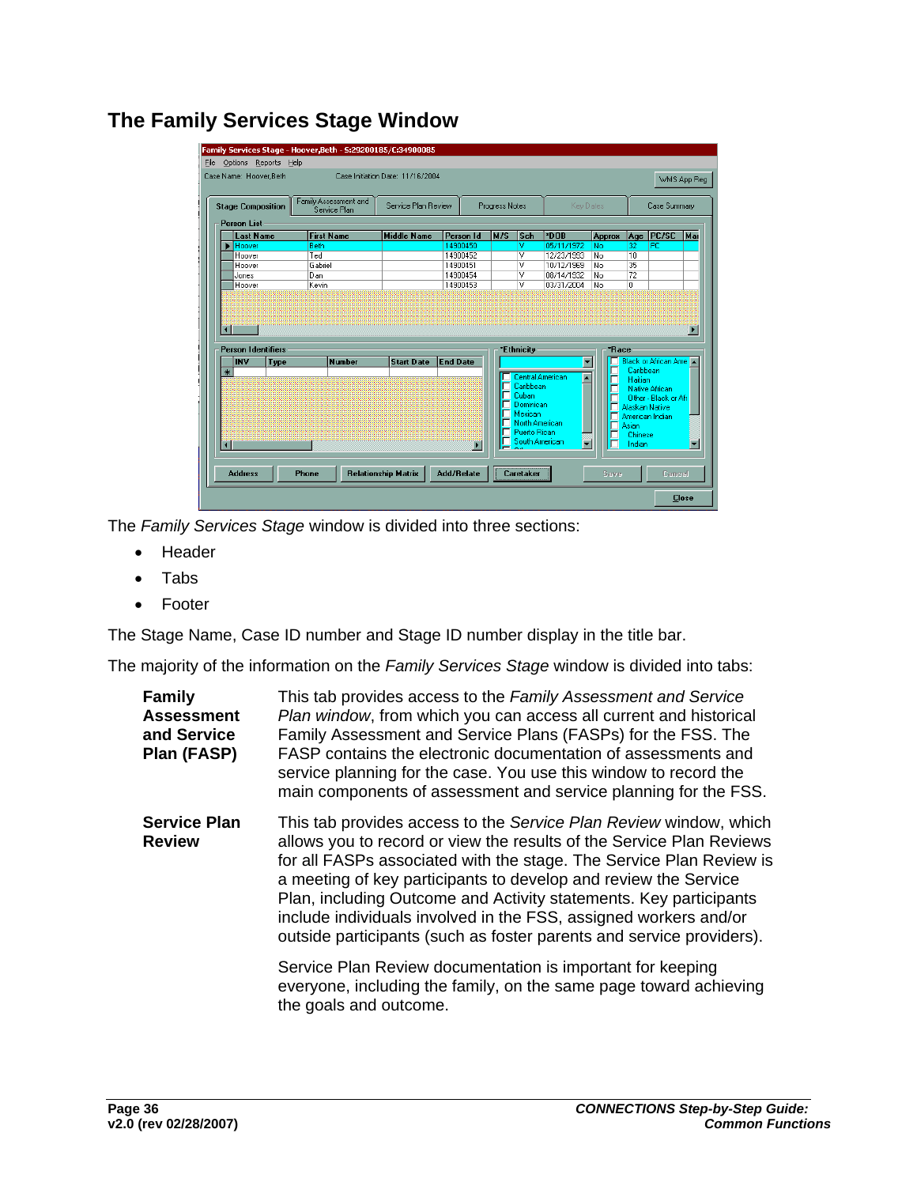## The Family Services Stage Window

The *Family Services Stage* window is divided into three sections:

- Header
- Tabs
- Footer

The Stage Name, Case ID number and Stage ID number display in the title bar.

The majority of the information on the *Family Services Stage* window is divided into tabs:

**Family Assessment and Service Plan (FASP)** This tab provides access to the *Family Assessment and Service Plan window*, from which you can access all current and historical Family Assessment and Service Plans (FASPs) for the FSS. The FASP contains the electronic documentation of assessments and service planning for the case. You use this window to record the main components of assessment and service planning for the FSS.

**Service Plan Review** This tab provides access to the *Service Plan Review* window, which allows you to record or view the results of the Service Plan Reviews for all FASPs associated with the stage. The Service Plan Review is a meeting of key participants to develop and review the Service Plan, including Outcome and Activity statements. Key participants include individuals involved in the FSS, assigned workers and/or outside participants (such as foster parents and service providers).

Service Plan Review documentation is important for keeping everyone, including the family, on the same page toward achieving the goals and outcome.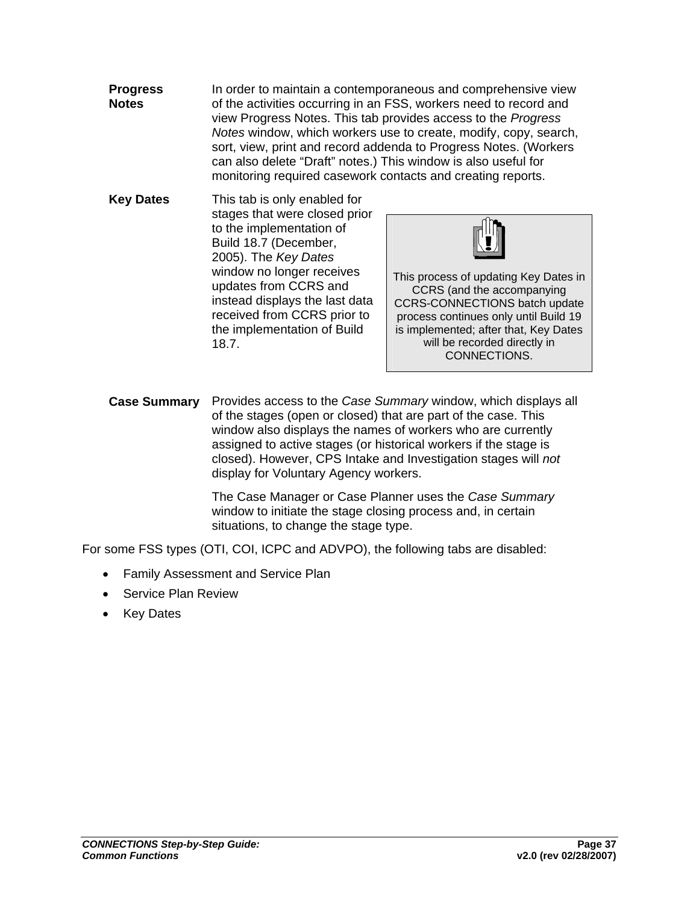**Progress Notes** In order to maintain a contemporaneous and comprehensive view of the activities occurring in an FSS, workers need to record and view Progress Notes. This tab provides access to the *Progress Notes* window, which workers use to create, modify, copy, search, sort, view, print and record addenda to Progress Notes. (Workers can also delete "Draft" notes.) This window is also useful for monitoring required casework contacts and creating reports.

**Key Dates** This tab is only enabled for stages that were closed prior to the implementation of Build 18.7 (December, 2005). The *Key Dates* window no longer receives updates from CCRS and instead displays the last data received from CCRS prior to the implementation of Build 18.7.

> This process of updating Key Dates in CCRS (and the accompanying CCRS-CONNECTIONS batch update process continues only until Build 19 is implemented; after that, Key Dates will be recorded directly in CONNECTIONS.

**Case Summary** Provides access to the *Case Summary* window, which displays all of the stages (open or closed) that are part of the case. This window also displays the names of workers who are currently assigned to active stages (or historical workers if the stage is closed). However, CPS Intake and Investigation stages will *not* display for Voluntary Agency workers.

The Case Manager or Case Planner uses the *Case Summary* window to initiate the stage closing process and, in certain situations, to change the stage type.

For some FSS types (OTI, COI, ICPC and ADVPO), the following tabs are disabled:

- Family Assessment and Service Plan
- Service Plan Review
- Key Dates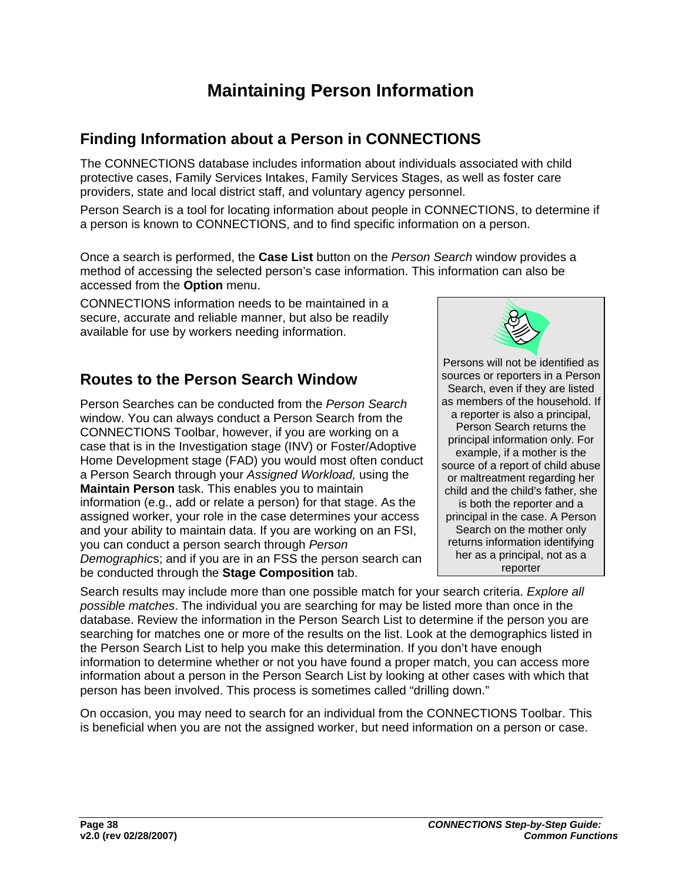# Maintaining Person Information

## Finding Information about a Person in CONNECTIONS

The CONNECTIONS database includes information about individuals associated with child protective cases, Family Services Intakes, Family Services Stages, as well as foster care providers, state and local district staff, and voluntary agency personnel.

Person Search is a tool for locating information about people in CONNECTIONS, to determine if a person is known to CONNECTIONS, and to find specific information on a person.

Once a search is performed, the **Case List** button on the *Person Search* window provides a method of accessing the selected person's case information. This information can also be accessed from the **Option** menu.

CONNECTIONS information needs to be maintained in a secure, accurate and reliable manner, but also be readily available for use by workers needing information.

> Persons will not be identified as sources or reporters in a Person Search, even if they are listed as members of the household. If a reporter is also a principal, Person Search returns the principal information only. For example, if a mother is the source of a report of child abuse or maltreatment regarding her child and the child's father, she is both the reporter and a principal in the case. A Person Search on the mother only returns information identifying her as a principal, not as a reporter

## Routes to the Person Search Window

Person Searches can be conducted from the *Person Search* window. You can always conduct a Person Search from the CONNECTIONS Toolbar, however, if you are working on a case that is in the Investigation stage (INV) or Foster/Adoptive Home Development stage (FAD) you would most often conduct a Person Search through your *Assigned Workload,* using the **Maintain Person** task. This enables you to maintain information (e.g., add or relate a person) for that stage. As the assigned worker, your role in the case determines your access and your ability to maintain data. If you are working on an FSI, you can conduct a person search through *Person Demographic*s; and if you are in an FSS the person search can be conducted through the **Stage Composition** tab.

Search results may include more than one possible match for your search criteria. *Explore all possible matches*. The individual you are searching for may be listed more than once in the database. Review the information in the Person Search List to determine if the person you are searching for matches one or more of the results on the list. Look at the demographics listed in the Person Search List to help you make this determination. If you don't have enough information to determine whether or not you have found a proper match, you can access more information about a person in the Person Search List by looking at other cases with which that person has been involved. This process is sometimes called "drilling down."

On occasion, you may need to search for an individual from the CONNECTIONS Toolbar. This is beneficial when you are not the assigned worker, but need information on a person or case.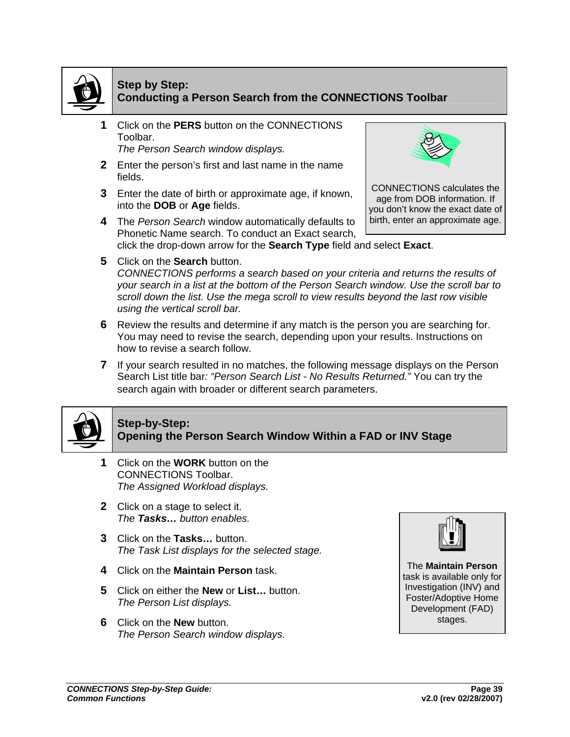## Step by Step: Conducting a Person Search from the CONNECTIONS Toolbar

1. Click on the **PERS** button on the CONNECTIONS Toolbar.
   *The Person Search window displays.*
2. Enter the person's first and last name in the name fields.
3. Enter the date of birth or approximate age, if known, into the **DOB** or **Age** fields.
4. The *Person Search* window automatically defaults to Phonetic Name search. To conduct an Exact search, click the drop-down arrow for the **Search Type** field and select **Exact**.
5. Click on the **Search** button.
   *CONNECTIONS performs a search based on your criteria and returns the results of your search in a list at the bottom of the Person Search window. Use the scroll bar to scroll down the list. Use the mega scroll to view results beyond the last row visible using the vertical scroll bar.*
6. Review the results and determine if any match is the person you are searching for. You may need to revise the search, depending upon your results. Instructions on how to revise a search follow.
7. If your search resulted in no matches, the following message displays on the Person Search List title bar*: "Person Search List - No Results Returned."* You can try the search again with broader or different search parameters.

> CONNECTIONS calculates the age from DOB information. If you don't know the exact date of birth, enter an approximate age.

## Step-by-Step: Opening the Person Search Window Within a FAD or INV Stage

1. Click on the **WORK** button on the CONNECTIONS Toolbar.
   *The Assigned Workload displays.*
2. Click on a stage to select it.
   *The **Tasks…** button enables.*
3. Click on the **Tasks…** button.
   *The Task List displays for the selected stage.*
4. Click on the **Maintain Person** task.
5. Click on either the **New** or **List…** button.
   *The Person List displays.*
6. Click on the **New** button.
   *The Person Search window displays.*

> The **Maintain Person** task is available only for Investigation (INV) and Foster/Adoptive Home Development (FAD) stages.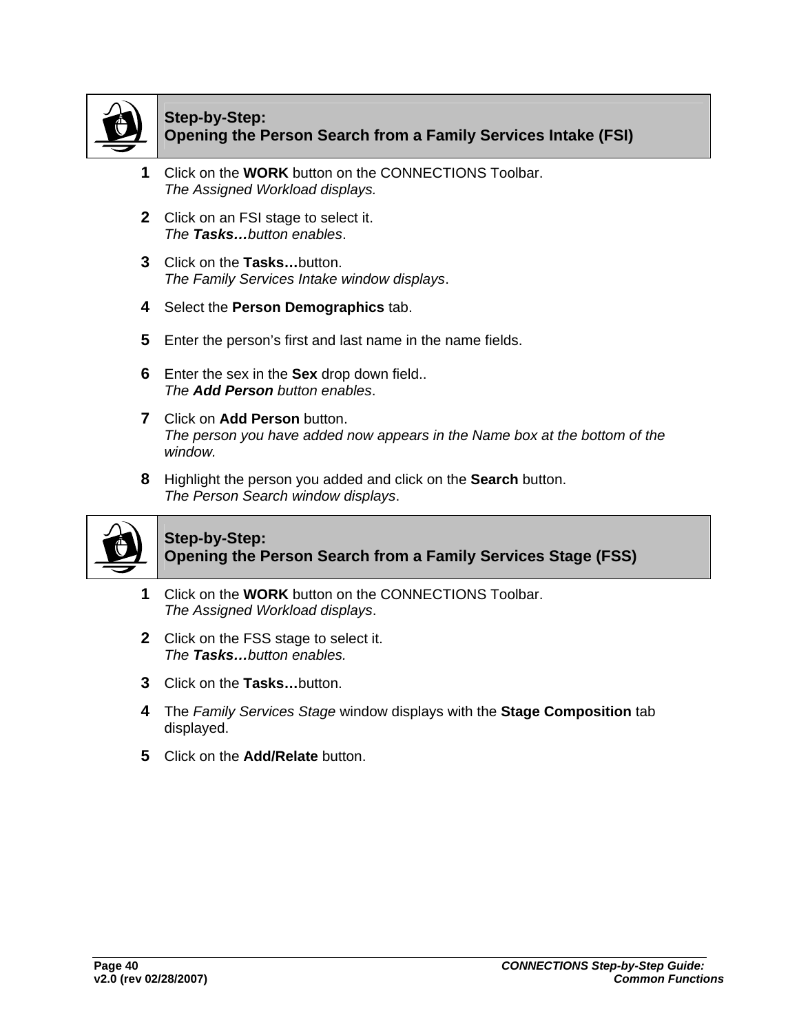## Step-by-Step: Opening the Person Search from a Family Services Intake (FSI)

1. Click on the **WORK** button on the CONNECTIONS Toolbar.
   *The Assigned Workload displays.*
2. Click on an FSI stage to select it.
   *The **Tasks…** button enables*.
3. Click on the **Tasks…**button.
   *The Family Services Intake window displays*.
4. Select the **Person Demographics** tab.
5. Enter the person's first and last name in the name fields.
6. Enter the sex in the **Sex** drop down field..
   *The **Add Person** button enables*.
7. Click on **Add Person** button.
   *The person you have added now appears in the Name box at the bottom of the window.*
8. Highlight the person you added and click on the **Search** button.
   *The Person Search window displays*.

## Step-by-Step: Opening the Person Search from a Family Services Stage (FSS)

1. Click on the **WORK** button on the CONNECTIONS Toolbar.
   *The Assigned Workload displays*.
2. Click on the FSS stage to select it.
   *The **Tasks…**button enables.*
3. Click on the **Tasks…**button.
4. The *Family Services Stage* window displays with the **Stage Composition** tab displayed.
5. Click on the **Add/Relate** button.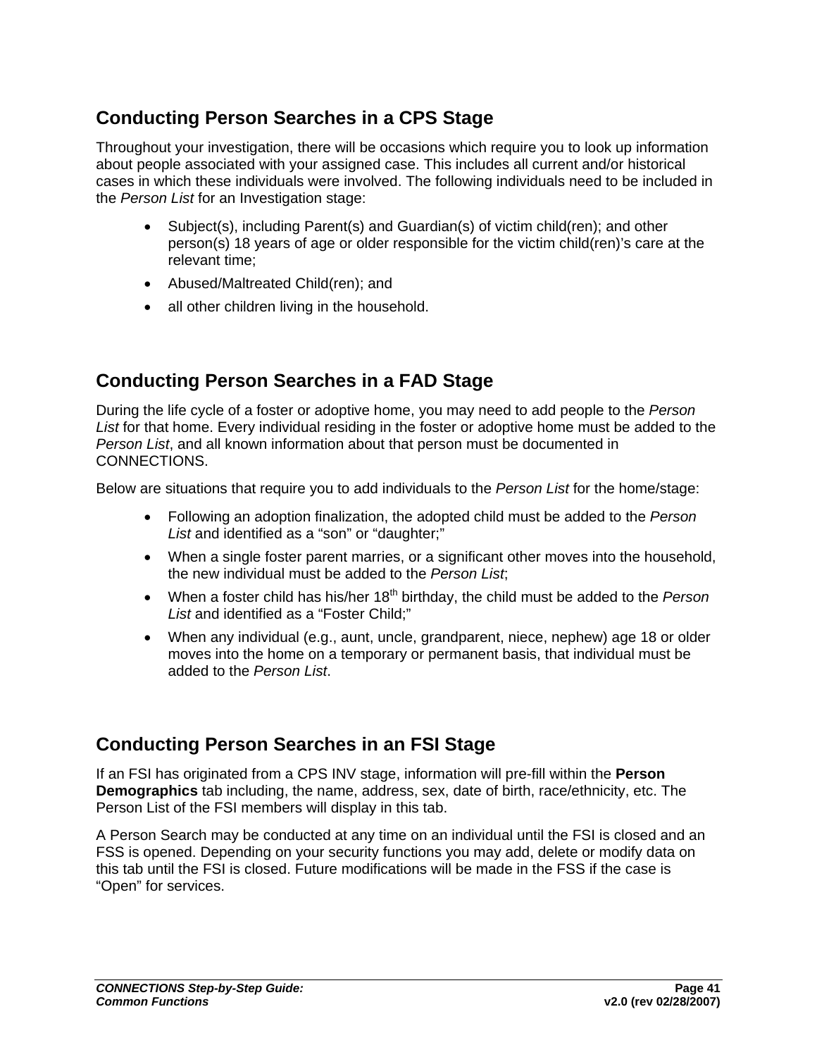## Conducting Person Searches in a CPS Stage

Throughout your investigation, there will be occasions which require you to look up information about people associated with your assigned case. This includes all current and/or historical cases in which these individuals were involved. The following individuals need to be included in the *Person List* for an Investigation stage:

- Subject(s), including Parent(s) and Guardian(s) of victim child(ren); and other person(s) 18 years of age or older responsible for the victim child(ren)'s care at the relevant time;
- Abused/Maltreated Child(ren); and
- all other children living in the household.

## Conducting Person Searches in a FAD Stage

During the life cycle of a foster or adoptive home, you may need to add people to the *Person List* for that home. Every individual residing in the foster or adoptive home must be added to the *Person List*, and all known information about that person must be documented in CONNECTIONS.

Below are situations that require you to add individuals to the *Person List* for the home/stage:

- Following an adoption finalization, the adopted child must be added to the *Person List* and identified as a "son" or "daughter;"
- When a single foster parent marries, or a significant other moves into the household, the new individual must be added to the *Person List*;
- When a foster child has his/her 18th birthday, the child must be added to the *Person List* and identified as a "Foster Child;"
- When any individual (e.g., aunt, uncle, grandparent, niece, nephew) age 18 or older moves into the home on a temporary or permanent basis, that individual must be added to the *Person List*.

## Conducting Person Searches in an FSI Stage

If an FSI has originated from a CPS INV stage, information will pre-fill within the **Person Demographics** tab including, the name, address, sex, date of birth, race/ethnicity, etc. The Person List of the FSI members will display in this tab.

A Person Search may be conducted at any time on an individual until the FSI is closed and an FSS is opened. Depending on your security functions you may add, delete or modify data on this tab until the FSI is closed. Future modifications will be made in the FSS if the case is "Open" for services.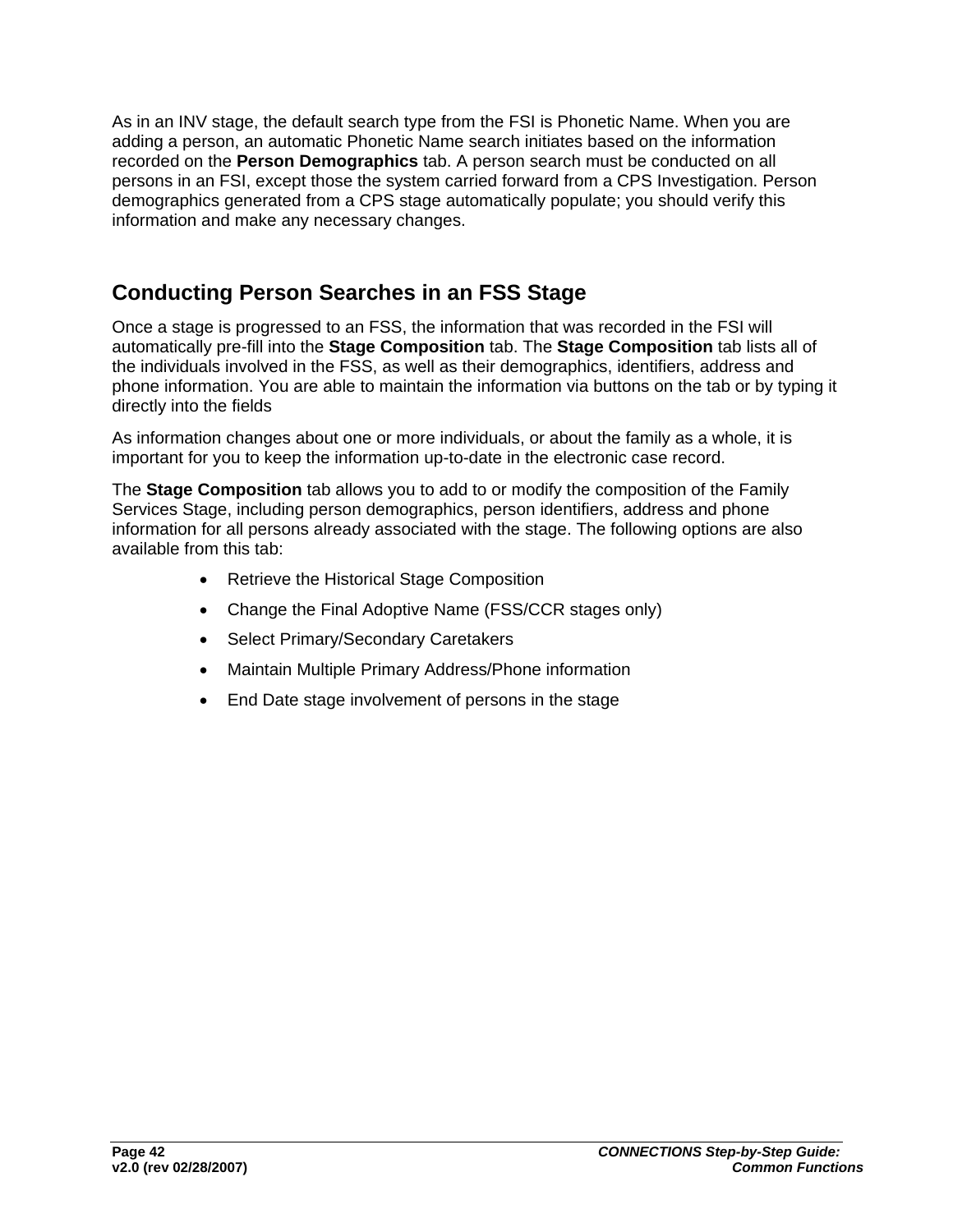As in an INV stage, the default search type from the FSI is Phonetic Name. When you are adding a person, an automatic Phonetic Name search initiates based on the information recorded on the **Person Demographics** tab. A person search must be conducted on all persons in an FSI, except those the system carried forward from a CPS Investigation. Person demographics generated from a CPS stage automatically populate; you should verify this information and make any necessary changes.

## Conducting Person Searches in an FSS Stage

Once a stage is progressed to an FSS, the information that was recorded in the FSI will automatically pre-fill into the **Stage Composition** tab. The **Stage Composition** tab lists all of the individuals involved in the FSS, as well as their demographics, identifiers, address and phone information. You are able to maintain the information via buttons on the tab or by typing it directly into the fields

As information changes about one or more individuals, or about the family as a whole, it is important for you to keep the information up-to-date in the electronic case record.

The **Stage Composition** tab allows you to add to or modify the composition of the Family Services Stage, including person demographics, person identifiers, address and phone information for all persons already associated with the stage. The following options are also available from this tab:

- Retrieve the Historical Stage Composition
- Change the Final Adoptive Name (FSS/CCR stages only)
- Select Primary/Secondary Caretakers
- Maintain Multiple Primary Address/Phone information
- End Date stage involvement of persons in the stage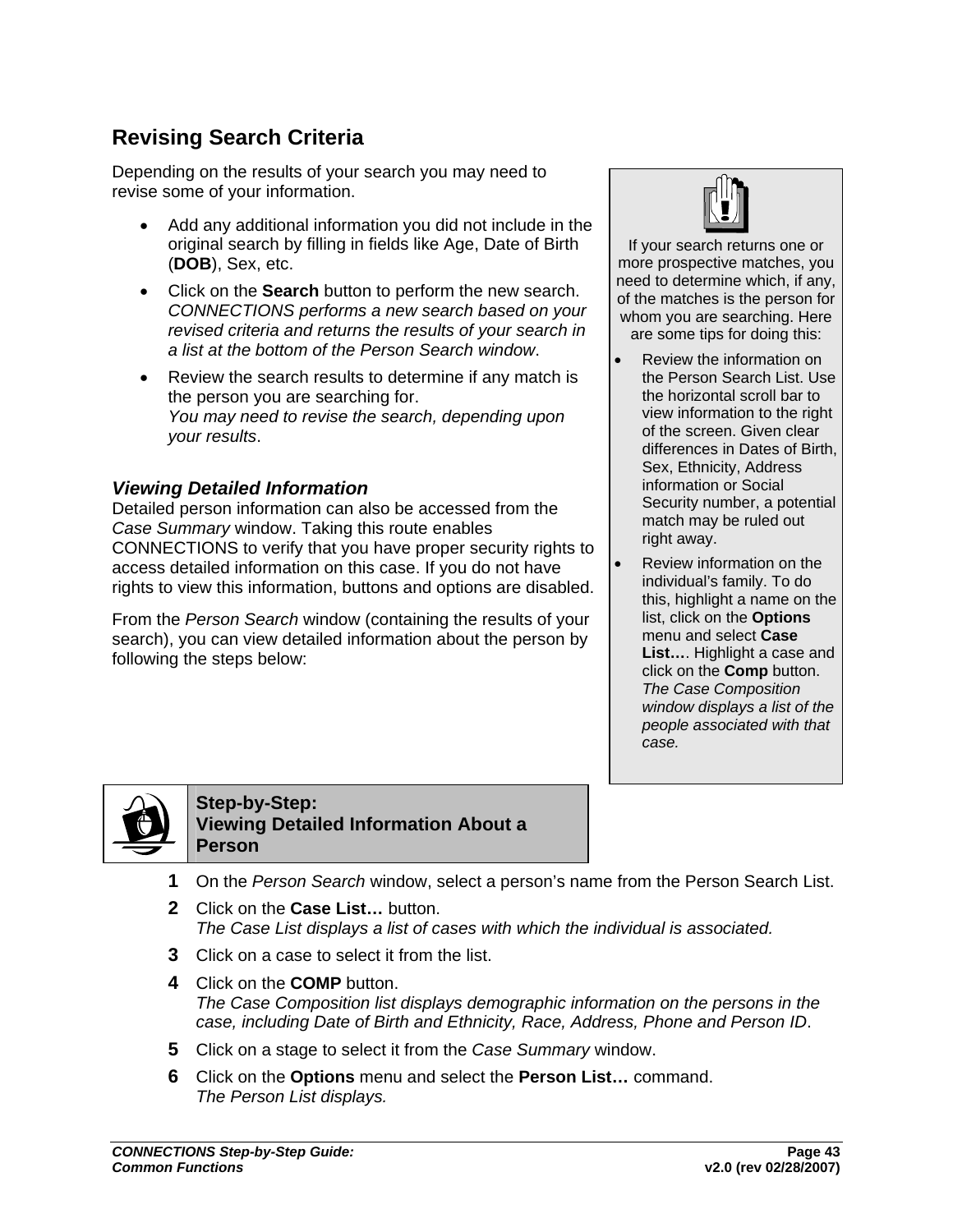## Revising Search Criteria

Depending on the results of your search you may need to revise some of your information.

- Add any additional information you did not include in the original search by filling in fields like Age, Date of Birth (**DOB**), Sex, etc.
- Click on the **Search** button to perform the new search. *CONNECTIONS performs a new search based on your revised criteria and returns the results of your search in a list at the bottom of the Person Search window*.
- Review the search results to determine if any match is the person you are searching for. *You may need to revise the search, depending upon your results*.

> If your search returns one or more prospective matches, you need to determine which, if any, of the matches is the person for whom you are searching. Here are some tips for doing this:
>
> - Review the information on the Person Search List. Use the horizontal scroll bar to view information to the right of the screen. Given clear differences in Dates of Birth, Sex, Ethnicity, Address information or Social Security number, a potential match may be ruled out right away.
> - Review information on the individual's family. To do this, highlight a name on the list, click on the **Options** menu and select **Case List…**. Highlight a case and click on the **Comp** button. *The Case Composition window displays a list of the people associated with that case.*

### *Viewing Detailed Information*

Detailed person information can also be accessed from the *Case Summary* window. Taking this route enables CONNECTIONS to verify that you have proper security rights to access detailed information on this case. If you do not have rights to view this information, buttons and options are disabled.

From the *Person Search* window (containing the results of your search), you can view detailed information about the person by following the steps below:

**Step-by-Step: Viewing Detailed Information About a Person**

1. On the *Person Search* window, select a person's name from the Person Search List.
2. Click on the **Case List…** button.
   *The Case List displays a list of cases with which the individual is associated.*
3. Click on a case to select it from the list.
4. Click on the **COMP** button.
   *The Case Composition list displays demographic information on the persons in the case, including Date of Birth and Ethnicity, Race, Address, Phone and Person ID*.
5. Click on a stage to select it from the *Case Summary* window.
6. Click on the **Options** menu and select the **Person List…** command.
   *The Person List displays.*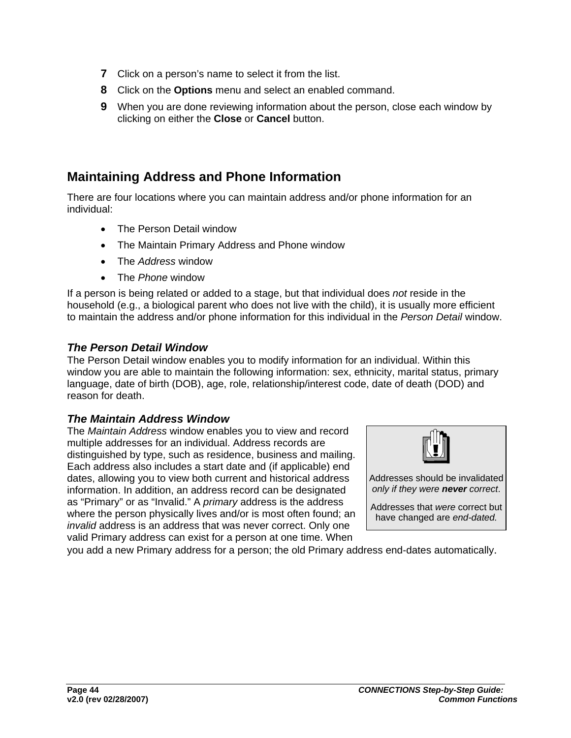**7** Click on a person's name to select it from the list.

**8** Click on the **Options** menu and select an enabled command.

**9** When you are done reviewing information about the person, close each window by clicking on either the **Close** or **Cancel** button.

## Maintaining Address and Phone Information

There are four locations where you can maintain address and/or phone information for an individual:

- The Person Detail window
- The Maintain Primary Address and Phone window
- The *Address* window
- The *Phone* window

If a person is being related or added to a stage, but that individual does *not* reside in the household (e.g., a biological parent who does not live with the child), it is usually more efficient to maintain the address and/or phone information for this individual in the *Person Detail* window.

### *The Person Detail Window*

The Person Detail window enables you to modify information for an individual. Within this window you are able to maintain the following information: sex, ethnicity, marital status, primary language, date of birth (DOB), age, role, relationship/interest code, date of death (DOD) and reason for death.

### *The Maintain Address Window*

The *Maintain Address* window enables you to view and record multiple addresses for an individual. Address records are distinguished by type, such as residence, business and mailing. Each address also includes a start date and (if applicable) end dates, allowing you to view both current and historical address information. In addition, an address record can be designated as "Primary" or as "Invalid." A *primary* address is the address where the person physically lives and/or is most often found; an *invalid* address is an address that was never correct. Only one valid Primary address can exist for a person at one time. When you add a new Primary address for a person; the old Primary address end-dates automatically.

> Addresses should be invalidated *only if they were* ***never*** *correct*.
>
> Addresses that *were* correct but have changed are *end-dated.*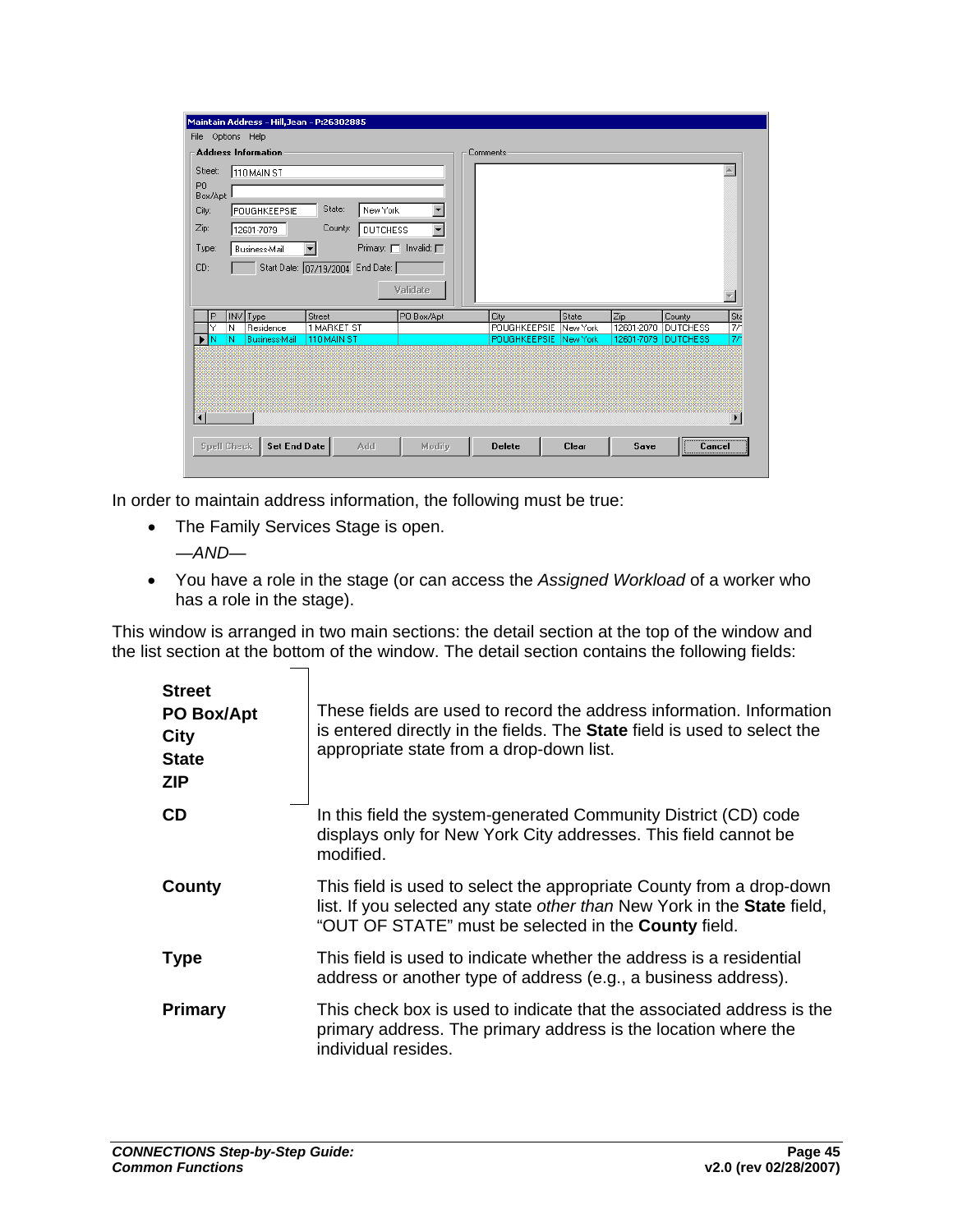In order to maintain address information, the following must be true:

- The Family Services Stage is open.

  *—AND—*

- You have a role in the stage (or can access the *Assigned Workload* of a worker who has a role in the stage).

This window is arranged in two main sections: the detail section at the top of the window and the list section at the bottom of the window. The detail section contains the following fields:

| | |
|---|---|
| **Street**<br>**PO Box/Apt**<br>**City**<br>**State**<br>**ZIP** | These fields are used to record the address information. Information is entered directly in the fields. The **State** field is used to select the appropriate state from a drop-down list. |
| **CD** | In this field the system-generated Community District (CD) code displays only for New York City addresses. This field cannot be modified. |
| **County** | This field is used to select the appropriate County from a drop-down list. If you selected any state *other than* New York in the **State** field, "OUT OF STATE" must be selected in the **County** field. |
| **Type** | This field is used to indicate whether the address is a residential address or another type of address (e.g., a business address). |
| **Primary** | This check box is used to indicate that the associated address is the primary address. The primary address is the location where the individual resides. |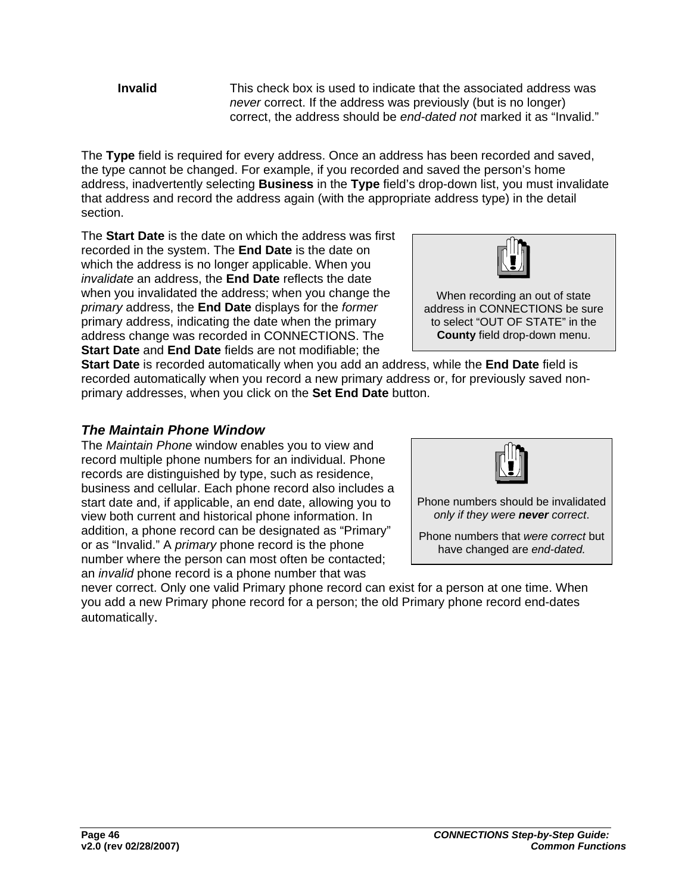**Invalid** This check box is used to indicate that the associated address was *never* correct. If the address was previously (but is no longer) correct, the address should be *end-dated not* marked it as “Invalid.”

The **Type** field is required for every address. Once an address has been recorded and saved, the type cannot be changed. For example, if you recorded and saved the person’s home address, inadvertently selecting **Business** in the **Type** field’s drop-down list, you must invalidate that address and record the address again (with the appropriate address type) in the detail section.

The **Start Date** is the date on which the address was first recorded in the system. The **End Date** is the date on which the address is no longer applicable. When you *invalidate* an address, the **End Date** reflects the date when you invalidated the address; when you change the *primary* address, the **End Date** displays for the *former* primary address, indicating the date when the primary address change was recorded in CONNECTIONS. The **Start Date** and **End Date** fields are not modifiable; the **Start Date** is recorded automatically when you add an address, while the **End Date** field is recorded automatically when you record a new primary address or, for previously saved non-primary addresses, when you click on the **Set End Date** button.

> When recording an out of state address in CONNECTIONS be sure to select “OUT OF STATE” in the **County** field drop-down menu.

### *The Maintain Phone Window*

The *Maintain Phone* window enables you to view and record multiple phone numbers for an individual. Phone records are distinguished by type, such as residence, business and cellular. Each phone record also includes a start date and, if applicable, an end date, allowing you to view both current and historical phone information. In addition, a phone record can be designated as “Primary” or as “Invalid.” A *primary* phone record is the phone number where the person can most often be contacted; an *invalid* phone record is a phone number that was never correct. Only one valid Primary phone record can exist for a person at one time. When you add a new Primary phone record for a person; the old Primary phone record end-dates automatically.

> Phone numbers should be invalidated *only if they were **never** correct*.
>
> Phone numbers that *were correct* but have changed are *end-dated.*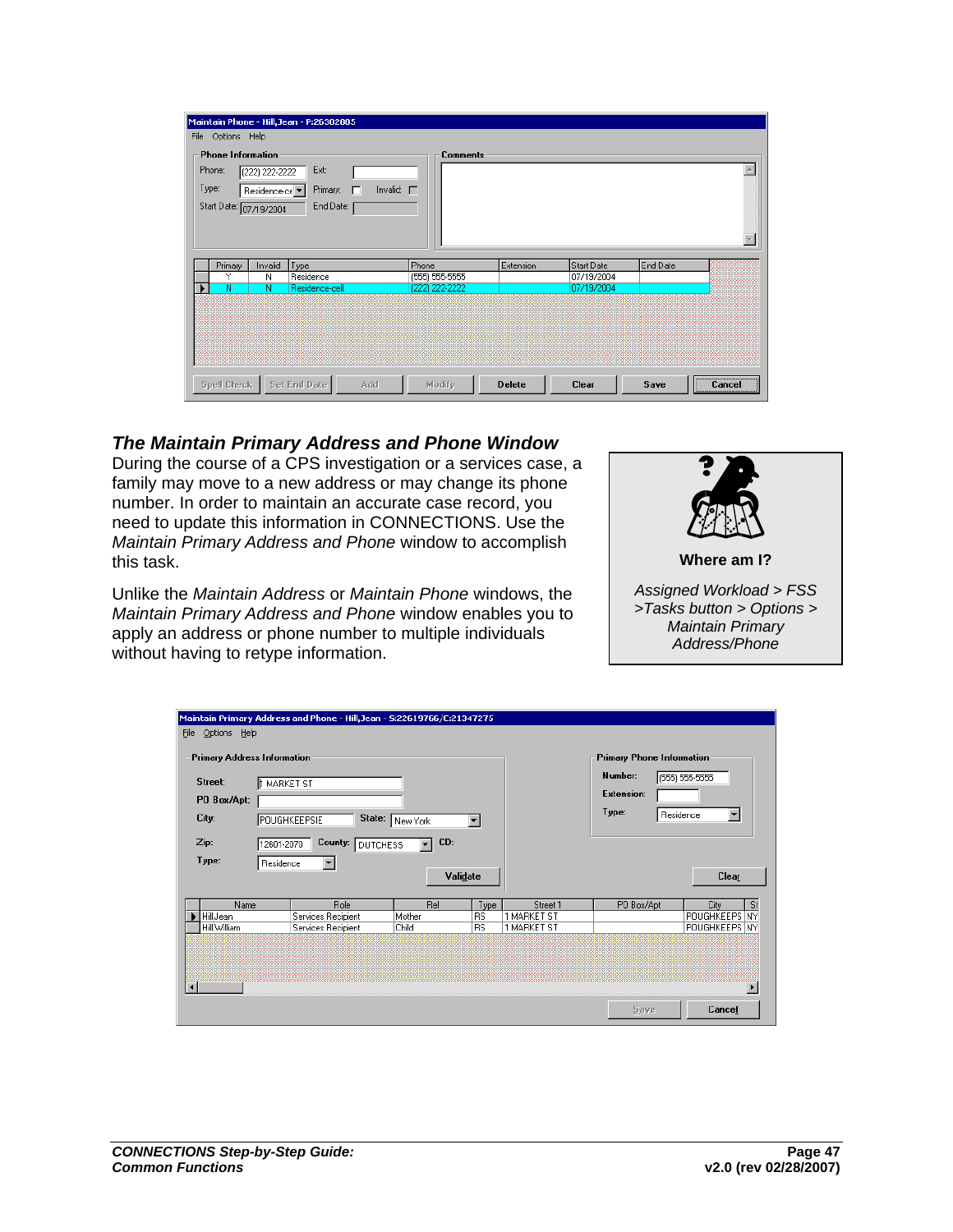## The Maintain Primary Address and Phone Window

During the course of a CPS investigation or a services case, a family may move to a new address or may change its phone number. In order to maintain an accurate case record, you need to update this information in CONNECTIONS. Use the *Maintain Primary Address and Phone* window to accomplish this task.

Unlike the *Maintain Address* or *Maintain Phone* windows, the *Maintain Primary Address and Phone* window enables you to apply an address or phone number to multiple individuals without having to retype information.

**Where am I?**

*Assigned Workload > FSS >Tasks button > Options > Maintain Primary Address/Phone*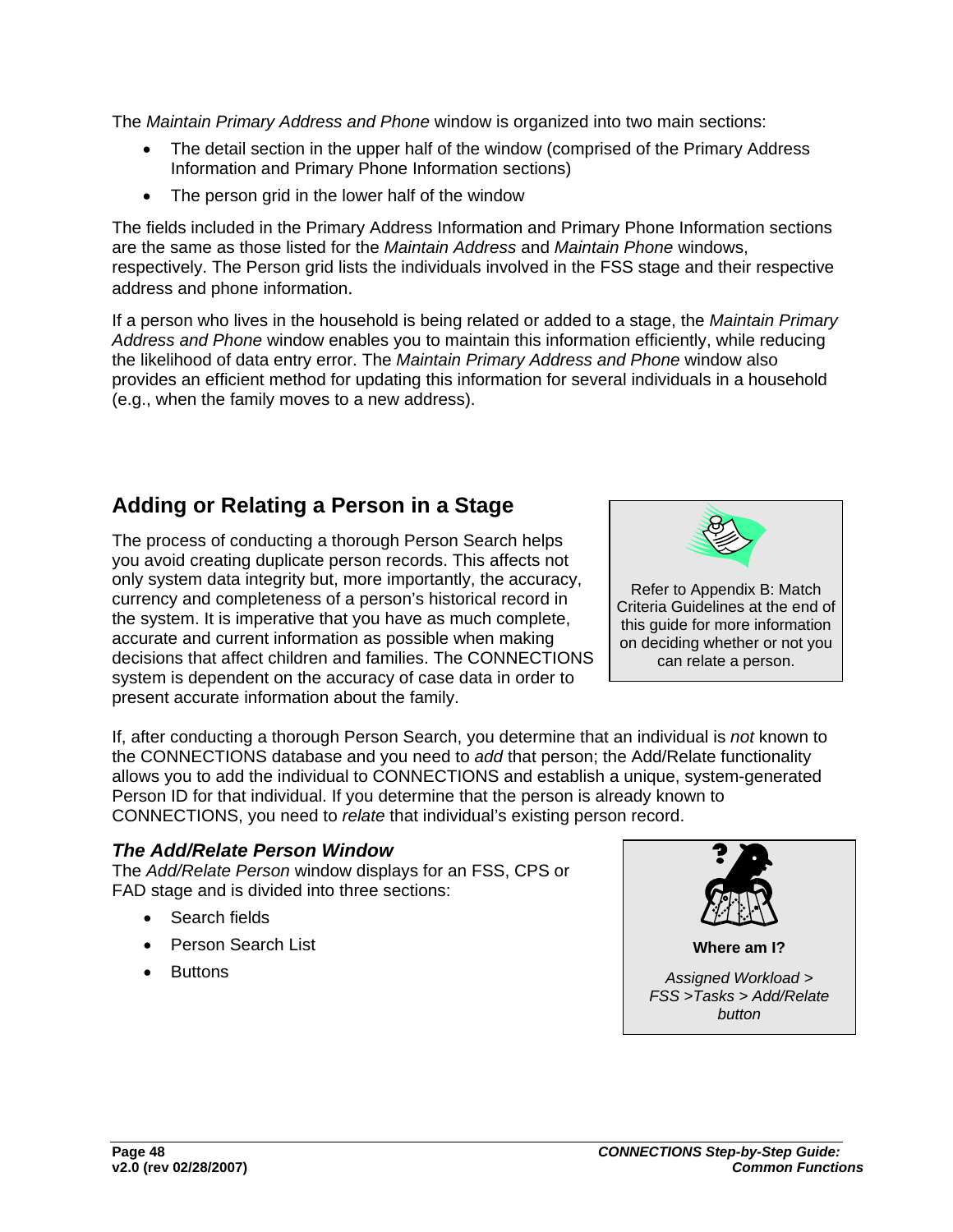The *Maintain Primary Address and Phone* window is organized into two main sections:

- The detail section in the upper half of the window (comprised of the Primary Address Information and Primary Phone Information sections)
- The person grid in the lower half of the window

The fields included in the Primary Address Information and Primary Phone Information sections are the same as those listed for the *Maintain Address* and *Maintain Phone* windows, respectively. The Person grid lists the individuals involved in the FSS stage and their respective address and phone information.

If a person who lives in the household is being related or added to a stage, the *Maintain Primary Address and Phone* window enables you to maintain this information efficiently, while reducing the likelihood of data entry error. The *Maintain Primary Address and Phone* window also provides an efficient method for updating this information for several individuals in a household (e.g., when the family moves to a new address).

## Adding or Relating a Person in a Stage

The process of conducting a thorough Person Search helps you avoid creating duplicate person records. This affects not only system data integrity but, more importantly, the accuracy, currency and completeness of a person's historical record in the system. It is imperative that you have as much complete, accurate and current information as possible when making decisions that affect children and families. The CONNECTIONS system is dependent on the accuracy of case data in order to present accurate information about the family.

Refer to Appendix B: Match Criteria Guidelines at the end of this guide for more information on deciding whether or not you can relate a person.

If, after conducting a thorough Person Search, you determine that an individual is *not* known to the CONNECTIONS database and you need to *add* that person; the Add/Relate functionality allows you to add the individual to CONNECTIONS and establish a unique, system-generated Person ID for that individual. If you determine that the person is already known to CONNECTIONS, you need to *relate* that individual's existing person record.

### *The Add/Relate Person Window*

The *Add/Relate Person* window displays for an FSS, CPS or FAD stage and is divided into three sections:

- Search fields
- Person Search List
- Buttons

**Where am I?**

*Assigned Workload > FSS >Tasks > Add/Relate button*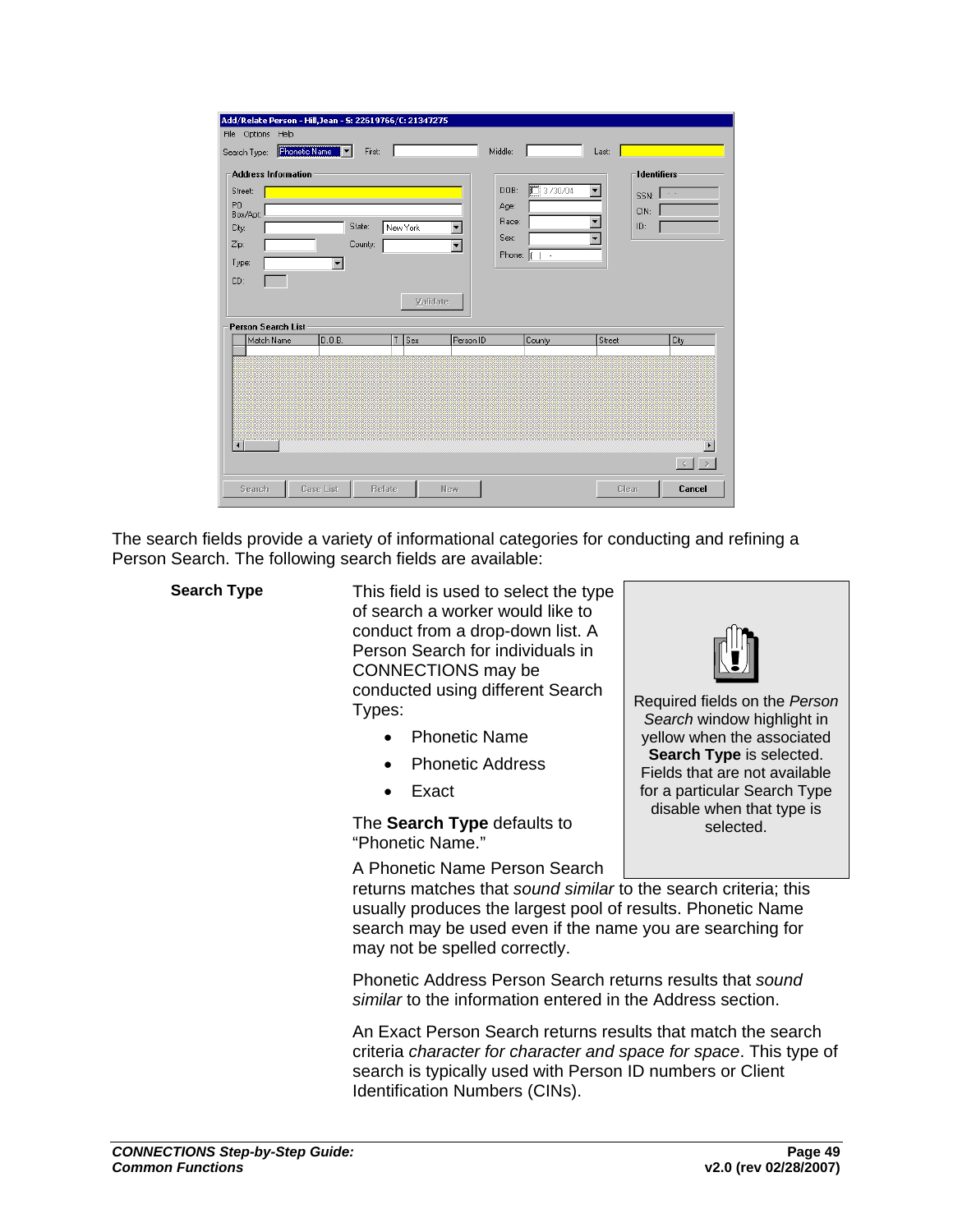The search fields provide a variety of informational categories for conducting and refining a Person Search. The following search fields are available:

**Search Type**

This field is used to select the type of search a worker would like to conduct from a drop-down list. A Person Search for individuals in CONNECTIONS may be conducted using different Search Types:

- Phonetic Name
- Phonetic Address
- Exact

The **Search Type** defaults to "Phonetic Name."

> Required fields on the *Person Search* window highlight in yellow when the associated **Search Type** is selected. Fields that are not available for a particular Search Type disable when that type is selected.

A Phonetic Name Person Search returns matches that *sound similar* to the search criteria; this usually produces the largest pool of results. Phonetic Name search may be used even if the name you are searching for may not be spelled correctly.

Phonetic Address Person Search returns results that *sound similar* to the information entered in the Address section.

An Exact Person Search returns results that match the search criteria *character for character and space for space*. This type of search is typically used with Person ID numbers or Client Identification Numbers (CINs).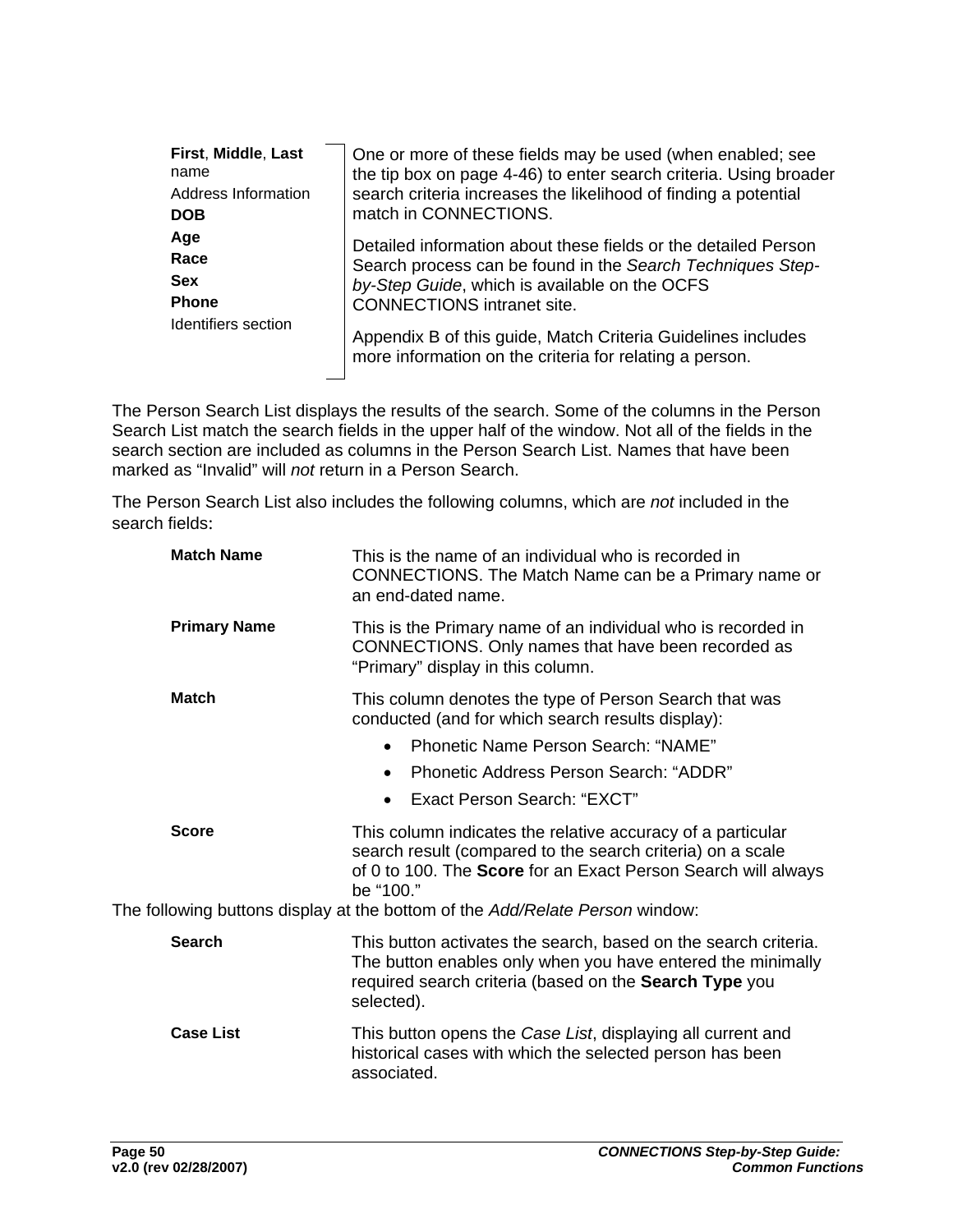| | |
|---|---|
| **First**, **Middle**, **Last** name<br>Address Information<br>**DOB**<br>**Age**<br>**Race**<br>**Sex**<br>**Phone**<br>Identifiers section | One or more of these fields may be used (when enabled; see the tip box on page 4-46) to enter search criteria. Using broader search criteria increases the likelihood of finding a potential match in CONNECTIONS.<br><br>Detailed information about these fields or the detailed Person Search process can be found in the *Search Techniques Step-by-Step Guide*, which is available on the OCFS CONNECTIONS intranet site.<br><br>Appendix B of this guide, Match Criteria Guidelines includes more information on the criteria for relating a person. |

The Person Search List displays the results of the search. Some of the columns in the Person Search List match the search fields in the upper half of the window. Not all of the fields in the search section are included as columns in the Person Search List. Names that have been marked as "Invalid" will *not* return in a Person Search.

The Person Search List also includes the following columns, which are *not* included in the search fields:

| | |
|---|---|
| **Match Name** | This is the name of an individual who is recorded in CONNECTIONS. The Match Name can be a Primary name or an end-dated name. |
| **Primary Name** | This is the Primary name of an individual who is recorded in CONNECTIONS. Only names that have been recorded as "Primary" display in this column. |
| **Match** | This column denotes the type of Person Search that was conducted (and for which search results display):<br>• Phonetic Name Person Search: "NAME"<br>• Phonetic Address Person Search: "ADDR"<br>• Exact Person Search: "EXCT" |
| **Score** | This column indicates the relative accuracy of a particular search result (compared to the search criteria) on a scale of 0 to 100. The **Score** for an Exact Person Search will always be "100." |

The following buttons display at the bottom of the *Add/Relate Person* window:

| | |
|---|---|
| **Search** | This button activates the search, based on the search criteria. The button enables only when you have entered the minimally required search criteria (based on the **Search Type** you selected). |
| **Case List** | This button opens the *Case List*, displaying all current and historical cases with which the selected person has been associated. |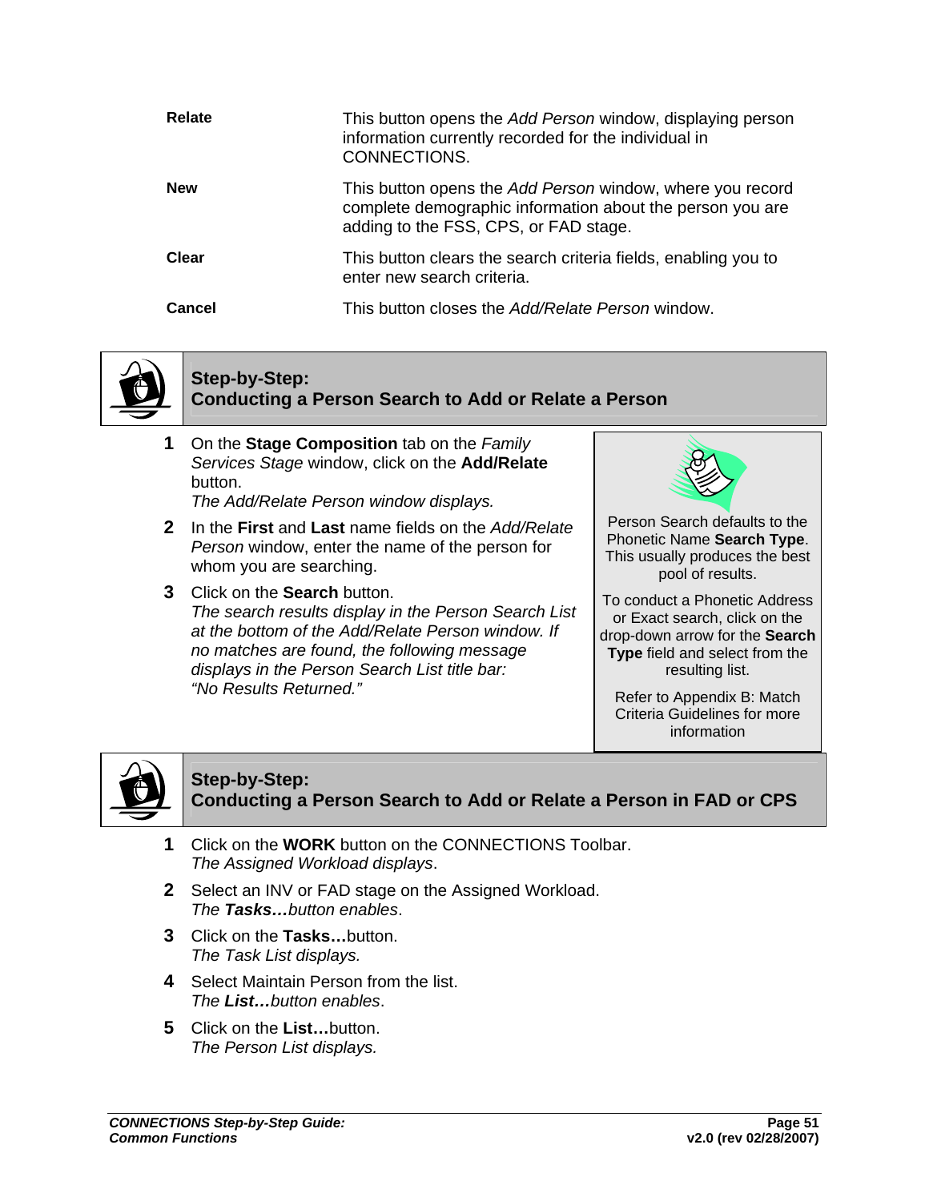| | |
|---|---|
| **Relate** | This button opens the *Add Person* window, displaying person information currently recorded for the individual in CONNECTIONS. |
| **New** | This button opens the *Add Person* window, where you record complete demographic information about the person you are adding to the FSS, CPS, or FAD stage. |
| **Clear** | This button clears the search criteria fields, enabling you to enter new search criteria. |
| **Cancel** | This button closes the *Add/Relate Person* window. |

## Step-by-Step: Conducting a Person Search to Add or Relate a Person

1. On the **Stage Composition** tab on the *Family Services Stage* window, click on the **Add/Relate** button.
   *The Add/Relate Person window displays.*
2. In the **First** and **Last** name fields on the *Add/Relate Person* window, enter the name of the person for whom you are searching.
3. Click on the **Search** button.
   *The search results display in the Person Search List at the bottom of the Add/Relate Person window. If no matches are found, the following message displays in the Person Search List title bar: "No Results Returned."*

> Person Search defaults to the Phonetic Name **Search Type**. This usually produces the best pool of results.
>
> To conduct a Phonetic Address or Exact search, click on the drop-down arrow for the **Search Type** field and select from the resulting list.
>
> Refer to Appendix B: Match Criteria Guidelines for more information

## Step-by-Step: Conducting a Person Search to Add or Relate a Person in FAD or CPS

1. Click on the **WORK** button on the CONNECTIONS Toolbar.
   *The Assigned Workload displays*.
2. Select an INV or FAD stage on the Assigned Workload.
   *The **Tasks…**button enables*.
3. Click on the **Tasks…**button.
   *The Task List displays.*
4. Select Maintain Person from the list.
   *The **List…**button enables*.
5. Click on the **List…**button.
   *The Person List displays.*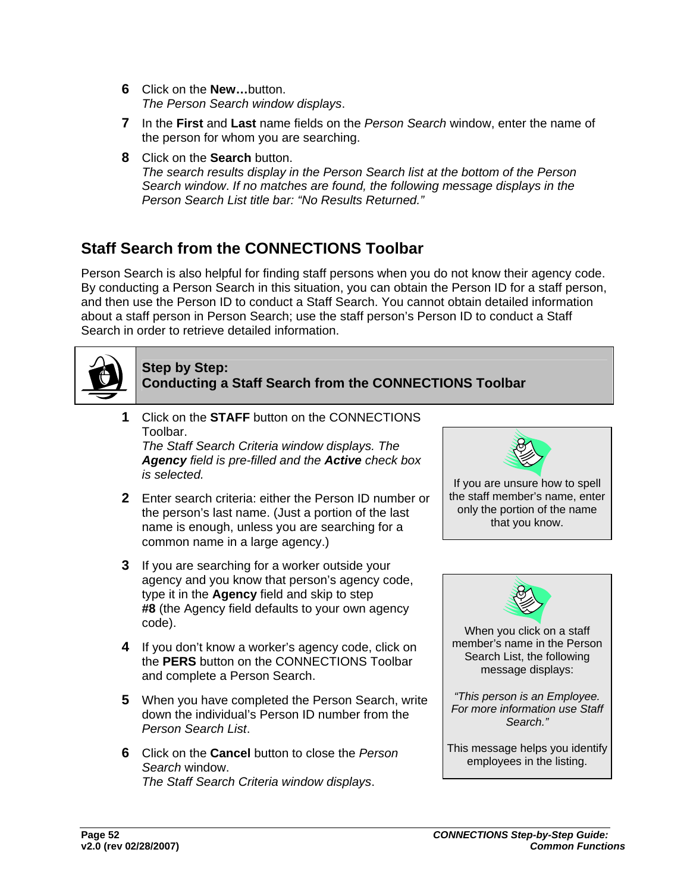6. Click on the **New…**button.
   *The Person Search window displays*.

7. In the **First** and **Last** name fields on the *Person Search* window, enter the name of the person for whom you are searching.

8. Click on the **Search** button.
   *The search results display in the Person Search list at the bottom of the Person Search window*. *If no matches are found, the following message displays in the Person Search List title bar: "No Results Returned."*

## Staff Search from the CONNECTIONS Toolbar

Person Search is also helpful for finding staff persons when you do not know their agency code. By conducting a Person Search in this situation, you can obtain the Person ID for a staff person, and then use the Person ID to conduct a Staff Search. You cannot obtain detailed information about a staff person in Person Search; use the staff person's Person ID to conduct a Staff Search in order to retrieve detailed information.

### Step by Step: Conducting a Staff Search from the CONNECTIONS Toolbar

1. Click on the **STAFF** button on the CONNECTIONS Toolbar.
   *The Staff Search Criteria window displays. The* ***Agency*** *field is pre-filled and the* ***Active*** *check box is selected.*

2. Enter search criteria: either the Person ID number or the person's last name. (Just a portion of the last name is enough, unless you are searching for a common name in a large agency.)

3. If you are searching for a worker outside your agency and you know that person's agency code, type it in the **Agency** field and skip to step **#8** (the Agency field defaults to your own agency code).

4. If you don't know a worker's agency code, click on the **PERS** button on the CONNECTIONS Toolbar and complete a Person Search.

5. When you have completed the Person Search, write down the individual's Person ID number from the *Person Search List*.

6. Click on the **Cancel** button to close the *Person Search* window.
   *The Staff Search Criteria window displays*.

> If you are unsure how to spell the staff member's name, enter only the portion of the name that you know.

> When you click on a staff member's name in the Person Search List, the following message displays:
>
> *"This person is an Employee. For more information use Staff Search."*
>
> This message helps you identify employees in the listing.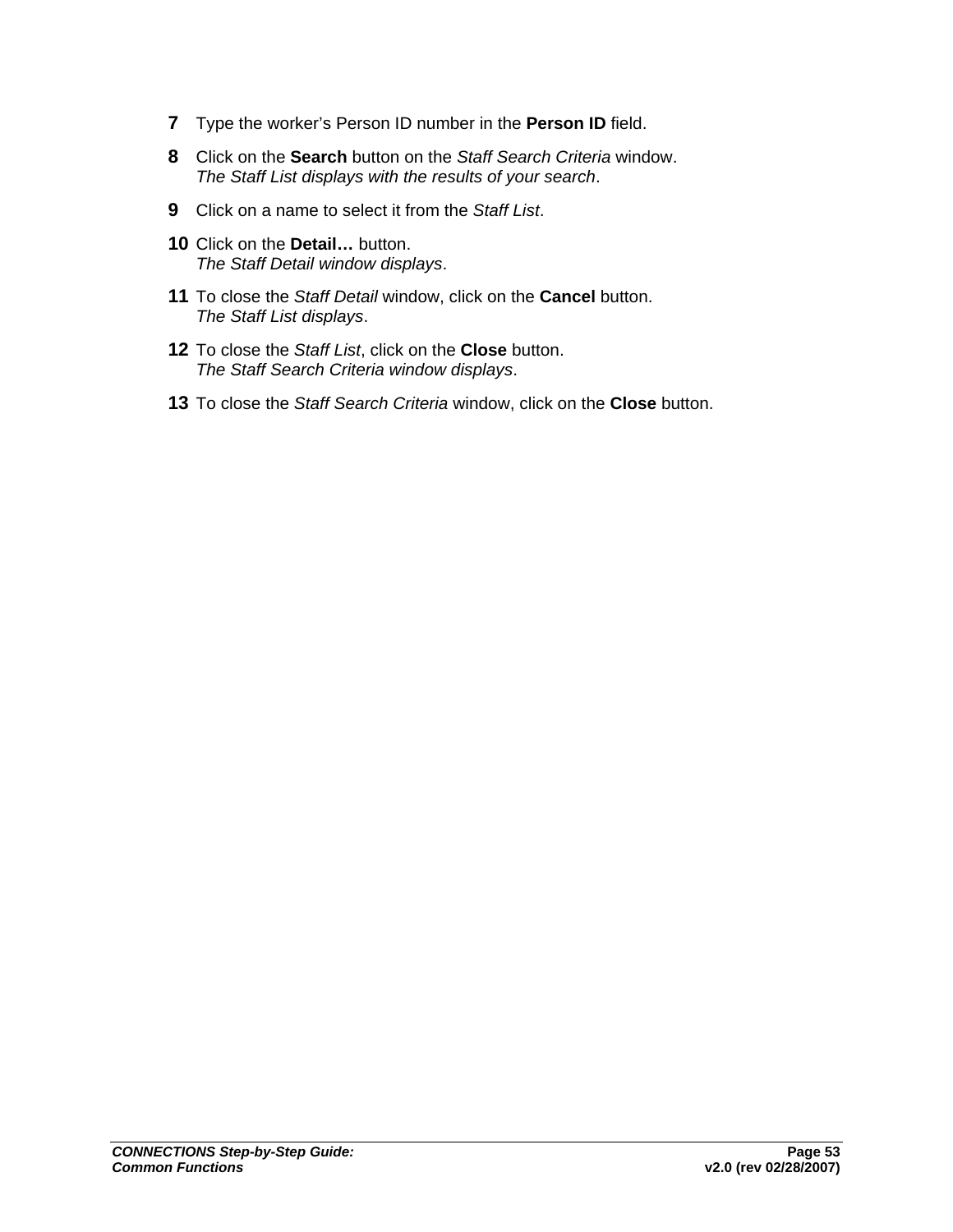7. Type the worker's Person ID number in the **Person ID** field.

8. Click on the **Search** button on the *Staff Search Criteria* window.
   *The Staff List displays with the results of your search*.

9. Click on a name to select it from the *Staff List*.

10. Click on the **Detail…** button.
    *The Staff Detail window displays*.

11. To close the *Staff Detail* window, click on the **Cancel** button.
    *The Staff List displays*.

12. To close the *Staff List*, click on the **Close** button.
    *The Staff Search Criteria window displays*.

13. To close the *Staff Search Criteria* window, click on the **Close** button.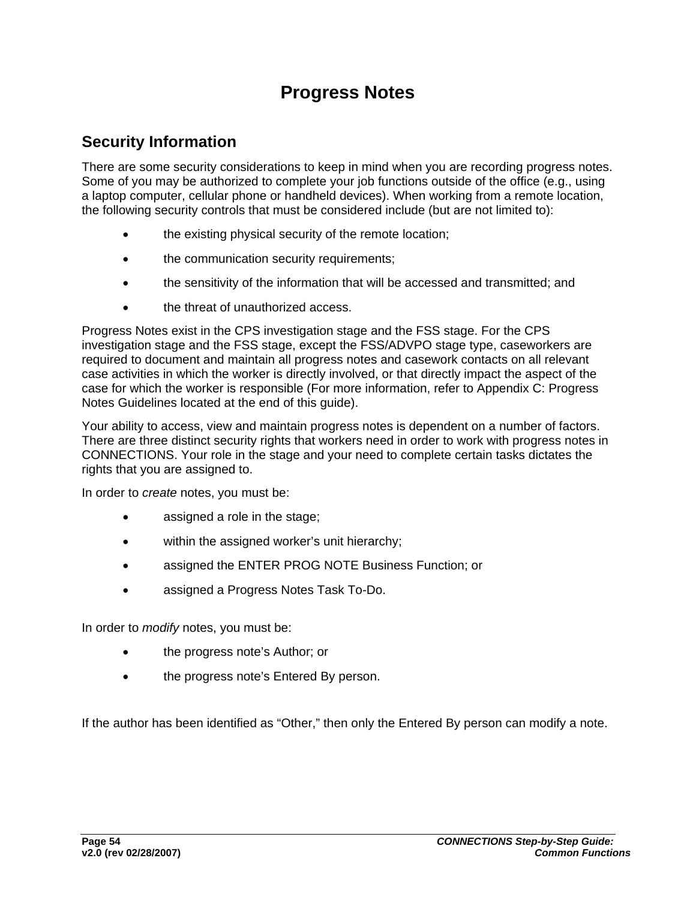# Progress Notes

## Security Information

There are some security considerations to keep in mind when you are recording progress notes. Some of you may be authorized to complete your job functions outside of the office (e.g., using a laptop computer, cellular phone or handheld devices). When working from a remote location, the following security controls that must be considered include (but are not limited to):

- the existing physical security of the remote location;
- the communication security requirements;
- the sensitivity of the information that will be accessed and transmitted; and
- the threat of unauthorized access.

Progress Notes exist in the CPS investigation stage and the FSS stage. For the CPS investigation stage and the FSS stage, except the FSS/ADVPO stage type, caseworkers are required to document and maintain all progress notes and casework contacts on all relevant case activities in which the worker is directly involved, or that directly impact the aspect of the case for which the worker is responsible (For more information, refer to Appendix C: Progress Notes Guidelines located at the end of this guide).

Your ability to access, view and maintain progress notes is dependent on a number of factors. There are three distinct security rights that workers need in order to work with progress notes in CONNECTIONS. Your role in the stage and your need to complete certain tasks dictates the rights that you are assigned to.

In order to *create* notes, you must be:

- assigned a role in the stage;
- within the assigned worker's unit hierarchy;
- assigned the ENTER PROG NOTE Business Function; or
- assigned a Progress Notes Task To-Do.

In order to *modify* notes, you must be:

- the progress note's Author; or
- the progress note's Entered By person.

If the author has been identified as "Other," then only the Entered By person can modify a note.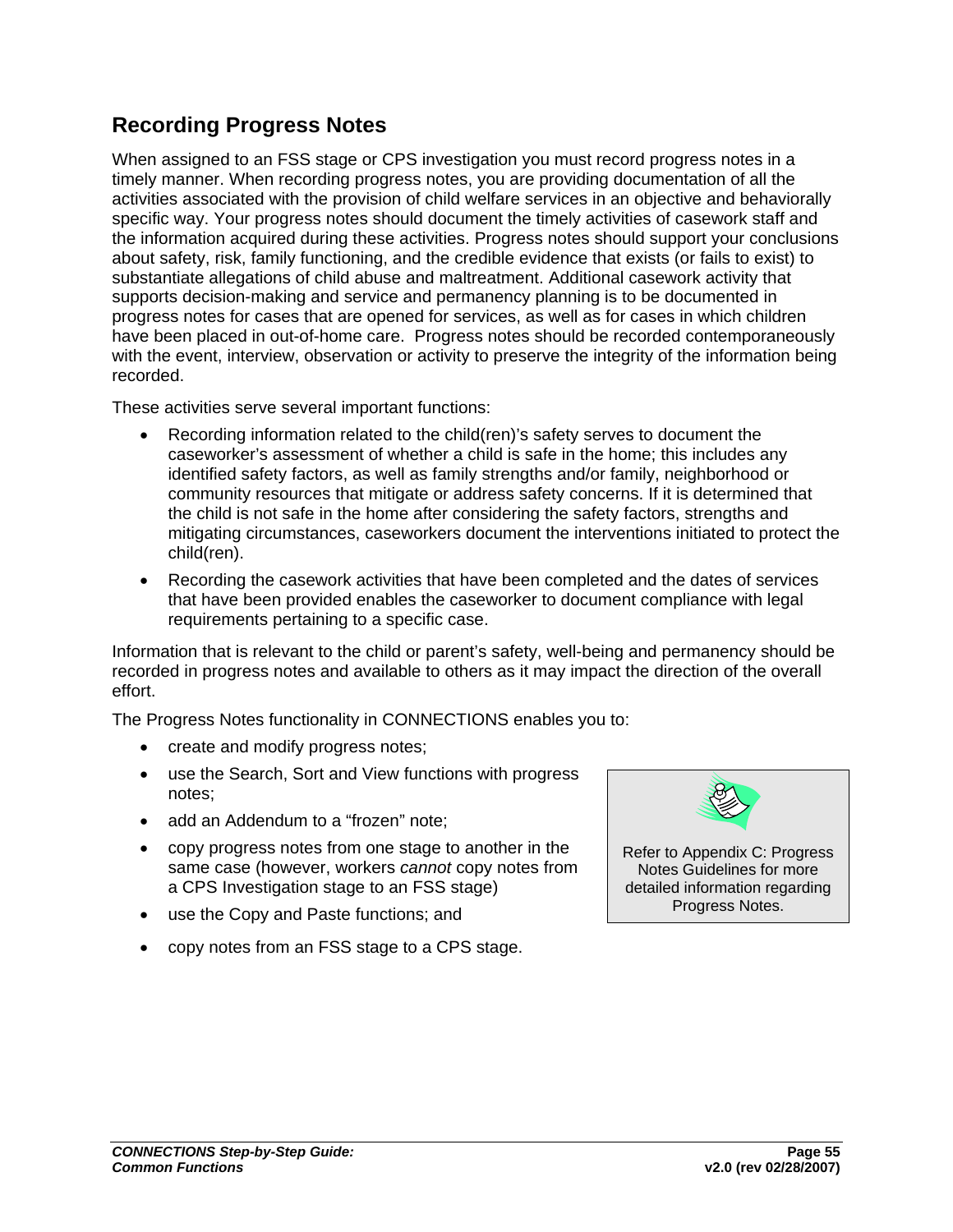## Recording Progress Notes

When assigned to an FSS stage or CPS investigation you must record progress notes in a timely manner. When recording progress notes, you are providing documentation of all the activities associated with the provision of child welfare services in an objective and behaviorally specific way. Your progress notes should document the timely activities of casework staff and the information acquired during these activities. Progress notes should support your conclusions about safety, risk, family functioning, and the credible evidence that exists (or fails to exist) to substantiate allegations of child abuse and maltreatment. Additional casework activity that supports decision-making and service and permanency planning is to be documented in progress notes for cases that are opened for services, as well as for cases in which children have been placed in out-of-home care. Progress notes should be recorded contemporaneously with the event, interview, observation or activity to preserve the integrity of the information being recorded.

These activities serve several important functions:

- Recording information related to the child(ren)'s safety serves to document the caseworker's assessment of whether a child is safe in the home; this includes any identified safety factors, as well as family strengths and/or family, neighborhood or community resources that mitigate or address safety concerns. If it is determined that the child is not safe in the home after considering the safety factors, strengths and mitigating circumstances, caseworkers document the interventions initiated to protect the child(ren).
- Recording the casework activities that have been completed and the dates of services that have been provided enables the caseworker to document compliance with legal requirements pertaining to a specific case.

Information that is relevant to the child or parent's safety, well-being and permanency should be recorded in progress notes and available to others as it may impact the direction of the overall effort.

The Progress Notes functionality in CONNECTIONS enables you to:

- create and modify progress notes;
- use the Search, Sort and View functions with progress notes;
- add an Addendum to a "frozen" note;
- copy progress notes from one stage to another in the same case (however, workers *cannot* copy notes from a CPS Investigation stage to an FSS stage)
- use the Copy and Paste functions; and
- copy notes from an FSS stage to a CPS stage.

Refer to Appendix C: Progress Notes Guidelines for more detailed information regarding Progress Notes.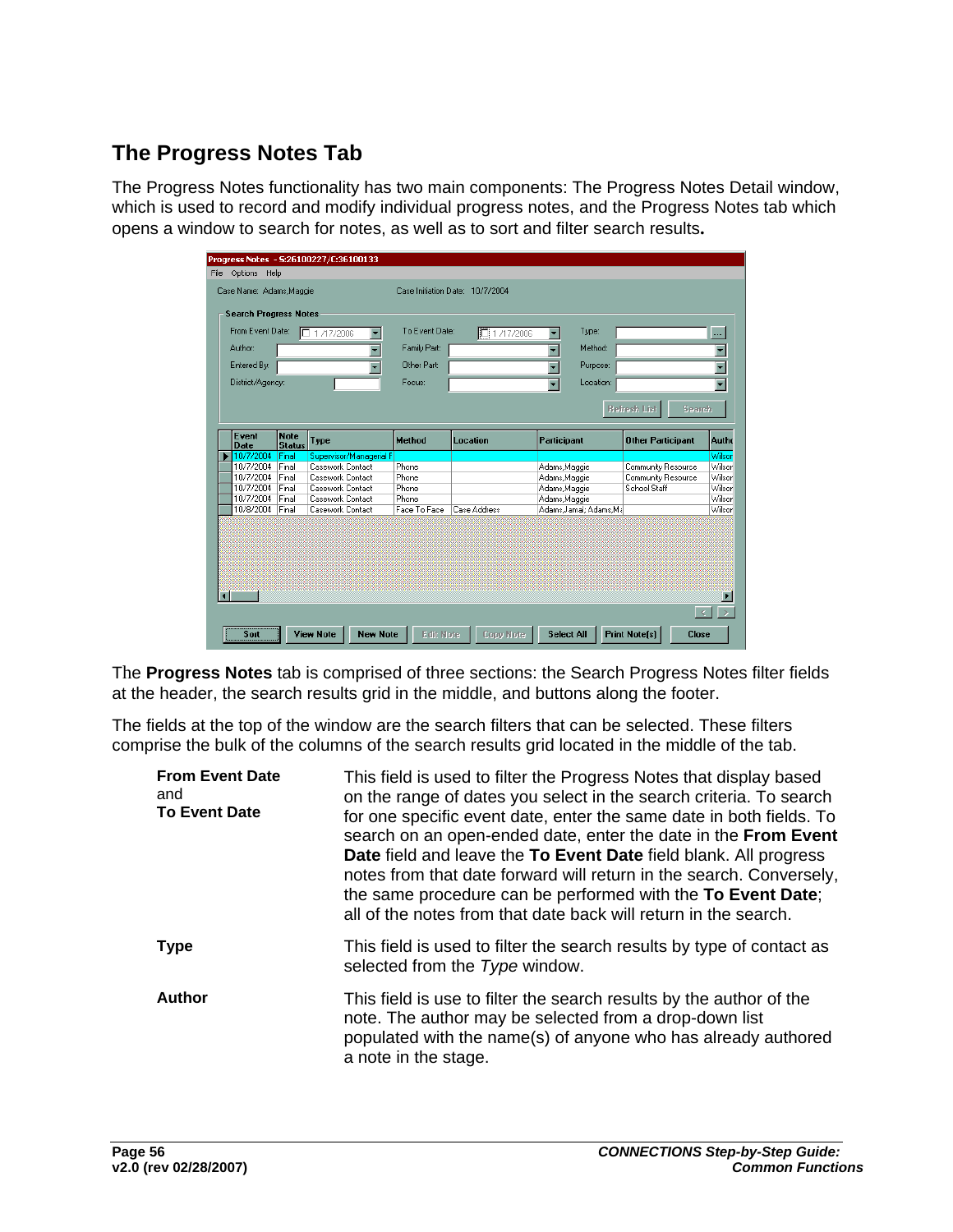## The Progress Notes Tab

The Progress Notes functionality has two main components: The Progress Notes Detail window, which is used to record and modify individual progress notes, and the Progress Notes tab which opens a window to search for notes, as well as to sort and filter search results**.**

The **Progress Notes** tab is comprised of three sections: the Search Progress Notes filter fields at the header, the search results grid in the middle, and buttons along the footer.

The fields at the top of the window are the search filters that can be selected. These filters comprise the bulk of the columns of the search results grid located in the middle of the tab.

| | |
|---|---|
| **From Event Date** and **To Event Date** | This field is used to filter the Progress Notes that display based on the range of dates you select in the search criteria. To search for one specific event date, enter the same date in both fields. To search on an open-ended date, enter the date in the **From Event Date** field and leave the **To Event Date** field blank. All progress notes from that date forward will return in the search. Conversely, the same procedure can be performed with the **To Event Date**; all of the notes from that date back will return in the search. |
| **Type** | This field is used to filter the search results by type of contact as selected from the *Type* window. |
| **Author** | This field is use to filter the search results by the author of the note. The author may be selected from a drop-down list populated with the name(s) of anyone who has already authored a note in the stage. |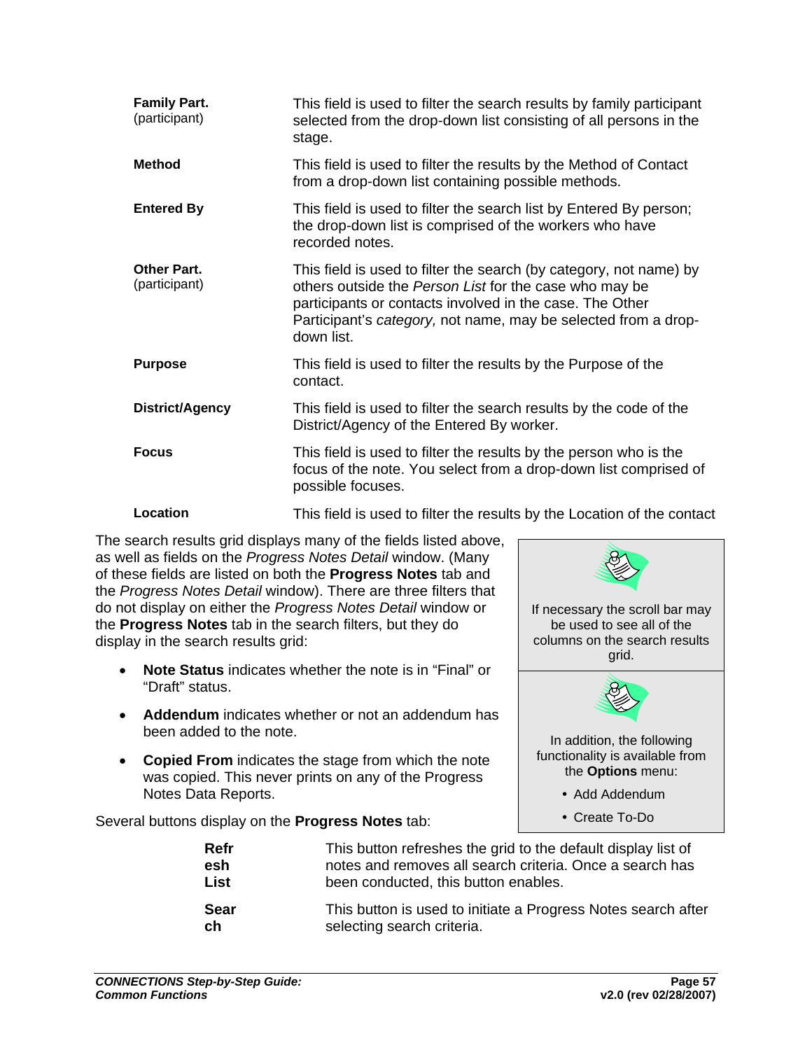| | |
|---|---|
| **Family Part.** (participant) | This field is used to filter the search results by family participant selected from the drop-down list consisting of all persons in the stage. |
| **Method** | This field is used to filter the results by the Method of Contact from a drop-down list containing possible methods. |
| **Entered By** | This field is used to filter the search list by Entered By person; the drop-down list is comprised of the workers who have recorded notes. |
| **Other Part.** (participant) | This field is used to filter the search (by category, not name) by others outside the *Person List* for the case who may be participants or contacts involved in the case. The Other Participant's *category,* not name, may be selected from a drop-down list. |
| **Purpose** | This field is used to filter the results by the Purpose of the contact. |
| **District/Agency** | This field is used to filter the search results by the code of the District/Agency of the Entered By worker. |
| **Focus** | This field is used to filter the results by the person who is the focus of the note. You select from a drop-down list comprised of possible focuses. |
| **Location** | This field is used to filter the results by the Location of the contact |

The search results grid displays many of the fields listed above, as well as fields on the *Progress Notes Detail* window. (Many of these fields are listed on both the **Progress Notes** tab and the *Progress Notes Detail* window). There are three filters that do not display on either the *Progress Notes Detail* window or the **Progress Notes** tab in the search filters, but they do display in the search results grid:

- **Note Status** indicates whether the note is in "Final" or "Draft" status.
- **Addendum** indicates whether or not an addendum has been added to the note.
- **Copied From** indicates the stage from which the note was copied. This never prints on any of the Progress Notes Data Reports.

> If necessary the scroll bar may be used to see all of the columns on the search results grid.

> In addition, the following functionality is available from the **Options** menu:
> - Add Addendum
> - Create To-Do

Several buttons display on the **Progress Notes** tab:

| | |
|---|---|
| **Refresh List** | This button refreshes the grid to the default display list of notes and removes all search criteria. Once a search has been conducted, this button enables. |
| **Search** | This button is used to initiate a Progress Notes search after selecting search criteria. |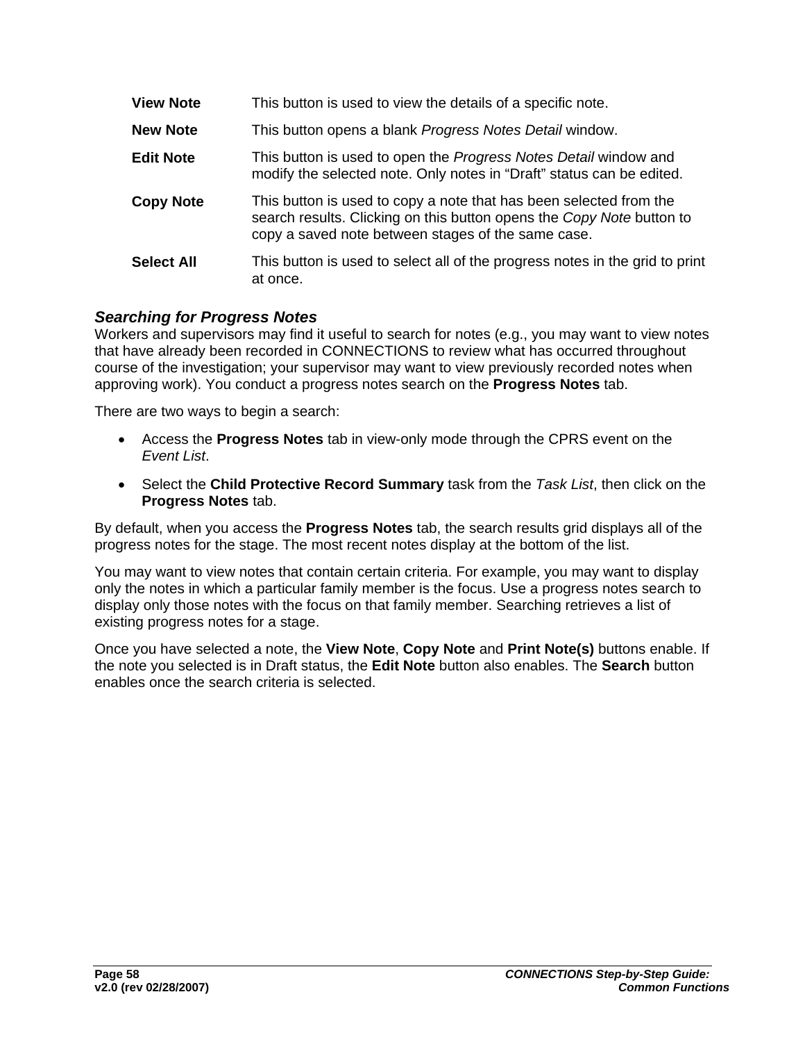| | |
|---|---|
| **View Note** | This button is used to view the details of a specific note. |
| **New Note** | This button opens a blank *Progress Notes Detail* window. |
| **Edit Note** | This button is used to open the *Progress Notes Detail* window and modify the selected note. Only notes in “Draft” status can be edited. |
| **Copy Note** | This button is used to copy a note that has been selected from the search results. Clicking on this button opens the *Copy Note* button to copy a saved note between stages of the same case. |
| **Select All** | This button is used to select all of the progress notes in the grid to print at once. |

### *Searching for Progress Notes*

Workers and supervisors may find it useful to search for notes (e.g., you may want to view notes that have already been recorded in CONNECTIONS to review what has occurred throughout course of the investigation; your supervisor may want to view previously recorded notes when approving work). You conduct a progress notes search on the **Progress Notes** tab.

There are two ways to begin a search:

- Access the **Progress Notes** tab in view-only mode through the CPRS event on the *Event List*.
- Select the **Child Protective Record Summary** task from the *Task List*, then click on the **Progress Notes** tab.

By default, when you access the **Progress Notes** tab, the search results grid displays all of the progress notes for the stage. The most recent notes display at the bottom of the list.

You may want to view notes that contain certain criteria. For example, you may want to display only the notes in which a particular family member is the focus. Use a progress notes search to display only those notes with the focus on that family member. Searching retrieves a list of existing progress notes for a stage.

Once you have selected a note, the **View Note**, **Copy Note** and **Print Note(s)** buttons enable. If the note you selected is in Draft status, the **Edit Note** button also enables. The **Search** button enables once the search criteria is selected.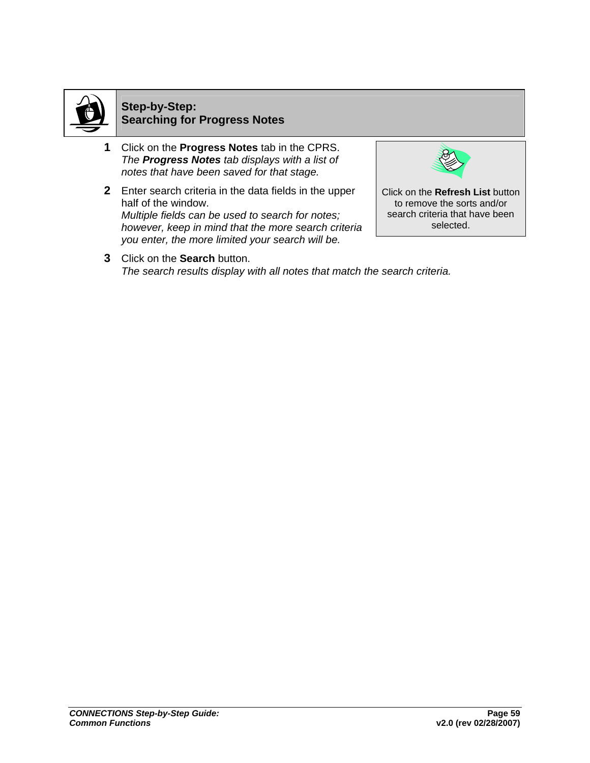## Step-by-Step: Searching for Progress Notes

1. Click on the **Progress Notes** tab in the CPRS.
   *The **Progress Notes** tab displays with a list of notes that have been saved for that stage.*

2. Enter search criteria in the data fields in the upper half of the window.
   *Multiple fields can be used to search for notes; however, keep in mind that the more search criteria you enter, the more limited your search will be.*

   > Click on the **Refresh List** button to remove the sorts and/or search criteria that have been selected.

3. Click on the **Search** button.
   *The search results display with all notes that match the search criteria.*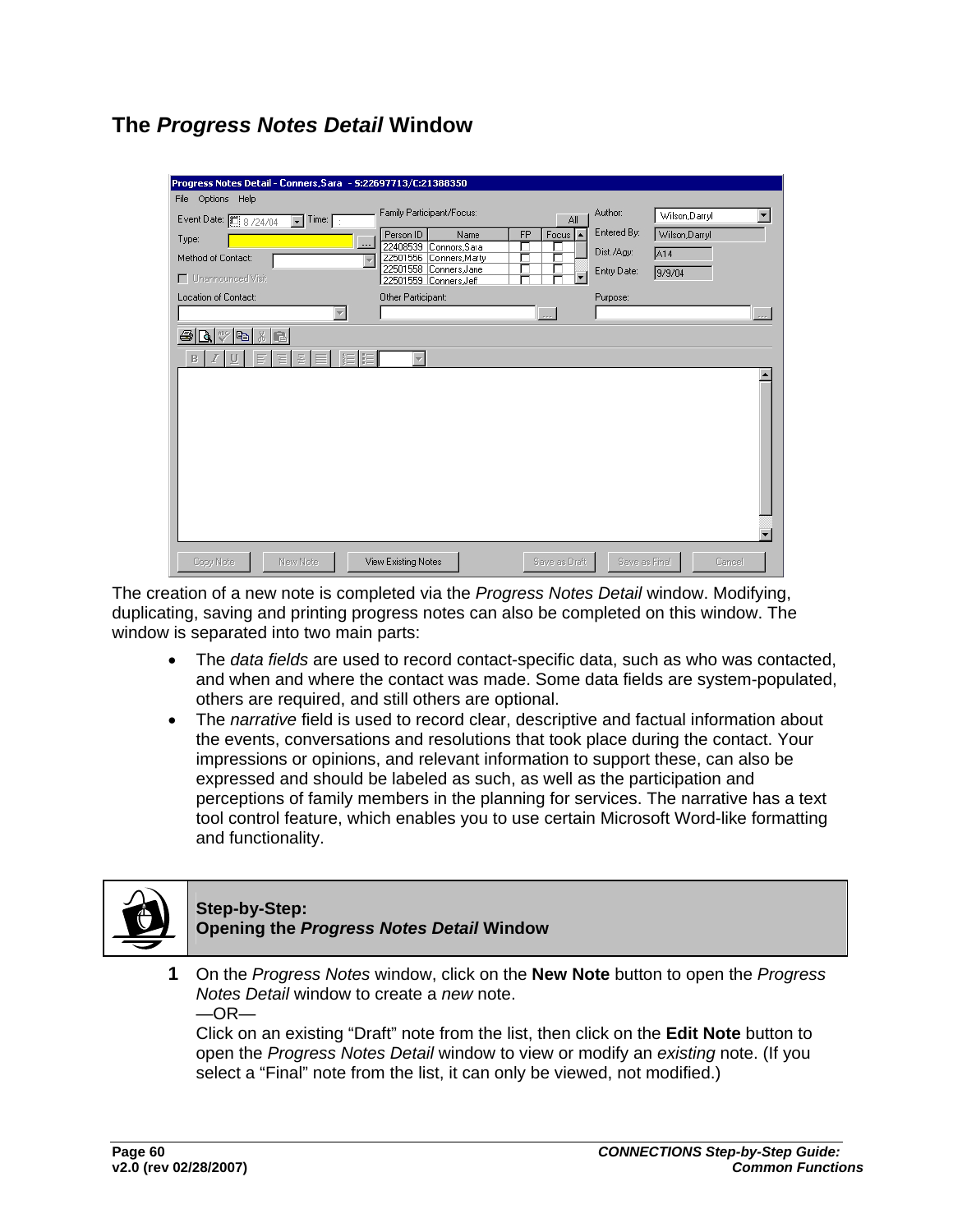## The *Progress Notes Detail* Window

The creation of a new note is completed via the *Progress Notes Detail* window. Modifying, duplicating, saving and printing progress notes can also be completed on this window. The window is separated into two main parts:

- The *data fields* are used to record contact-specific data, such as who was contacted, and when and where the contact was made. Some data fields are system-populated, others are required, and still others are optional.
- The *narrative* field is used to record clear, descriptive and factual information about the events, conversations and resolutions that took place during the contact. Your impressions or opinions, and relevant information to support these, can also be expressed and should be labeled as such, as well as the participation and perceptions of family members in the planning for services. The narrative has a text tool control feature, which enables you to use certain Microsoft Word-like formatting and functionality.

**Step-by-Step:**
**Opening the *Progress Notes Detail* Window**

**1** On the *Progress Notes* window, click on the **New Note** button to open the *Progress Notes Detail* window to create a *new* note.
—OR—
Click on an existing “Draft” note from the list, then click on the **Edit Note** button to open the *Progress Notes Detail* window to view or modify an *existing* note. (If you select a “Final” note from the list, it can only be viewed, not modified.)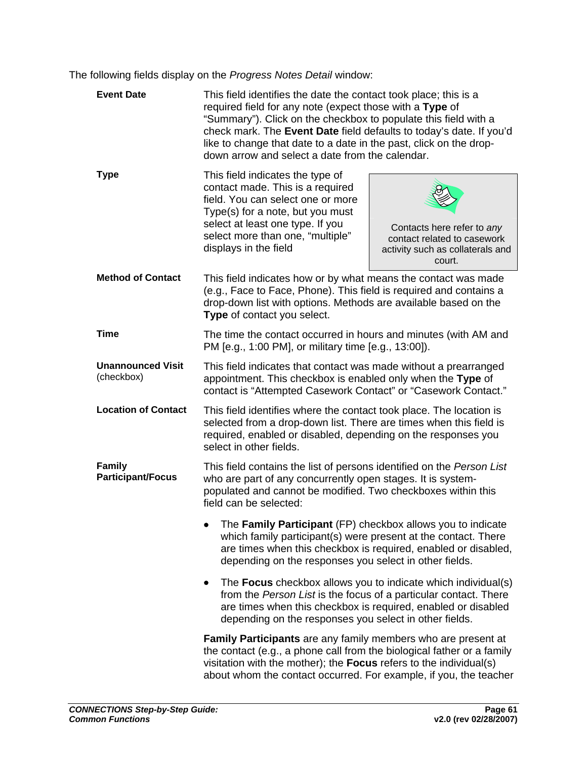The following fields display on the *Progress Notes Detail* window:

**Event Date** — This field identifies the date the contact took place; this is a required field for any note (expect those with a **Type** of "Summary"). Click on the checkbox to populate this field with a check mark. The **Event Date** field defaults to today's date. If you'd like to change that date to a date in the past, click on the drop-down arrow and select a date from the calendar.

**Type** — This field indicates the type of contact made. This is a required field. You can select one or more Type(s) for a note, but you must select at least one type. If you select more than one, "multiple" displays in the field

> Contacts here refer to *any* contact related to casework activity such as collaterals and court.

**Method of Contact** — This field indicates how or by what means the contact was made (e.g., Face to Face, Phone). This field is required and contains a drop-down list with options. Methods are available based on the **Type** of contact you select.

**Time** — The time the contact occurred in hours and minutes (with AM and PM [e.g., 1:00 PM], or military time [e.g., 13:00]).

**Unannounced Visit** (checkbox) — This field indicates that contact was made without a prearranged appointment. This checkbox is enabled only when the **Type** of contact is "Attempted Casework Contact" or "Casework Contact."

**Location of Contact** — This field identifies where the contact took place. The location is selected from a drop-down list. There are times when this field is required, enabled or disabled, depending on the responses you select in other fields.

**Family Participant/Focus** — This field contains the list of persons identified on the *Person List* who are part of any concurrently open stages. It is system-populated and cannot be modified. Two checkboxes within this field can be selected:

- The **Family Participant** (FP) checkbox allows you to indicate which family participant(s) were present at the contact. There are times when this checkbox is required, enabled or disabled, depending on the responses you select in other fields.
- The **Focus** checkbox allows you to indicate which individual(s) from the *Person List* is the focus of a particular contact. There are times when this checkbox is required, enabled or disabled depending on the responses you select in other fields.

**Family Participants** are any family members who are present at the contact (e.g., a phone call from the biological father or a family visitation with the mother); the **Focus** refers to the individual(s) about whom the contact occurred. For example, if you, the teacher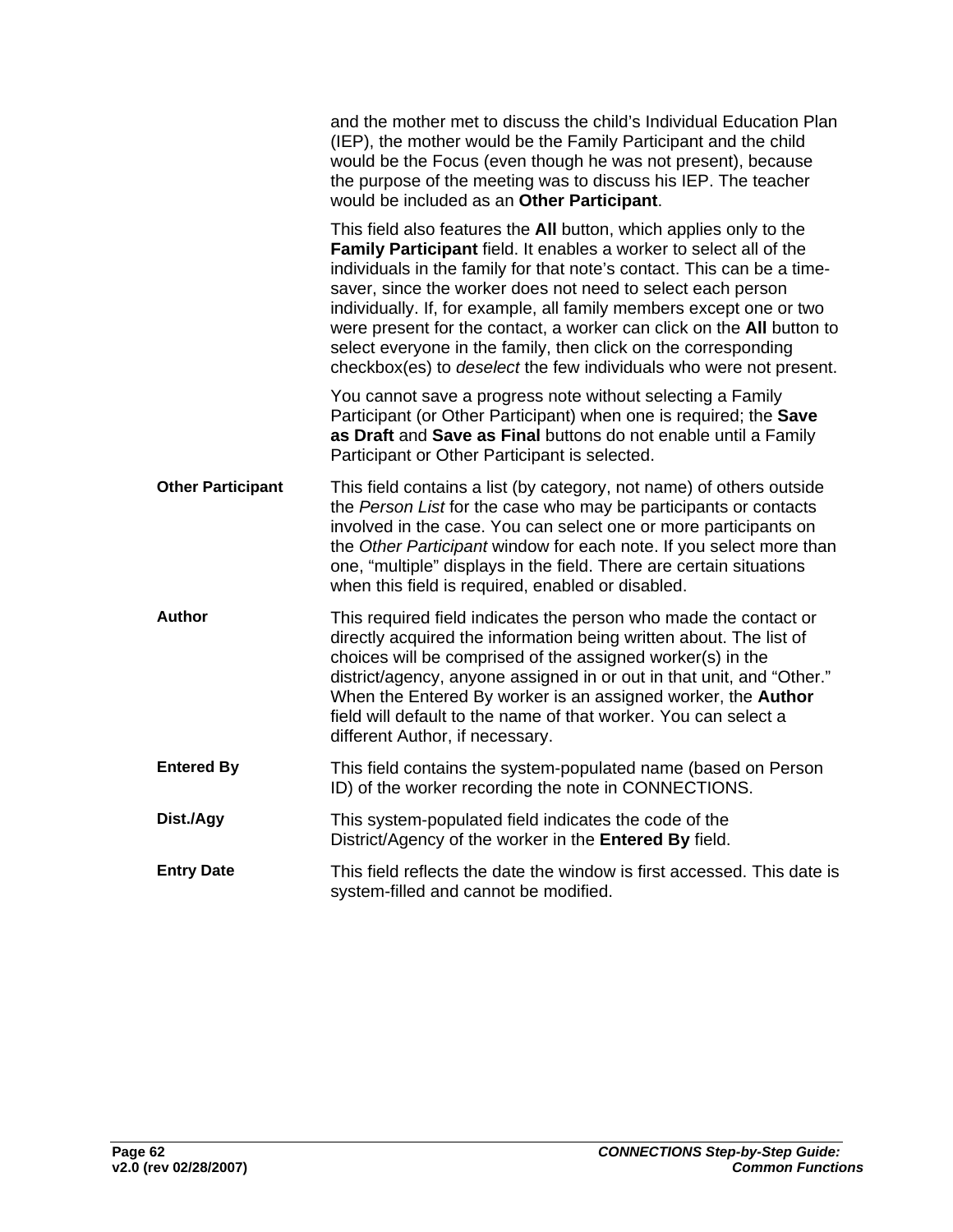and the mother met to discuss the child's Individual Education Plan (IEP), the mother would be the Family Participant and the child would be the Focus (even though he was not present), because the purpose of the meeting was to discuss his IEP. The teacher would be included as an **Other Participant**.

This field also features the **All** button, which applies only to the **Family Participant** field. It enables a worker to select all of the individuals in the family for that note's contact. This can be a time-saver, since the worker does not need to select each person individually. If, for example, all family members except one or two were present for the contact, a worker can click on the **All** button to select everyone in the family, then click on the corresponding checkbox(es) to *deselect* the few individuals who were not present.

You cannot save a progress note without selecting a Family Participant (or Other Participant) when one is required; the **Save as Draft** and **Save as Final** buttons do not enable until a Family Participant or Other Participant is selected.

| | |
|---|---|
| **Other Participant** | This field contains a list (by category, not name) of others outside the *Person List* for the case who may be participants or contacts involved in the case. You can select one or more participants on the *Other Participant* window for each note. If you select more than one, "multiple" displays in the field. There are certain situations when this field is required, enabled or disabled. |
| **Author** | This required field indicates the person who made the contact or directly acquired the information being written about. The list of choices will be comprised of the assigned worker(s) in the district/agency, anyone assigned in or out in that unit, and "Other." When the Entered By worker is an assigned worker, the **Author** field will default to the name of that worker. You can select a different Author, if necessary. |
| **Entered By** | This field contains the system-populated name (based on Person ID) of the worker recording the note in CONNECTIONS. |
| **Dist./Agy** | This system-populated field indicates the code of the District/Agency of the worker in the **Entered By** field. |
| **Entry Date** | This field reflects the date the window is first accessed. This date is system-filled and cannot be modified. |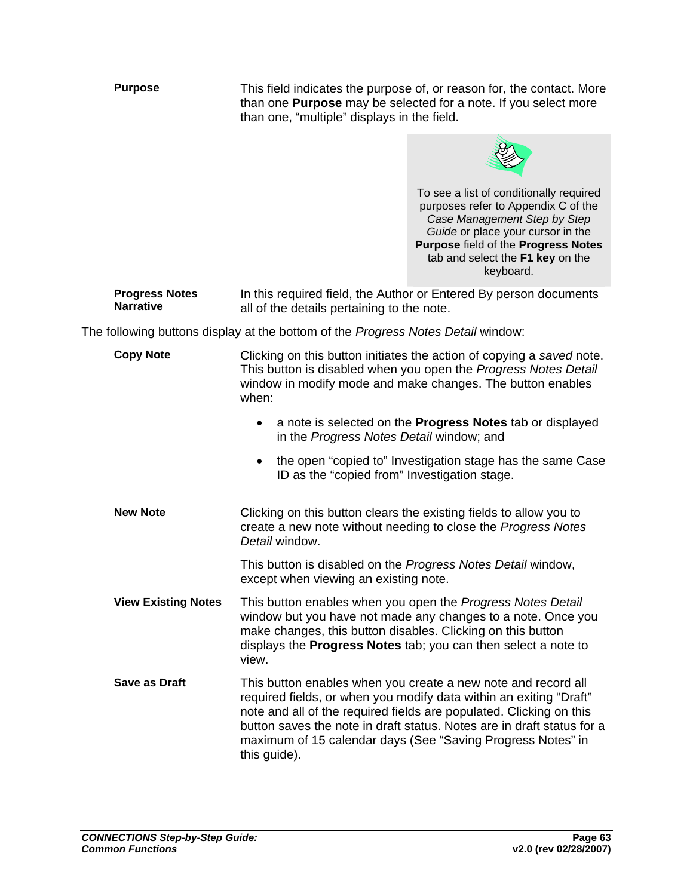**Purpose**

This field indicates the purpose of, or reason for, the contact. More than one **Purpose** may be selected for a note. If you select more than one, "multiple" displays in the field.

> To see a list of conditionally required purposes refer to Appendix C of the *Case Management Step by Step Guide* or place your cursor in the **Purpose** field of the **Progress Notes** tab and select the **F1 key** on the keyboard.

**Progress Notes Narrative**

In this required field, the Author or Entered By person documents all of the details pertaining to the note.

The following buttons display at the bottom of the *Progress Notes Detail* window:

**Copy Note**

Clicking on this button initiates the action of copying a *saved* note. This button is disabled when you open the *Progress Notes Detail* window in modify mode and make changes. The button enables when:

- a note is selected on the **Progress Notes** tab or displayed in the *Progress Notes Detail* window; and
- the open "copied to" Investigation stage has the same Case ID as the "copied from" Investigation stage.

**New Note**

Clicking on this button clears the existing fields to allow you to create a new note without needing to close the *Progress Notes Detail* window.

This button is disabled on the *Progress Notes Detail* window, except when viewing an existing note.

**View Existing Notes**

This button enables when you open the *Progress Notes Detail* window but you have not made any changes to a note. Once you make changes, this button disables. Clicking on this button displays the **Progress Notes** tab; you can then select a note to view.

**Save as Draft**

This button enables when you create a new note and record all required fields, or when you modify data within an exiting "Draft" note and all of the required fields are populated. Clicking on this button saves the note in draft status. Notes are in draft status for a maximum of 15 calendar days (See "Saving Progress Notes" in this guide).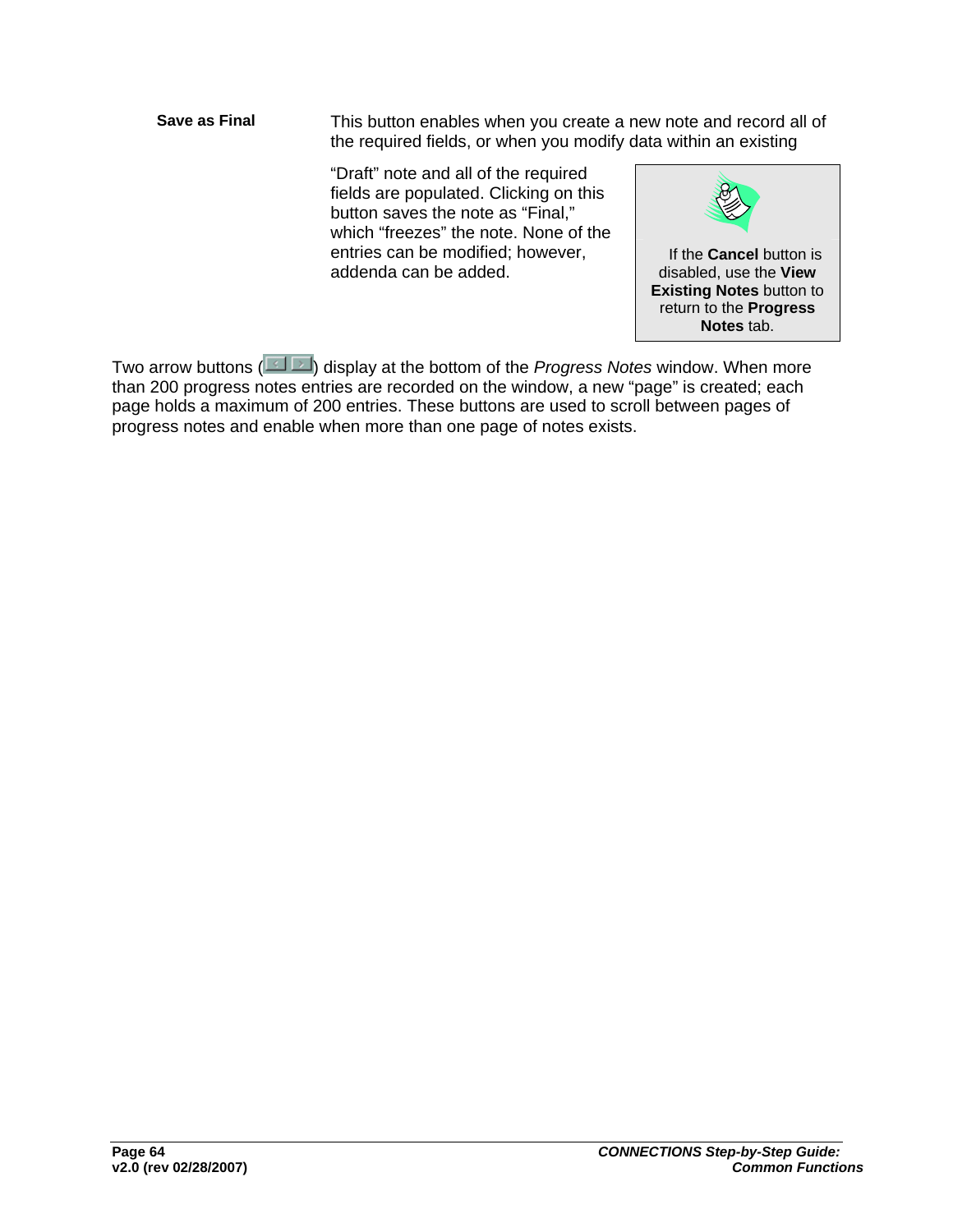**Save as Final** This button enables when you create a new note and record all of the required fields, or when you modify data within an existing "Draft" note and all of the required fields are populated. Clicking on this button saves the note as "Final," which "freezes" the note. None of the entries can be modified; however, addenda can be added.

> If the **Cancel** button is disabled, use the **View Existing Notes** button to return to the **Progress Notes** tab.

Two arrow buttons ( ) display at the bottom of the *Progress Notes* window. When more than 200 progress notes entries are recorded on the window, a new "page" is created; each page holds a maximum of 200 entries. These buttons are used to scroll between pages of progress notes and enable when more than one page of notes exists.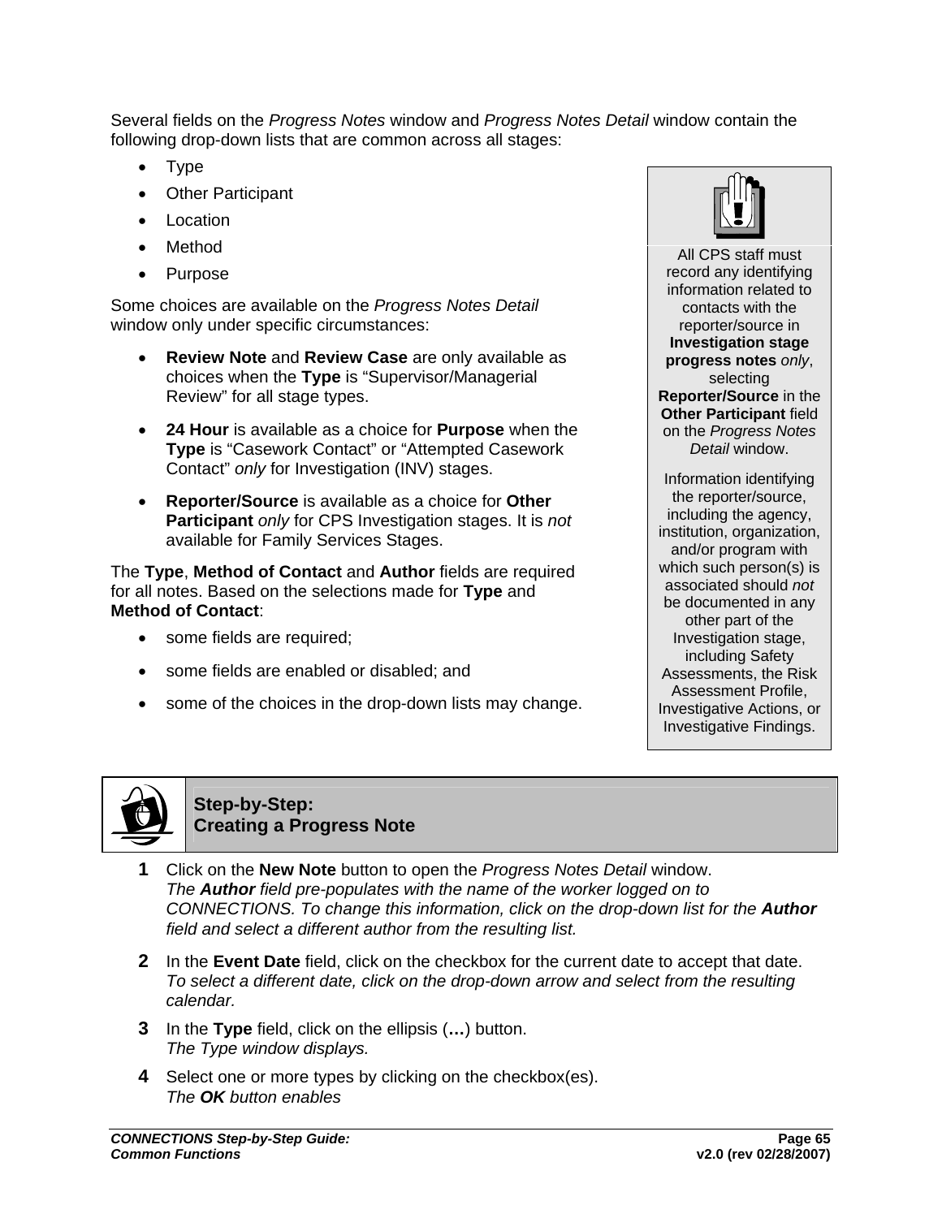Several fields on the *Progress Notes* window and *Progress Notes Detail* window contain the following drop-down lists that are common across all stages:

- Type
- Other Participant
- Location
- Method
- Purpose

Some choices are available on the *Progress Notes Detail* window only under specific circumstances:

- **Review Note** and **Review Case** are only available as choices when the **Type** is “Supervisor/Managerial Review” for all stage types.
- **24 Hour** is available as a choice for **Purpose** when the **Type** is “Casework Contact” or “Attempted Casework Contact” *only* for Investigation (INV) stages.
- **Reporter/Source** is available as a choice for **Other Participant** *only* for CPS Investigation stages. It is *not* available for Family Services Stages.

The **Type**, **Method of Contact** and **Author** fields are required for all notes. Based on the selections made for **Type** and **Method of Contact**:

- some fields are required;
- some fields are enabled or disabled; and
- some of the choices in the drop-down lists may change.

> All CPS staff must record any identifying information related to contacts with the reporter/source in **Investigation stage progress notes** *only*, selecting **Reporter/Source** in the **Other Participant** field on the *Progress Notes Detail* window.
>
> Information identifying the reporter/source, including the agency, institution, organization, and/or program with which such person(s) is associated should *not* be documented in any other part of the Investigation stage, including Safety Assessments, the Risk Assessment Profile, Investigative Actions, or Investigative Findings.

## Step-by-Step: Creating a Progress Note

**1** Click on the **New Note** button to open the *Progress Notes Detail* window.
*The **Author** field pre-populates with the name of the worker logged on to CONNECTIONS. To change this information, click on the drop-down list for the **Author** field and select a different author from the resulting list.*

**2** In the **Event Date** field, click on the checkbox for the current date to accept that date.
*To select a different date, click on the drop-down arrow and select from the resulting calendar.*

**3** In the **Type** field, click on the ellipsis (**…**) button.
*The Type window displays.*

**4** Select one or more types by clicking on the checkbox(es).
*The **OK** button enables*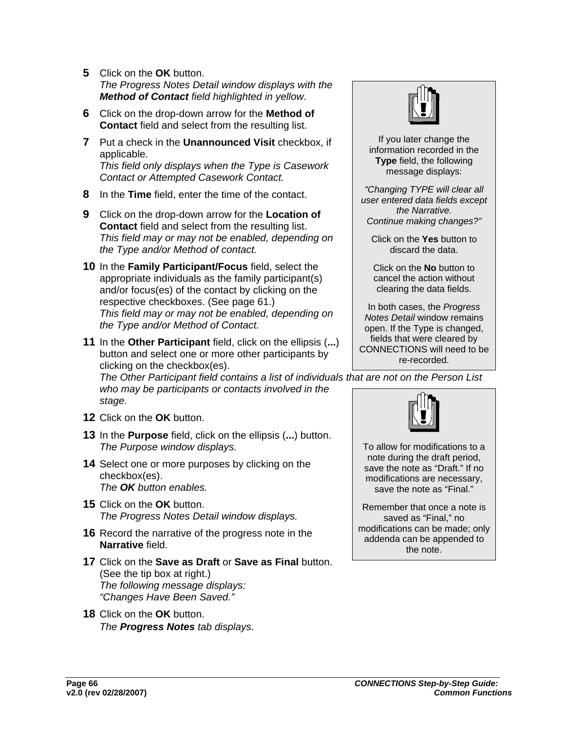5. Click on the **OK** button.
   *The Progress Notes Detail window displays with the **Method of Contact** field highlighted in yellow.*

6. Click on the drop-down arrow for the **Method of Contact** field and select from the resulting list.

7. Put a check in the **Unannounced Visit** checkbox, if applicable.
   *This field only displays when the Type is Casework Contact or Attempted Casework Contact.*

8. In the **Time** field, enter the time of the contact.

9. Click on the drop-down arrow for the **Location of Contact** field and select from the resulting list.
   *This field may or may not be enabled, depending on the Type and/or Method of contact.*

10. In the **Family Participant/Focus** field, select the appropriate individuals as the family participant(s) and/or focus(es) of the contact by clicking on the respective checkboxes. (See page 61.)
    *This field may or may not be enabled, depending on the Type and/or Method of Contact.*

11. In the **Other Participant** field, click on the ellipsis (**...**) button and select one or more other participants by clicking on the checkbox(es).
    *The Other Participant field contains a list of individuals that are not on the Person List who may be participants or contacts involved in the stage.*

12. Click on the **OK** button.

13. In the **Purpose** field, click on the ellipsis (**...**) button.
    *The Purpose window displays.*

14. Select one or more purposes by clicking on the checkbox(es).
    *The **OK** button enables.*

15. Click on the **OK** button.
    *The Progress Notes Detail window displays.*

16. Record the narrative of the progress note in the **Narrative** field.

17. Click on the **Save as Draft** or **Save as Final** button. (See the tip box at right.)
    *The following message displays:*
    *"Changes Have Been Saved."*

18. Click on the **OK** button.
    *The **Progress Notes** tab displays.*

> If you later change the information recorded in the **Type** field, the following message displays:
>
> *"Changing TYPE will clear all user entered data fields except the Narrative. Continue making changes?"*
>
> Click on the **Yes** button to discard the data.
>
> Click on the **No** button to cancel the action without clearing the data fields.
>
> In both cases, the *Progress Notes Detail* window remains open. If the Type is changed, fields that were cleared by CONNECTIONS will need to be re-recorded.

> To allow for modifications to a note during the draft period, save the note as "Draft." If no modifications are necessary, save the note as "Final."
>
> Remember that once a note is saved as "Final," no modifications can be made; only addenda can be appended to the note.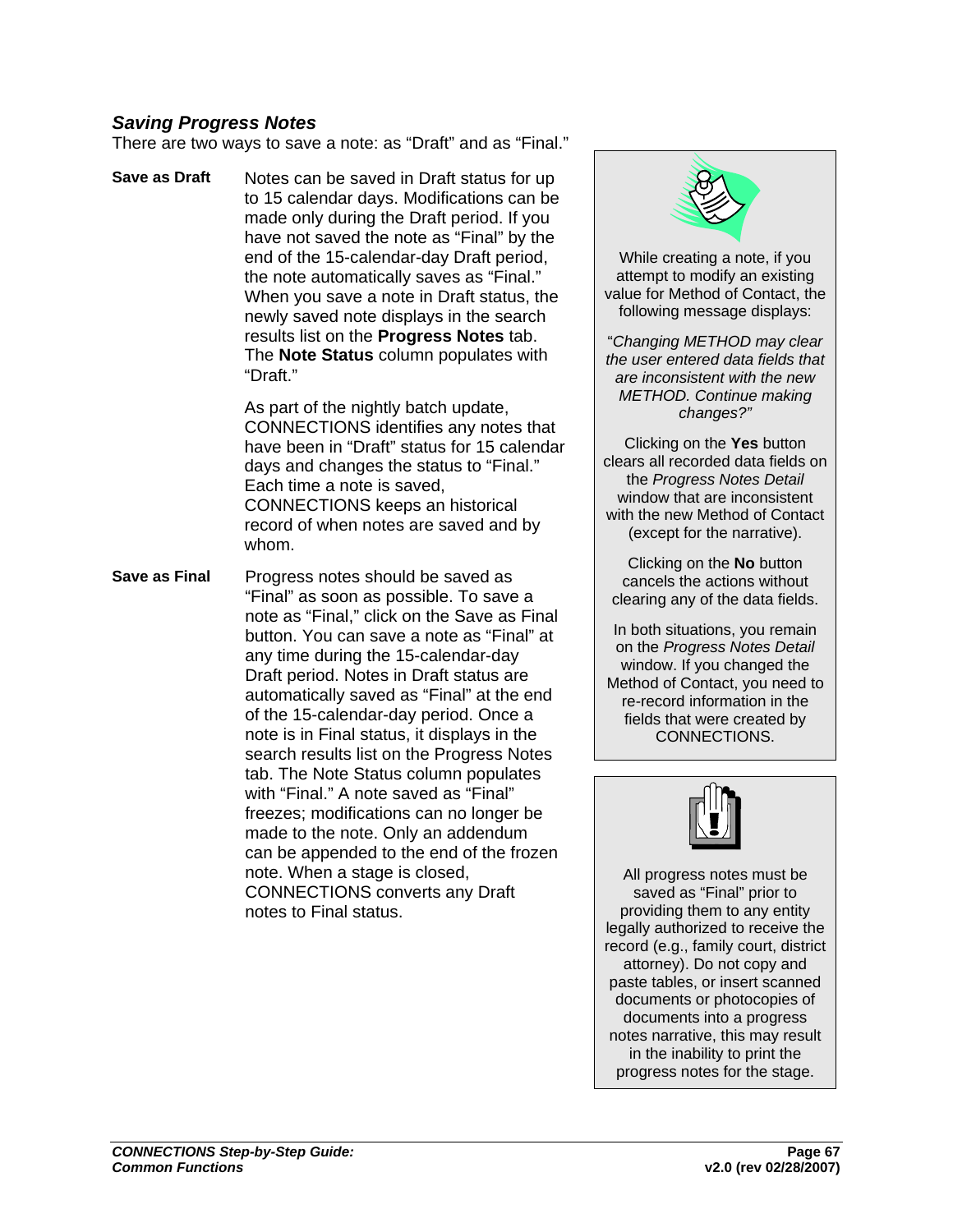### *Saving Progress Notes*

There are two ways to save a note: as "Draft" and as "Final."

**Save as Draft** Notes can be saved in Draft status for up to 15 calendar days. Modifications can be made only during the Draft period. If you have not saved the note as "Final" by the end of the 15-calendar-day Draft period, the note automatically saves as "Final." When you save a note in Draft status, the newly saved note displays in the search results list on the **Progress Notes** tab. The **Note Status** column populates with "Draft."

As part of the nightly batch update, CONNECTIONS identifies any notes that have been in "Draft" status for 15 calendar days and changes the status to "Final." Each time a note is saved, CONNECTIONS keeps an historical record of when notes are saved and by whom.

**Save as Final** Progress notes should be saved as "Final" as soon as possible. To save a note as "Final," click on the Save as Final button. You can save a note as "Final" at any time during the 15-calendar-day Draft period. Notes in Draft status are automatically saved as "Final" at the end of the 15-calendar-day period. Once a note is in Final status, it displays in the search results list on the Progress Notes tab. The Note Status column populates with "Final." A note saved as "Final" freezes; modifications can no longer be made to the note. Only an addendum can be appended to the end of the frozen note. When a stage is closed, CONNECTIONS converts any Draft notes to Final status.

While creating a note, if you attempt to modify an existing value for Method of Contact, the following message displays:

"*Changing METHOD may clear the user entered data fields that are inconsistent with the new METHOD. Continue making changes?"*

Clicking on the **Yes** button clears all recorded data fields on the *Progress Notes Detail* window that are inconsistent with the new Method of Contact (except for the narrative).

Clicking on the **No** button cancels the actions without clearing any of the data fields.

In both situations, you remain on the *Progress Notes Detail* window. If you changed the Method of Contact, you need to re-record information in the fields that were created by CONNECTIONS.

All progress notes must be saved as "Final" prior to providing them to any entity legally authorized to receive the record (e.g., family court, district attorney). Do not copy and paste tables, or insert scanned documents or photocopies of documents into a progress notes narrative, this may result in the inability to print the progress notes for the stage.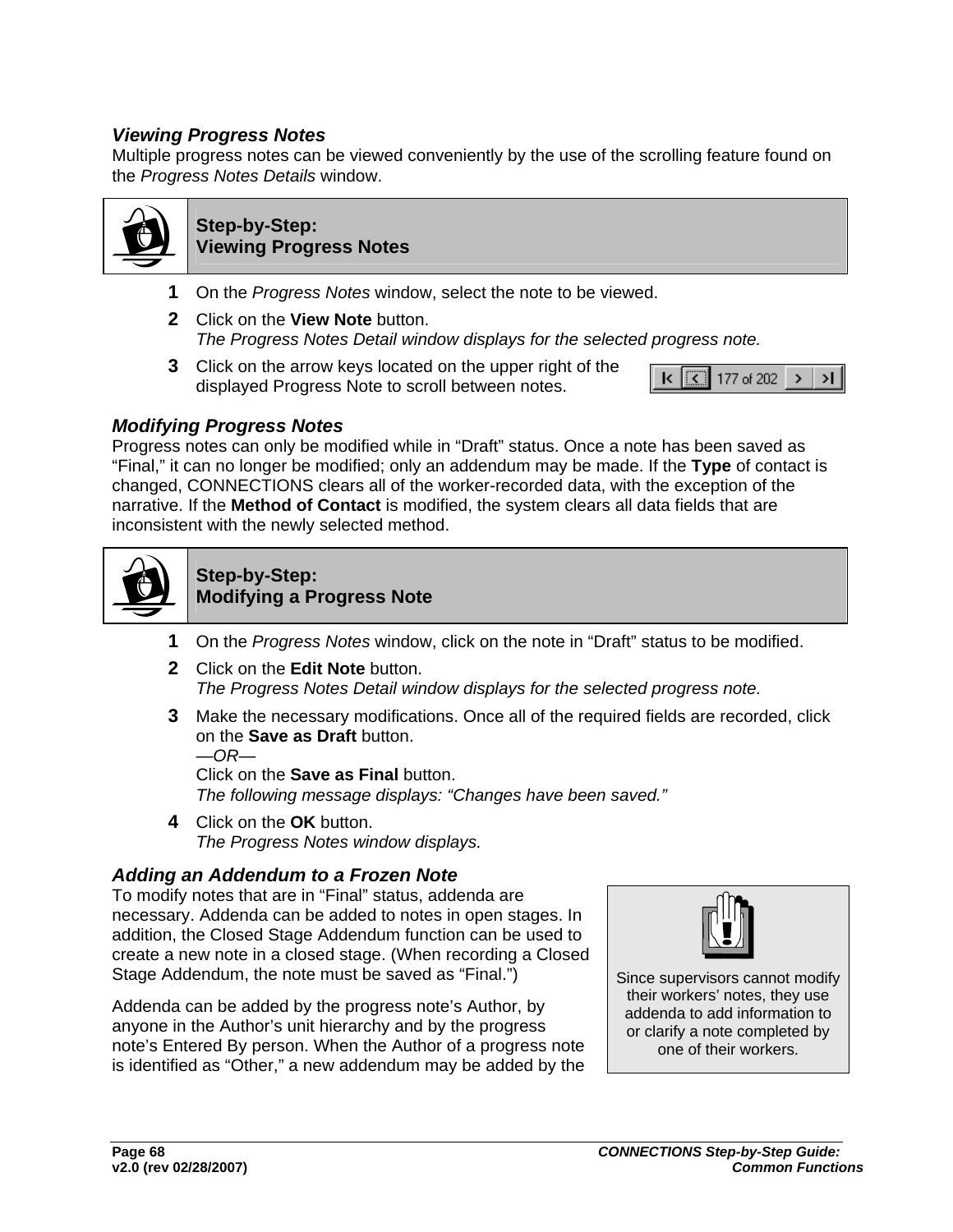### *Viewing Progress Notes*

Multiple progress notes can be viewed conveniently by the use of the scrolling feature found on the *Progress Notes Details* window.

**Step-by-Step:**
**Viewing Progress Notes**

1. On the *Progress Notes* window, select the note to be viewed.
2. Click on the **View Note** button.
   *The Progress Notes Detail window displays for the selected progress note.*
3. Click on the arrow keys located on the upper right of the displayed Progress Note to scroll between notes.

### *Modifying Progress Notes*

Progress notes can only be modified while in "Draft" status. Once a note has been saved as "Final," it can no longer be modified; only an addendum may be made. If the **Type** of contact is changed, CONNECTIONS clears all of the worker-recorded data, with the exception of the narrative. If the **Method of Contact** is modified, the system clears all data fields that are inconsistent with the newly selected method.

**Step-by-Step:**
**Modifying a Progress Note**

1. On the *Progress Notes* window, click on the note in "Draft" status to be modified.
2. Click on the **Edit Note** button.
   *The Progress Notes Detail window displays for the selected progress note.*
3. Make the necessary modifications. Once all of the required fields are recorded, click on the **Save as Draft** button.
   *—OR—*
   Click on the **Save as Final** button.
   *The following message displays: "Changes have been saved."*
4. Click on the **OK** button.
   *The Progress Notes window displays.*

### *Adding an Addendum to a Frozen Note*

To modify notes that are in "Final" status, addenda are necessary. Addenda can be added to notes in open stages. In addition, the Closed Stage Addendum function can be used to create a new note in a closed stage. (When recording a Closed Stage Addendum, the note must be saved as "Final.")

> Since supervisors cannot modify their workers' notes, they use addenda to add information to or clarify a note completed by one of their workers.

Addenda can be added by the progress note's Author, by anyone in the Author's unit hierarchy and by the progress note's Entered By person. When the Author of a progress note is identified as "Other," a new addendum may be added by the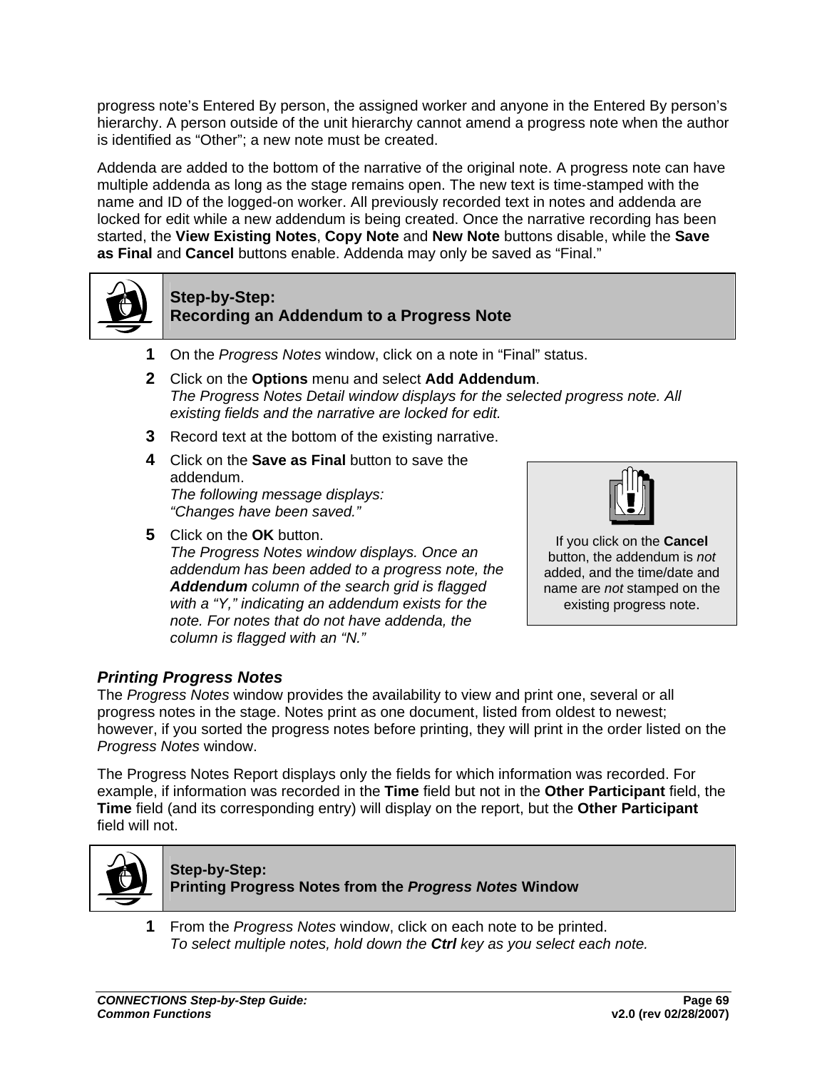progress note's Entered By person, the assigned worker and anyone in the Entered By person's hierarchy. A person outside of the unit hierarchy cannot amend a progress note when the author is identified as "Other"; a new note must be created.

Addenda are added to the bottom of the narrative of the original note. A progress note can have multiple addenda as long as the stage remains open. The new text is time-stamped with the name and ID of the logged-on worker. All previously recorded text in notes and addenda are locked for edit while a new addendum is being created. Once the narrative recording has been started, the **View Existing Notes**, **Copy Note** and **New Note** buttons disable, while the **Save as Final** and **Cancel** buttons enable. Addenda may only be saved as "Final."

**Step-by-Step:**
**Recording an Addendum to a Progress Note**

1. On the *Progress Notes* window, click on a note in "Final" status.
2. Click on the **Options** menu and select **Add Addendum**.
   *The Progress Notes Detail window displays for the selected progress note. All existing fields and the narrative are locked for edit.*
3. Record text at the bottom of the existing narrative.
4. Click on the **Save as Final** button to save the addendum.
   *The following message displays:*
   *"Changes have been saved."*
5. Click on the **OK** button.
   *The Progress Notes window displays. Once an addendum has been added to a progress note, the **Addendum** column of the search grid is flagged with a "Y," indicating an addendum exists for the note. For notes that do not have addenda, the column is flagged with an "N."*

> If you click on the **Cancel** button, the addendum is *not* added, and the time/date and name are *not* stamped on the existing progress note.

### *Printing Progress Notes*

The *Progress Notes* window provides the availability to view and print one, several or all progress notes in the stage. Notes print as one document, listed from oldest to newest; however, if you sorted the progress notes before printing, they will print in the order listed on the *Progress Notes* window.

The Progress Notes Report displays only the fields for which information was recorded. For example, if information was recorded in the **Time** field but not in the **Other Participant** field, the **Time** field (and its corresponding entry) will display on the report, but the **Other Participant** field will not.

**Step-by-Step:**
**Printing Progress Notes from the *Progress Notes* Window**

1. From the *Progress Notes* window, click on each note to be printed.
   *To select multiple notes, hold down the **Ctrl** key as you select each note.*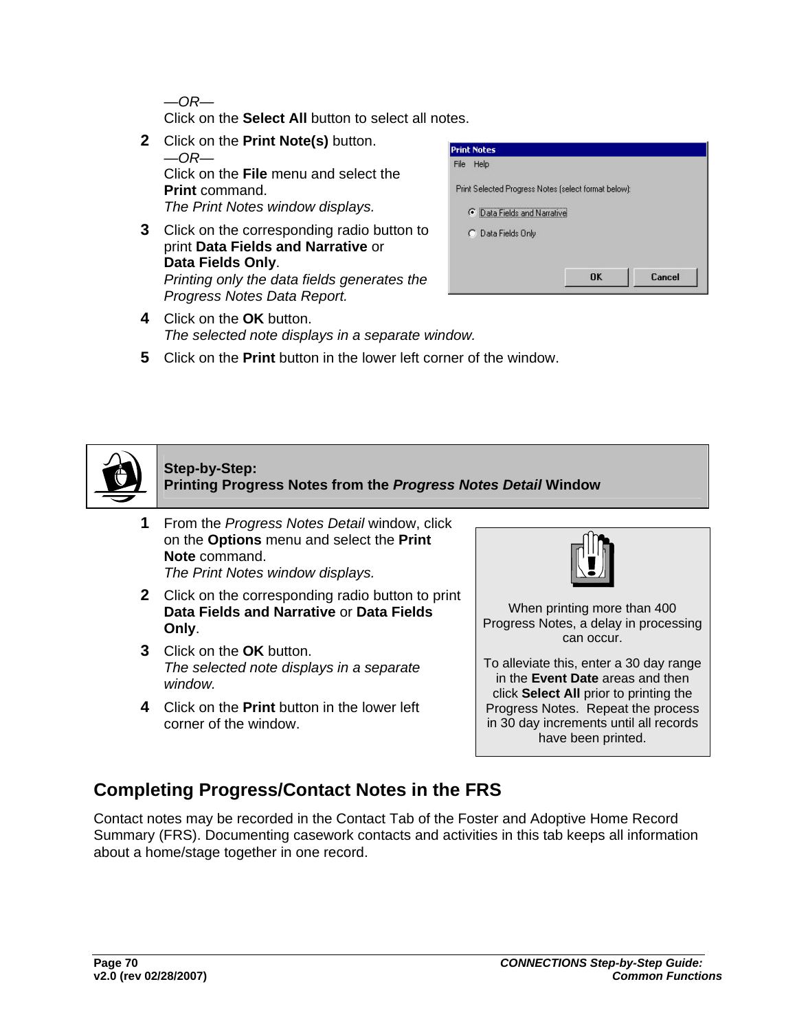—*OR*—
Click on the **Select All** button to select all notes.

2. Click on the **Print Note(s)** button.
   —*OR*—
   Click on the **File** menu and select the **Print** command.
   *The Print Notes window displays.*
3. Click on the corresponding radio button to print **Data Fields and Narrative** or **Data Fields Only**.
   *Printing only the data fields generates the Progress Notes Data Report.*
4. Click on the **OK** button.
   *The selected note displays in a separate window.*
5. Click on the **Print** button in the lower left corner of the window.

**Step-by-Step:**
**Printing Progress Notes from the *Progress Notes Detail* Window**

1. From the *Progress Notes Detail* window, click on the **Options** menu and select the **Print Note** command.
   *The Print Notes window displays.*
2. Click on the corresponding radio button to print **Data Fields and Narrative** or **Data Fields Only**.
3. Click on the **OK** button.
   *The selected note displays in a separate window.*
4. Click on the **Print** button in the lower left corner of the window.

> When printing more than 400 Progress Notes, a delay in processing can occur.
>
> To alleviate this, enter a 30 day range in the **Event Date** areas and then click **Select All** prior to printing the Progress Notes. Repeat the process in 30 day increments until all records have been printed.

## Completing Progress/Contact Notes in the FRS

Contact notes may be recorded in the Contact Tab of the Foster and Adoptive Home Record Summary (FRS). Documenting casework contacts and activities in this tab keeps all information about a home/stage together in one record.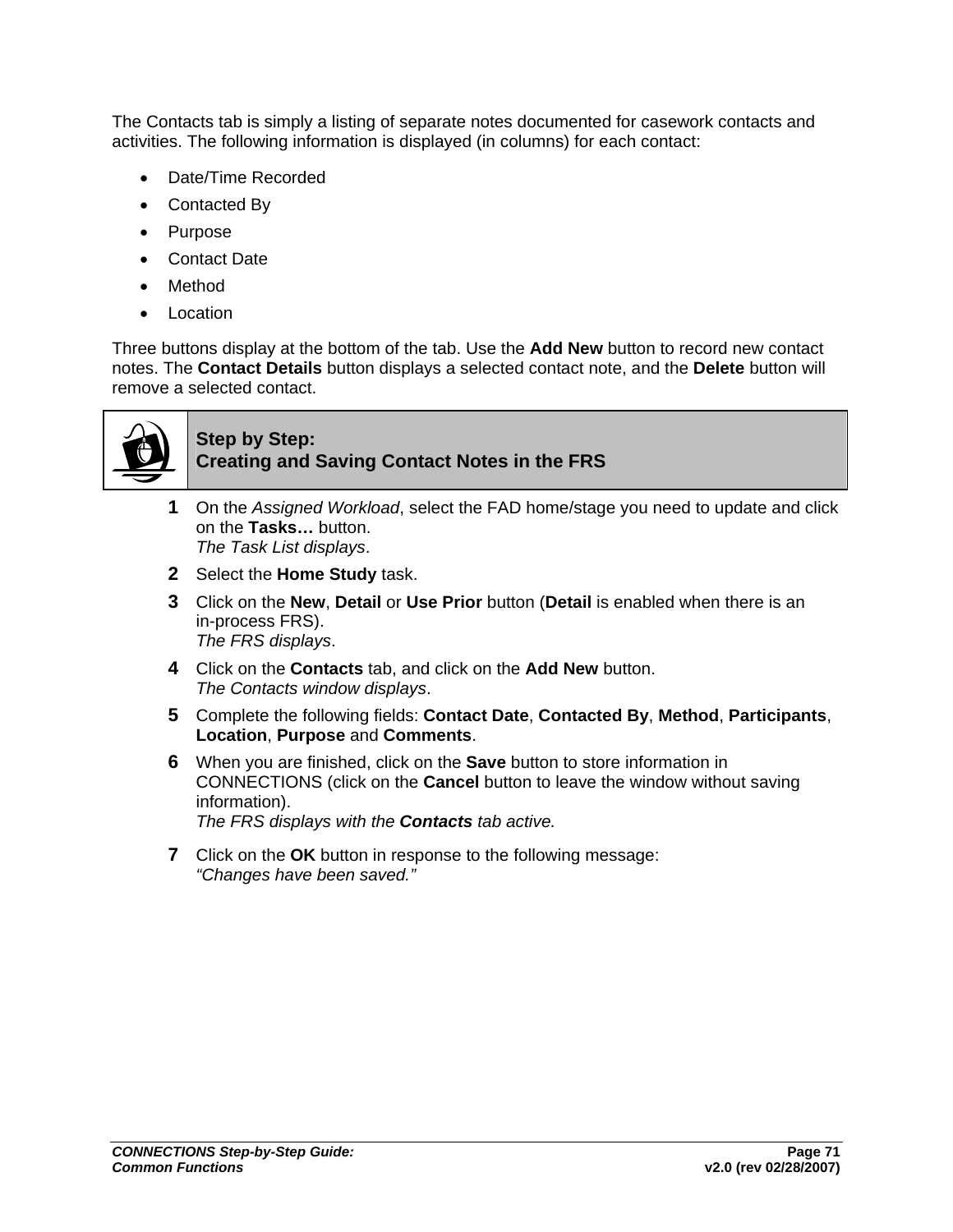The Contacts tab is simply a listing of separate notes documented for casework contacts and activities. The following information is displayed (in columns) for each contact:

- Date/Time Recorded
- Contacted By
- Purpose
- Contact Date
- Method
- Location

Three buttons display at the bottom of the tab. Use the **Add New** button to record new contact notes. The **Contact Details** button displays a selected contact note, and the **Delete** button will remove a selected contact.

### Step by Step: Creating and Saving Contact Notes in the FRS

1. On the *Assigned Workload*, select the FAD home/stage you need to update and click on the **Tasks…** button.
   *The Task List displays*.
2. Select the **Home Study** task.
3. Click on the **New**, **Detail** or **Use Prior** button (**Detail** is enabled when there is an in-process FRS).
   *The FRS displays*.
4. Click on the **Contacts** tab, and click on the **Add New** button.
   *The Contacts window displays*.
5. Complete the following fields: **Contact Date**, **Contacted By**, **Method**, **Participants**, **Location**, **Purpose** and **Comments**.
6. When you are finished, click on the **Save** button to store information in CONNECTIONS (click on the **Cancel** button to leave the window without saving information).
   *The FRS displays with the **Contacts** tab active.*
7. Click on the **OK** button in response to the following message:
   *"Changes have been saved."*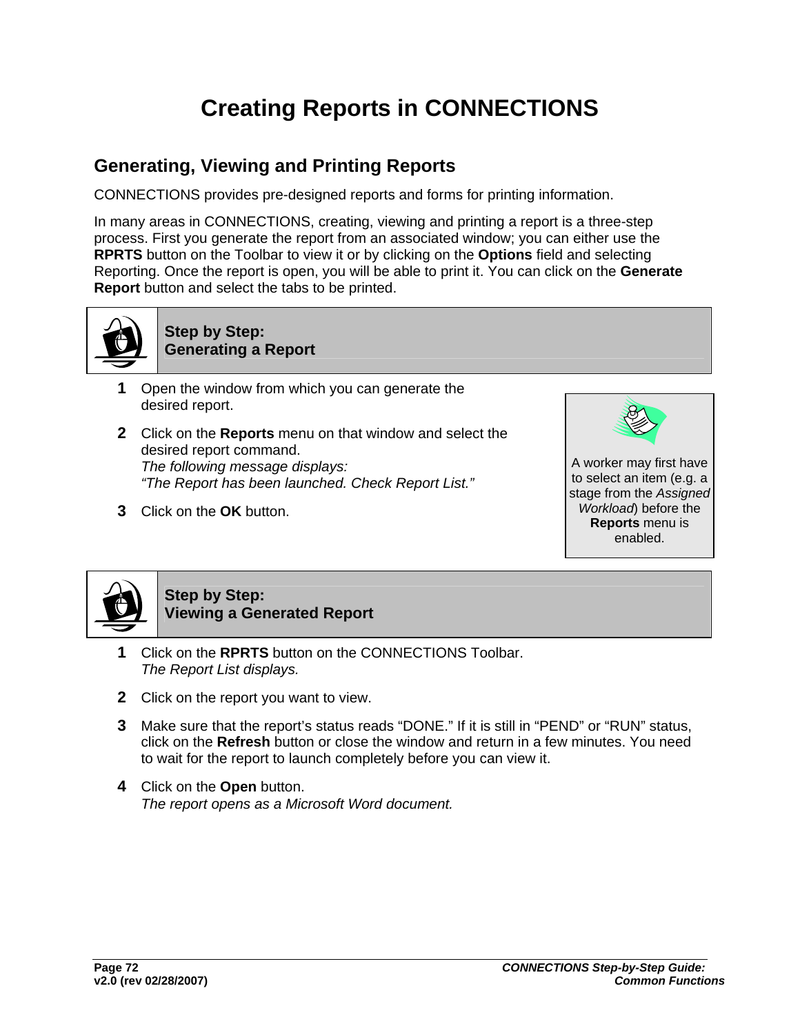# Creating Reports in CONNECTIONS

## Generating, Viewing and Printing Reports

CONNECTIONS provides pre-designed reports and forms for printing information.

In many areas in CONNECTIONS, creating, viewing and printing a report is a three-step process. First you generate the report from an associated window; you can either use the **RPRTS** button on the Toolbar to view it or by clicking on the **Options** field and selecting Reporting. Once the report is open, you will be able to print it. You can click on the **Generate Report** button and select the tabs to be printed.

### Step by Step: Generating a Report

1. Open the window from which you can generate the desired report.
2. Click on the **Reports** menu on that window and select the desired report command.
   *The following message displays:*
   *"The Report has been launched. Check Report List."*
3. Click on the **OK** button.

A worker may first have to select an item (e.g. a stage from the *Assigned Workload*) before the **Reports** menu is enabled.

### Step by Step: Viewing a Generated Report

1. Click on the **RPRTS** button on the CONNECTIONS Toolbar.
   *The Report List displays.*
2. Click on the report you want to view.
3. Make sure that the report's status reads "DONE." If it is still in "PEND" or "RUN" status, click on the **Refresh** button or close the window and return in a few minutes. You need to wait for the report to launch completely before you can view it.
4. Click on the **Open** button.
   *The report opens as a Microsoft Word document.*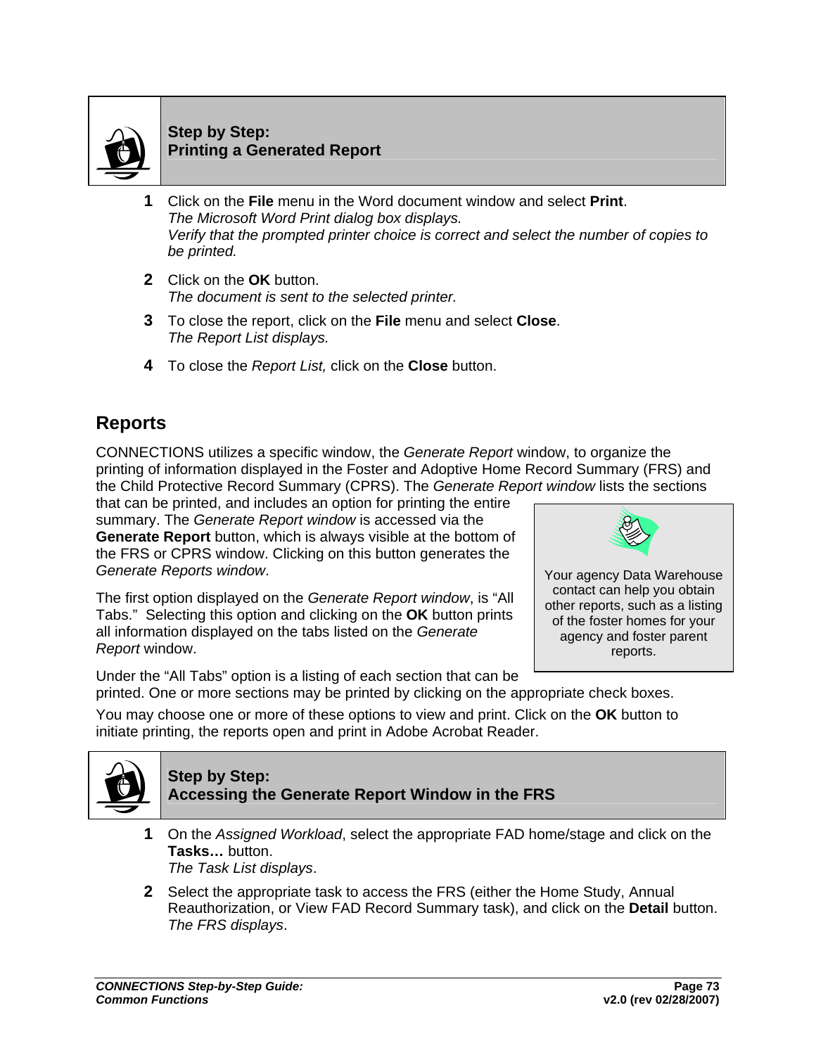**Step by Step:**
**Printing a Generated Report**

1. Click on the **File** menu in the Word document window and select **Print**.
   *The Microsoft Word Print dialog box displays.*
   *Verify that the prompted printer choice is correct and select the number of copies to be printed.*

2. Click on the **OK** button.
   *The document is sent to the selected printer.*

3. To close the report, click on the **File** menu and select **Close**.
   *The Report List displays.*

4. To close the *Report List,* click on the **Close** button.

## Reports

CONNECTIONS utilizes a specific window, the *Generate Report* window, to organize the printing of information displayed in the Foster and Adoptive Home Record Summary (FRS) and the Child Protective Record Summary (CPRS). The *Generate Report window* lists the sections that can be printed, and includes an option for printing the entire summary. The *Generate Report window* is accessed via the **Generate Report** button, which is always visible at the bottom of the FRS or CPRS window. Clicking on this button generates the *Generate Reports window*.

The first option displayed on the *Generate Report window*, is "All Tabs." Selecting this option and clicking on the **OK** button prints all information displayed on the tabs listed on the *Generate Report* window.

Under the "All Tabs" option is a listing of each section that can be printed. One or more sections may be printed by clicking on the appropriate check boxes.

You may choose one or more of these options to view and print. Click on the **OK** button to initiate printing, the reports open and print in Adobe Acrobat Reader.

> Your agency Data Warehouse contact can help you obtain other reports, such as a listing of the foster homes for your agency and foster parent reports.

**Step by Step:**
**Accessing the Generate Report Window in the FRS**

1. On the *Assigned Workload*, select the appropriate FAD home/stage and click on the **Tasks…** button.
   *The Task List displays*.

2. Select the appropriate task to access the FRS (either the Home Study, Annual Reauthorization, or View FAD Record Summary task), and click on the **Detail** button.
   *The FRS displays*.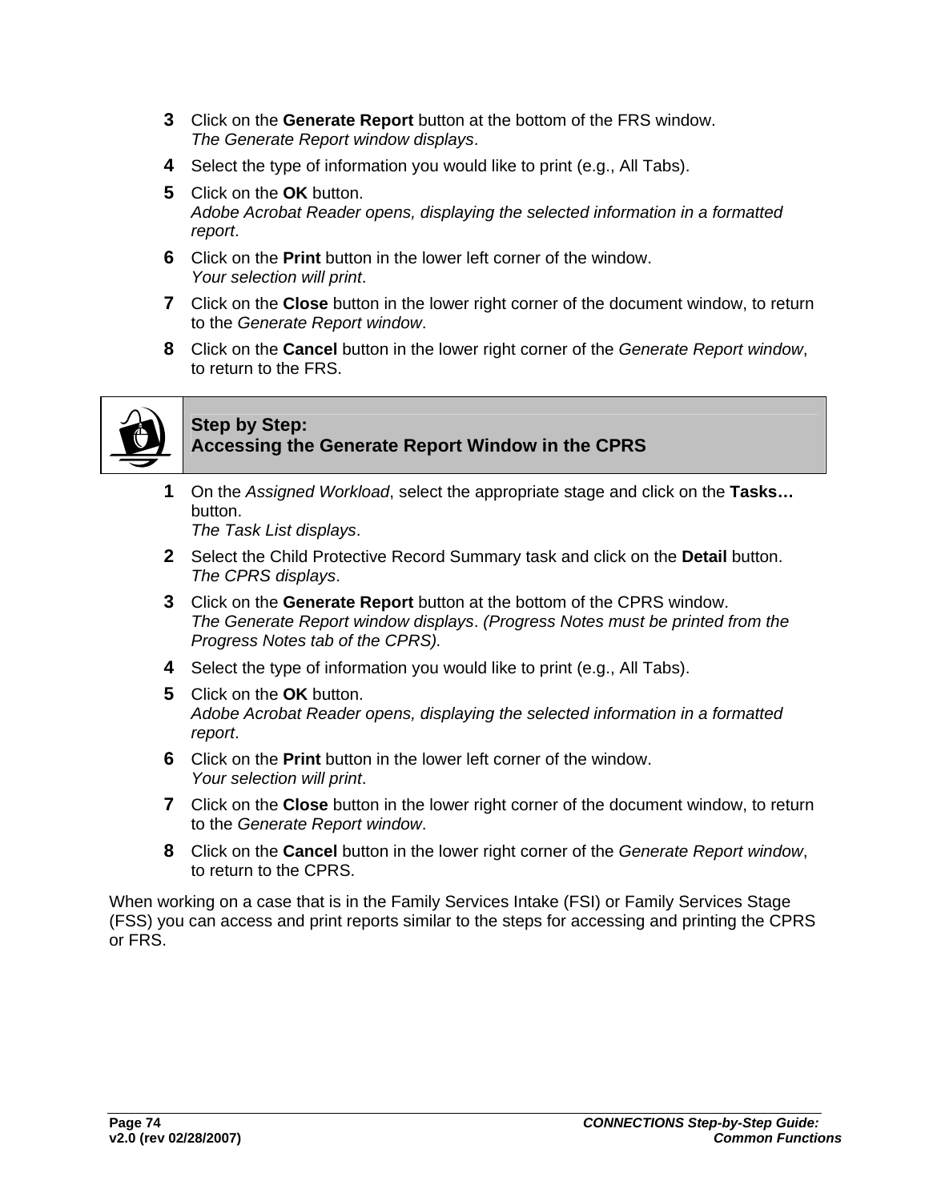3. Click on the **Generate Report** button at the bottom of the FRS window.
   *The Generate Report window displays*.
4. Select the type of information you would like to print (e.g., All Tabs).
5. Click on the **OK** button.
   *Adobe Acrobat Reader opens, displaying the selected information in a formatted report*.
6. Click on the **Print** button in the lower left corner of the window.
   *Your selection will print*.
7. Click on the **Close** button in the lower right corner of the document window, to return to the *Generate Report window*.
8. Click on the **Cancel** button in the lower right corner of the *Generate Report window*, to return to the FRS.

## Step by Step: Accessing the Generate Report Window in the CPRS

1. On the *Assigned Workload*, select the appropriate stage and click on the **Tasks…** button.
   *The Task List displays*.
2. Select the Child Protective Record Summary task and click on the **Detail** button.
   *The CPRS displays*.
3. Click on the **Generate Report** button at the bottom of the CPRS window.
   *The Generate Report window displays*. *(Progress Notes must be printed from the Progress Notes tab of the CPRS).*
4. Select the type of information you would like to print (e.g., All Tabs).
5. Click on the **OK** button.
   *Adobe Acrobat Reader opens, displaying the selected information in a formatted report*.
6. Click on the **Print** button in the lower left corner of the window.
   *Your selection will print*.
7. Click on the **Close** button in the lower right corner of the document window, to return to the *Generate Report window*.
8. Click on the **Cancel** button in the lower right corner of the *Generate Report window*, to return to the CPRS.

When working on a case that is in the Family Services Intake (FSI) or Family Services Stage (FSS) you can access and print reports similar to the steps for accessing and printing the CPRS or FRS.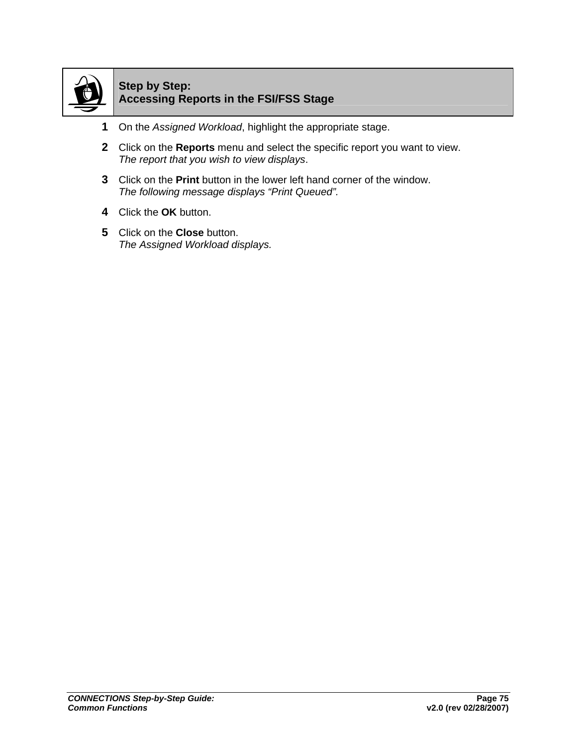## Step by Step: Accessing Reports in the FSI/FSS Stage

**1** On the *Assigned Workload*, highlight the appropriate stage.

**2** Click on the **Reports** menu and select the specific report you want to view.
*The report that you wish to view displays*.

**3** Click on the **Print** button in the lower left hand corner of the window.
*The following message displays "Print Queued"*.

**4** Click the **OK** button.

**5** Click on the **Close** button.
*The Assigned Workload displays.*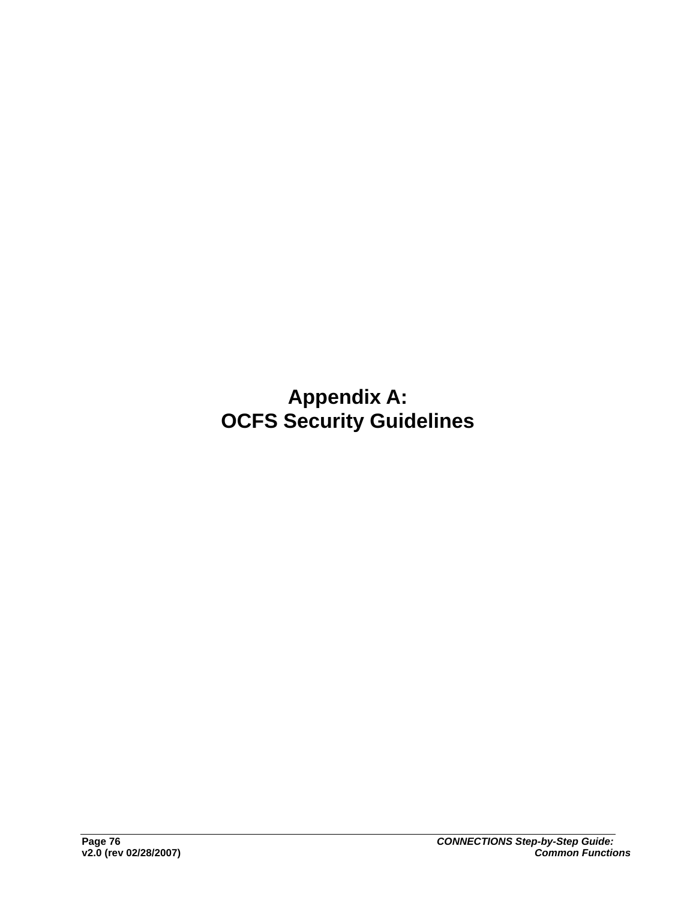# Appendix A:
# OCFS Security Guidelines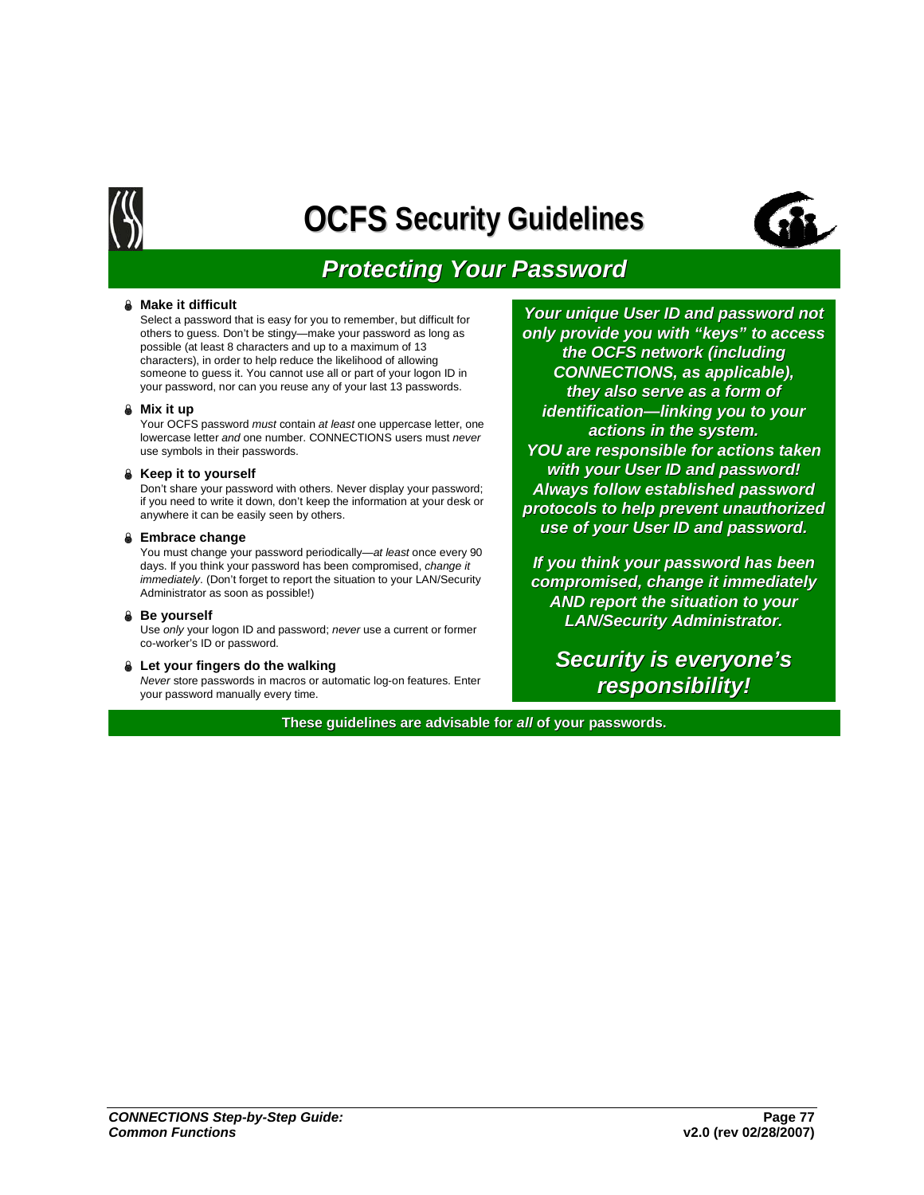# OCFS Security Guidelines

## Protecting Your Password

- **Make it difficult**
  Select a password that is easy for you to remember, but difficult for others to guess. Don't be stingy—make your password as long as possible (at least 8 characters and up to a maximum of 13 characters), in order to help reduce the likelihood of allowing someone to guess it. You cannot use all or part of your logon ID in your password, nor can you reuse any of your last 13 passwords.

- **Mix it up**
  Your OCFS password *must* contain *at least* one uppercase letter, one lowercase letter *and* one number. CONNECTIONS users must *never* use symbols in their passwords.

- **Keep it to yourself**
  Don't share your password with others. Never display your password; if you need to write it down, don't keep the information at your desk or anywhere it can be easily seen by others.

- **Embrace change**
  You must change your password periodically—*at least* once every 90 days. If you think your password has been compromised, *change it immediately*. (Don't forget to report the situation to your LAN/Security Administrator as soon as possible!)

- **Be yourself**
  Use *only* your logon ID and password; *never* use a current or former co-worker's ID or password.

- **Let your fingers do the walking**
  *Never* store passwords in macros or automatic log-on features. Enter your password manually every time.

***Your unique User ID and password not only provide you with "keys" to access the OCFS network (including CONNECTIONS, as applicable), they also serve as a form of identification—linking you to your actions in the system. YOU are responsible for actions taken with your User ID and password! Always follow established password protocols to help prevent unauthorized use of your User ID and password.***

***If you think your password has been compromised, change it immediately AND report the situation to your LAN/Security Administrator.***

***Security is everyone's responsibility!***

**These guidelines are advisable for *all* of your passwords.**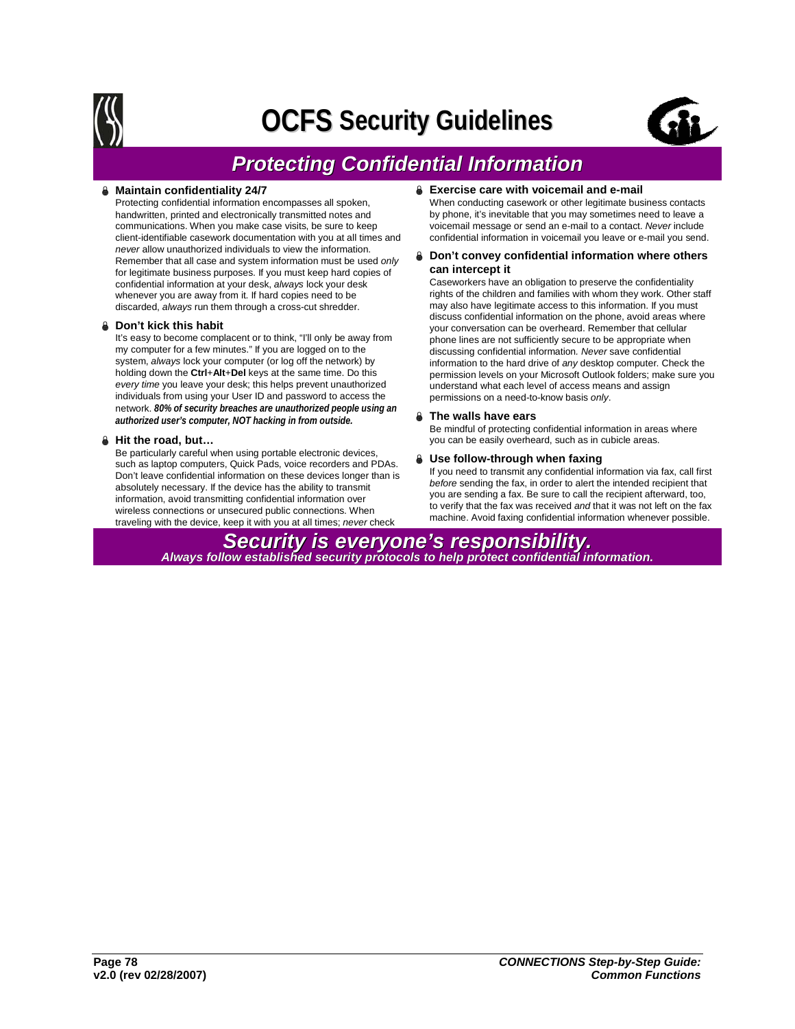# OCFS Security Guidelines

## Protecting Confidential Information

### Maintain confidentiality 24/7

Protecting confidential information encompasses all spoken, handwritten, printed and electronically transmitted notes and communications. When you make case visits, be sure to keep client-identifiable casework documentation with you at all times and *never* allow unauthorized individuals to view the information. Remember that all case and system information must be used *only* for legitimate business purposes. If you must keep hard copies of confidential information at your desk, *always* lock your desk whenever you are away from it. If hard copies need to be discarded, *always* run them through a cross-cut shredder.

### Don't kick this habit

It's easy to become complacent or to think, "I'll only be away from my computer for a few minutes." If you are logged on to the system, *always* lock your computer (or log off the network) by holding down the **Ctrl**+**Alt**+**Del** keys at the same time. Do this *every time* you leave your desk; this helps prevent unauthorized individuals from using your User ID and password to access the network. ***80% of security breaches are unauthorized people using an authorized user's computer, NOT hacking in from outside.***

### Hit the road, but…

Be particularly careful when using portable electronic devices, such as laptop computers, Quick Pads, voice recorders and PDAs. Don't leave confidential information on these devices longer than is absolutely necessary. If the device has the ability to transmit information, avoid transmitting confidential information over wireless connections or unsecured public connections. When traveling with the device, keep it with you at all times; *never* check

### Exercise care with voicemail and e-mail

When conducting casework or other legitimate business contacts by phone, it's inevitable that you may sometimes need to leave a voicemail message or send an e-mail to a contact. *Never* include confidential information in voicemail you leave or e-mail you send.

### Don't convey confidential information where others can intercept it

Caseworkers have an obligation to preserve the confidentiality rights of the children and families with whom they work. Other staff may also have legitimate access to this information. If you must discuss confidential information on the phone, avoid areas where your conversation can be overheard. Remember that cellular phone lines are not sufficiently secure to be appropriate when discussing confidential information. *Never* save confidential information to the hard drive of *any* desktop computer. Check the permission levels on your Microsoft Outlook folders; make sure you understand what each level of access means and assign permissions on a need-to-know basis *only*.

### The walls have ears

Be mindful of protecting confidential information in areas where you can be easily overheard, such as in cubicle areas.

### Use follow-through when faxing

If you need to transmit any confidential information via fax, call first *before* sending the fax, in order to alert the intended recipient that you are sending a fax. Be sure to call the recipient afterward, too, to verify that the fax was received *and* that it was not left on the fax machine. Avoid faxing confidential information whenever possible.

***Security is everyone's responsibility.***

***Always follow established security protocols to help protect confidential information.***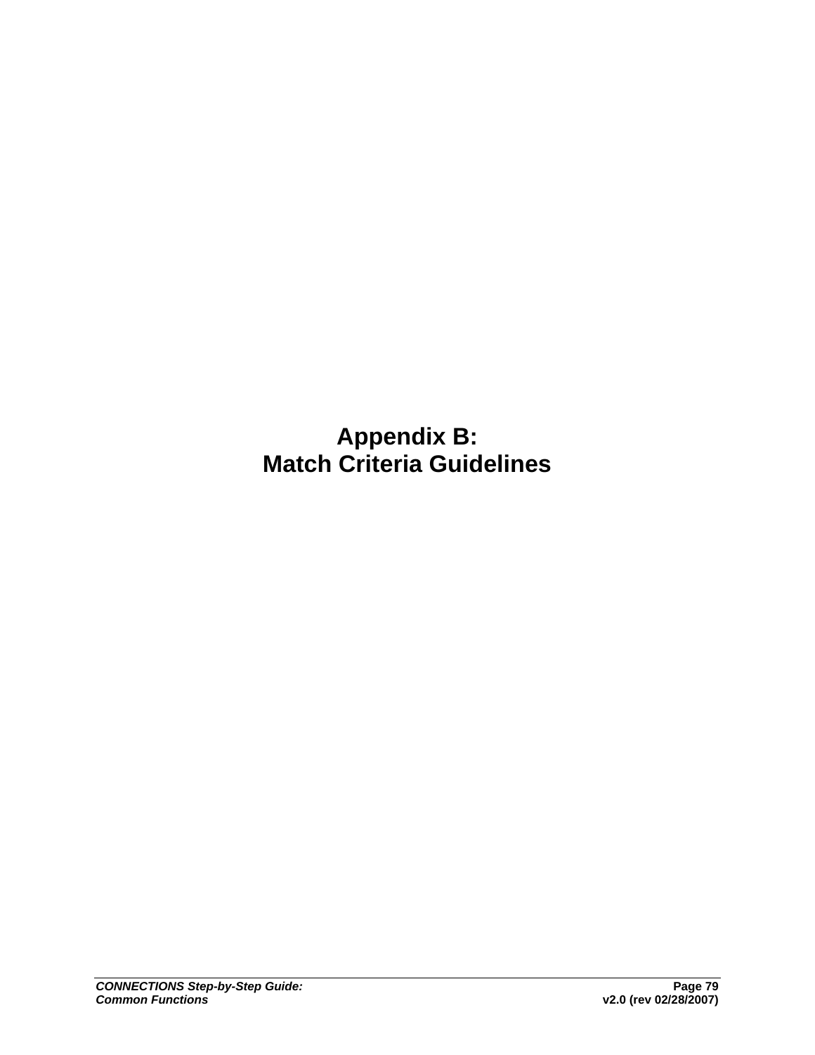# Appendix B:
# Match Criteria Guidelines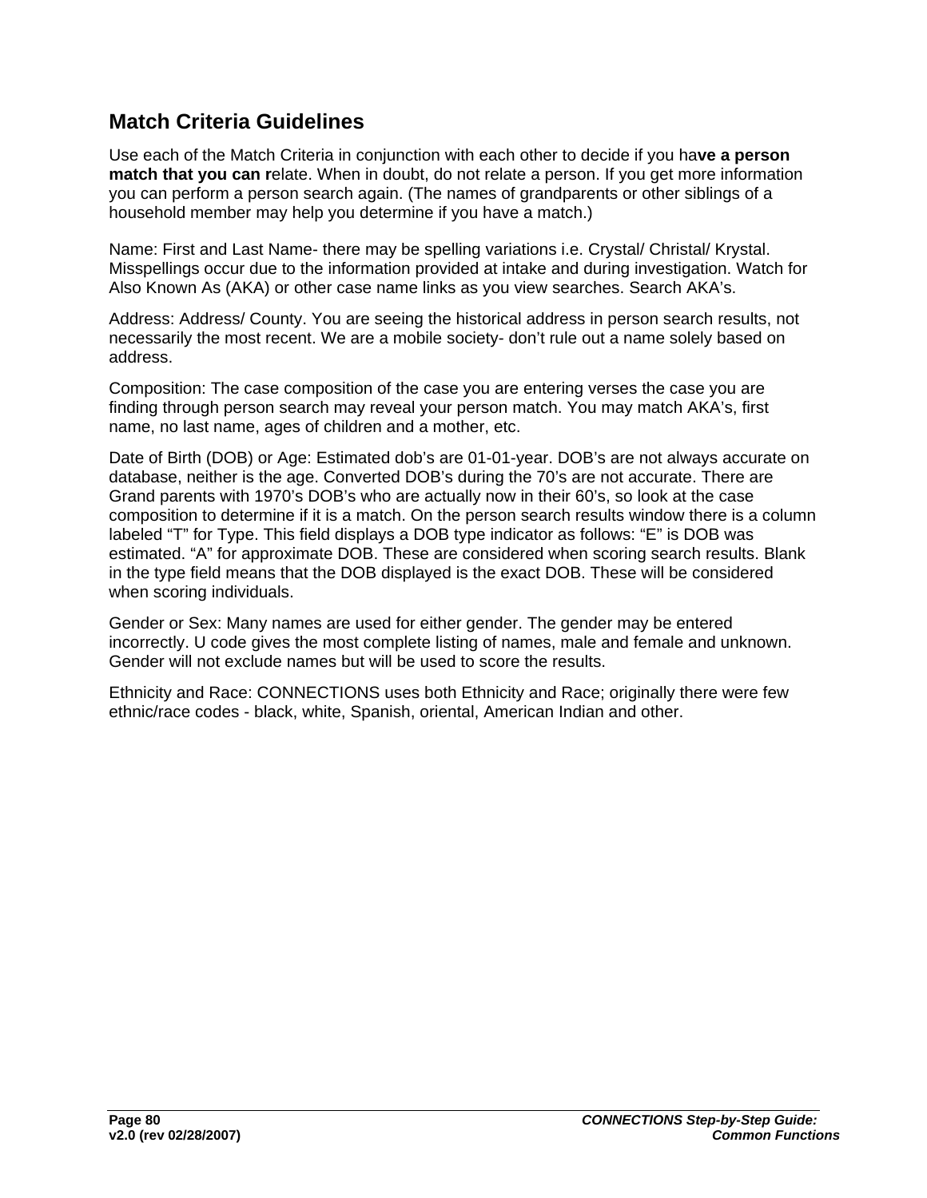## Match Criteria Guidelines

Use each of the Match Criteria in conjunction with each other to decide if you ha**ve a person match that you can r**elate. When in doubt, do not relate a person. If you get more information you can perform a person search again. (The names of grandparents or other siblings of a household member may help you determine if you have a match.)

Name: First and Last Name- there may be spelling variations i.e. Crystal/ Christal/ Krystal. Misspellings occur due to the information provided at intake and during investigation. Watch for Also Known As (AKA) or other case name links as you view searches. Search AKA's.

Address: Address/ County. You are seeing the historical address in person search results, not necessarily the most recent. We are a mobile society- don't rule out a name solely based on address.

Composition: The case composition of the case you are entering verses the case you are finding through person search may reveal your person match. You may match AKA's, first name, no last name, ages of children and a mother, etc.

Date of Birth (DOB) or Age: Estimated dob's are 01-01-year. DOB's are not always accurate on database, neither is the age. Converted DOB's during the 70's are not accurate. There are Grand parents with 1970's DOB's who are actually now in their 60's, so look at the case composition to determine if it is a match. On the person search results window there is a column labeled "T" for Type. This field displays a DOB type indicator as follows: "E" is DOB was estimated. "A" for approximate DOB. These are considered when scoring search results. Blank in the type field means that the DOB displayed is the exact DOB. These will be considered when scoring individuals.

Gender or Sex: Many names are used for either gender. The gender may be entered incorrectly. U code gives the most complete listing of names, male and female and unknown. Gender will not exclude names but will be used to score the results.

Ethnicity and Race: CONNECTIONS uses both Ethnicity and Race; originally there were few ethnic/race codes - black, white, Spanish, oriental, American Indian and other.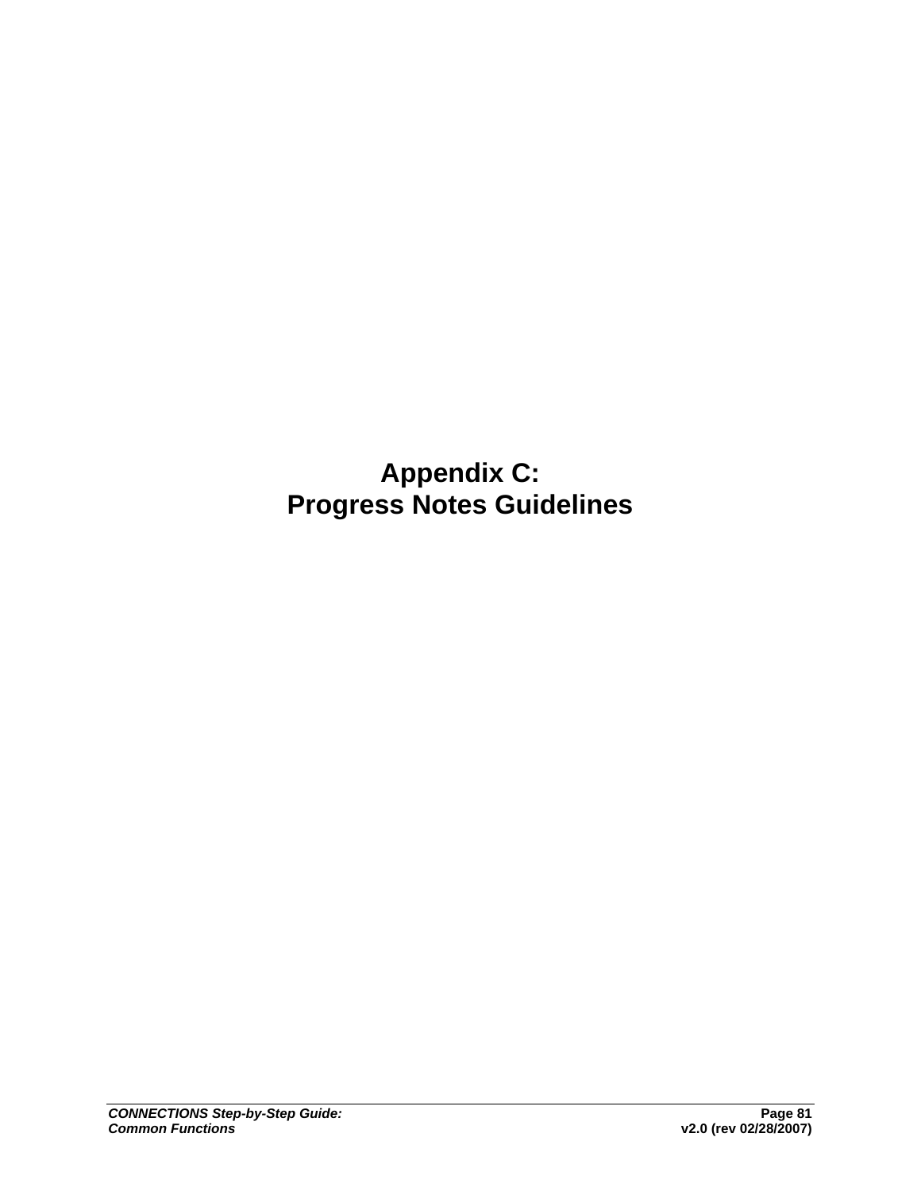# Appendix C:
# Progress Notes Guidelines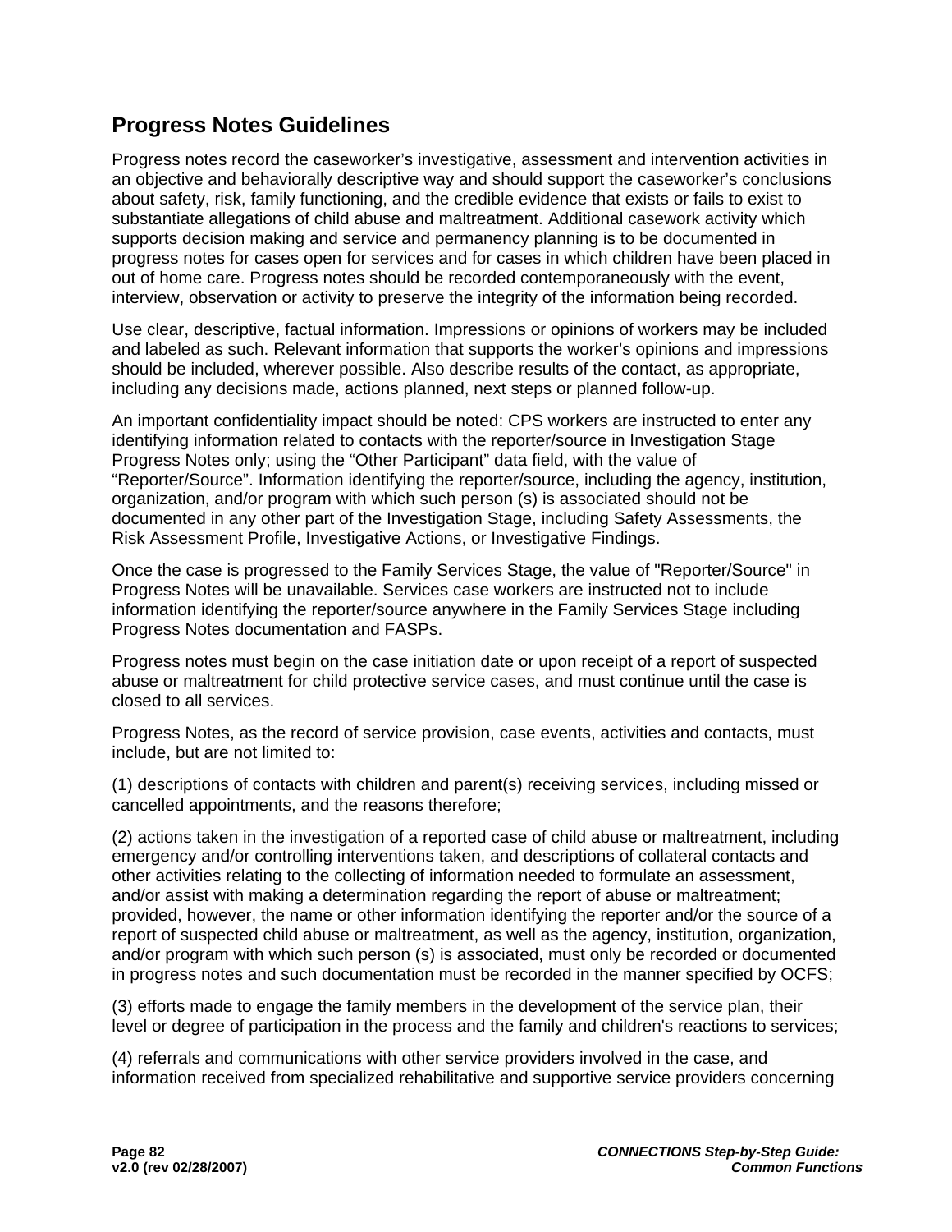## Progress Notes Guidelines

Progress notes record the caseworker's investigative, assessment and intervention activities in an objective and behaviorally descriptive way and should support the caseworker's conclusions about safety, risk, family functioning, and the credible evidence that exists or fails to exist to substantiate allegations of child abuse and maltreatment. Additional casework activity which supports decision making and service and permanency planning is to be documented in progress notes for cases open for services and for cases in which children have been placed in out of home care. Progress notes should be recorded contemporaneously with the event, interview, observation or activity to preserve the integrity of the information being recorded.

Use clear, descriptive, factual information. Impressions or opinions of workers may be included and labeled as such. Relevant information that supports the worker's opinions and impressions should be included, wherever possible. Also describe results of the contact, as appropriate, including any decisions made, actions planned, next steps or planned follow-up.

An important confidentiality impact should be noted: CPS workers are instructed to enter any identifying information related to contacts with the reporter/source in Investigation Stage Progress Notes only; using the "Other Participant" data field, with the value of "Reporter/Source". Information identifying the reporter/source, including the agency, institution, organization, and/or program with which such person (s) is associated should not be documented in any other part of the Investigation Stage, including Safety Assessments, the Risk Assessment Profile, Investigative Actions, or Investigative Findings.

Once the case is progressed to the Family Services Stage, the value of "Reporter/Source" in Progress Notes will be unavailable. Services case workers are instructed not to include information identifying the reporter/source anywhere in the Family Services Stage including Progress Notes documentation and FASPs.

Progress notes must begin on the case initiation date or upon receipt of a report of suspected abuse or maltreatment for child protective service cases, and must continue until the case is closed to all services.

Progress Notes, as the record of service provision, case events, activities and contacts, must include, but are not limited to:

(1) descriptions of contacts with children and parent(s) receiving services, including missed or cancelled appointments, and the reasons therefore;

(2) actions taken in the investigation of a reported case of child abuse or maltreatment, including emergency and/or controlling interventions taken, and descriptions of collateral contacts and other activities relating to the collecting of information needed to formulate an assessment, and/or assist with making a determination regarding the report of abuse or maltreatment; provided, however, the name or other information identifying the reporter and/or the source of a report of suspected child abuse or maltreatment, as well as the agency, institution, organization, and/or program with which such person (s) is associated, must only be recorded or documented in progress notes and such documentation must be recorded in the manner specified by OCFS;

(3) efforts made to engage the family members in the development of the service plan, their level or degree of participation in the process and the family and children's reactions to services;

(4) referrals and communications with other service providers involved in the case, and information received from specialized rehabilitative and supportive service providers concerning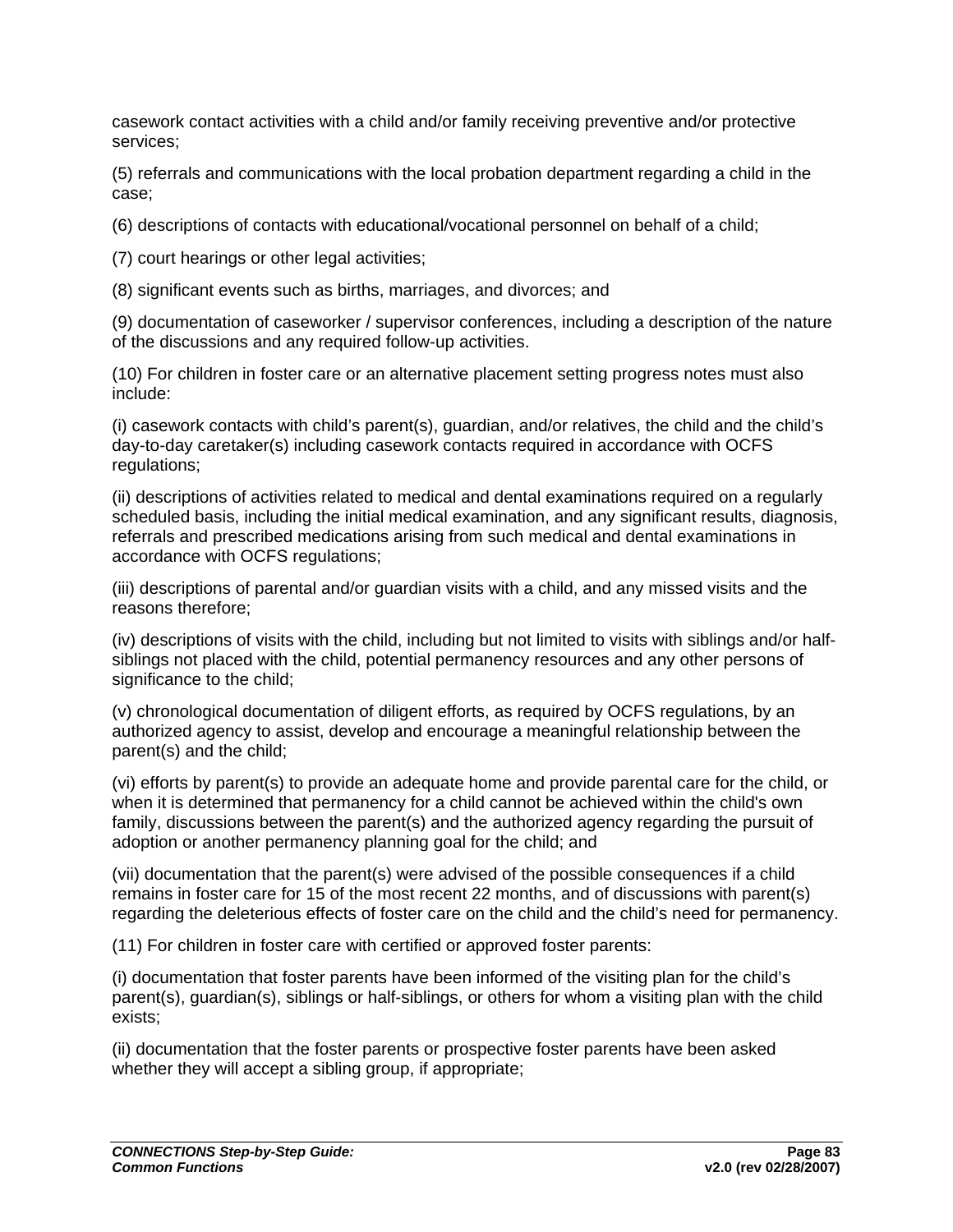casework contact activities with a child and/or family receiving preventive and/or protective services;

(5) referrals and communications with the local probation department regarding a child in the case;

(6) descriptions of contacts with educational/vocational personnel on behalf of a child;

(7) court hearings or other legal activities;

(8) significant events such as births, marriages, and divorces; and

(9) documentation of caseworker / supervisor conferences, including a description of the nature of the discussions and any required follow-up activities.

(10) For children in foster care or an alternative placement setting progress notes must also include:

(i) casework contacts with child's parent(s), guardian, and/or relatives, the child and the child's day-to-day caretaker(s) including casework contacts required in accordance with OCFS regulations;

(ii) descriptions of activities related to medical and dental examinations required on a regularly scheduled basis, including the initial medical examination, and any significant results, diagnosis, referrals and prescribed medications arising from such medical and dental examinations in accordance with OCFS regulations;

(iii) descriptions of parental and/or guardian visits with a child, and any missed visits and the reasons therefore;

(iv) descriptions of visits with the child, including but not limited to visits with siblings and/or half-siblings not placed with the child, potential permanency resources and any other persons of significance to the child;

(v) chronological documentation of diligent efforts, as required by OCFS regulations, by an authorized agency to assist, develop and encourage a meaningful relationship between the parent(s) and the child;

(vi) efforts by parent(s) to provide an adequate home and provide parental care for the child, or when it is determined that permanency for a child cannot be achieved within the child's own family, discussions between the parent(s) and the authorized agency regarding the pursuit of adoption or another permanency planning goal for the child; and

(vii) documentation that the parent(s) were advised of the possible consequences if a child remains in foster care for 15 of the most recent 22 months, and of discussions with parent(s) regarding the deleterious effects of foster care on the child and the child's need for permanency.

(11) For children in foster care with certified or approved foster parents:

(i) documentation that foster parents have been informed of the visiting plan for the child's parent(s), guardian(s), siblings or half-siblings, or others for whom a visiting plan with the child exists;

(ii) documentation that the foster parents or prospective foster parents have been asked whether they will accept a sibling group, if appropriate;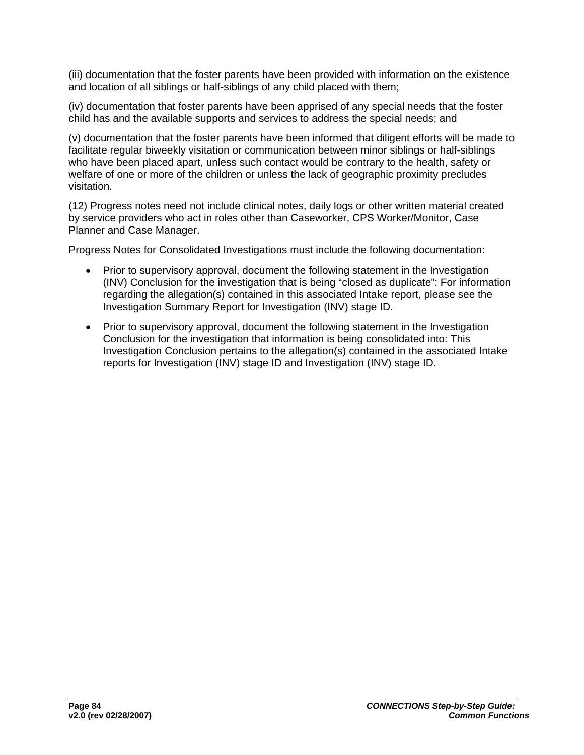(iii) documentation that the foster parents have been provided with information on the existence and location of all siblings or half-siblings of any child placed with them;

(iv) documentation that foster parents have been apprised of any special needs that the foster child has and the available supports and services to address the special needs; and

(v) documentation that the foster parents have been informed that diligent efforts will be made to facilitate regular biweekly visitation or communication between minor siblings or half-siblings who have been placed apart, unless such contact would be contrary to the health, safety or welfare of one or more of the children or unless the lack of geographic proximity precludes visitation.

(12) Progress notes need not include clinical notes, daily logs or other written material created by service providers who act in roles other than Caseworker, CPS Worker/Monitor, Case Planner and Case Manager.

Progress Notes for Consolidated Investigations must include the following documentation:

- Prior to supervisory approval, document the following statement in the Investigation (INV) Conclusion for the investigation that is being "closed as duplicate": For information regarding the allegation(s) contained in this associated Intake report, please see the Investigation Summary Report for Investigation (INV) stage ID.
- Prior to supervisory approval, document the following statement in the Investigation Conclusion for the investigation that information is being consolidated into: This Investigation Conclusion pertains to the allegation(s) contained in the associated Intake reports for Investigation (INV) stage ID and Investigation (INV) stage ID.